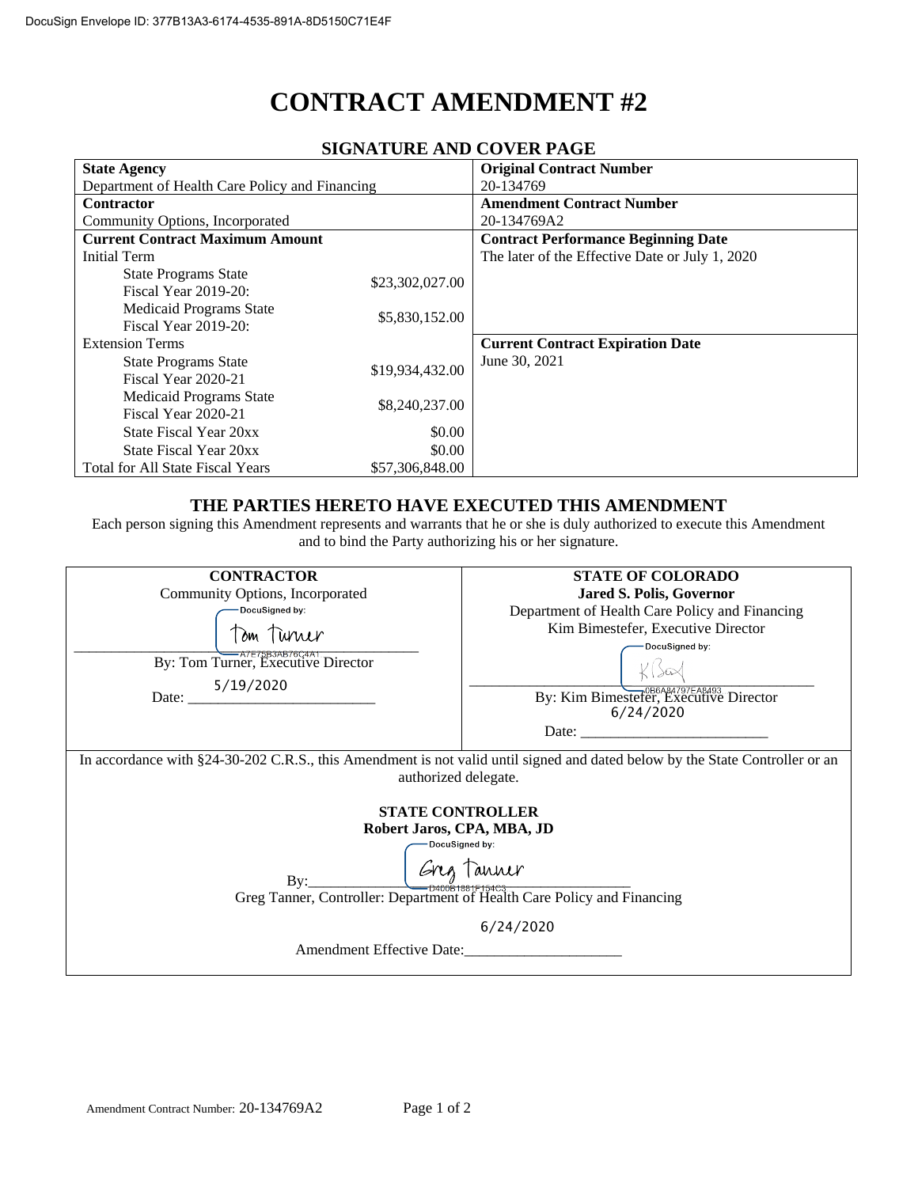DocuSign Envelope ID: 377B13A3-6174-4535-891A-8D5150C71E4F

# CONTRACT AMENDMENT #2

## SIGNATURE AND COVER PAGE

| State Agency | | Original Contract Number |
|---|---|---|
| Department of Health Care Policy and Financing | | 20-134769 |
| **Contractor** | | **Amendment Contract Number** |
| Community Options, Incorporated | | 20-134769A2 |
| **Current Contract Maximum Amount** | | **Contract Performance Beginning Date** |
| Initial Term | | The later of the Effective Date or July 1, 2020 |
| State Programs State Fiscal Year 2019-20: | $23,302,027.00 | |
| Medicaid Programs State Fiscal Year 2019-20: | $5,830,152.00 | |
| Extension Terms | | **Current Contract Expiration Date** |
| State Programs State Fiscal Year 2020-21 | $19,934,432.00 | June 30, 2021 |
| Medicaid Programs State Fiscal Year 2020-21 | $8,240,237.00 | |
| State Fiscal Year 20xx | $0.00 | |
| State Fiscal Year 20xx | $0.00 | |
| Total for All State Fiscal Years | $57,306,848.00 | |

## THE PARTIES HERETO HAVE EXECUTED THIS AMENDMENT

Each person signing this Amendment represents and warrants that he or she is duly authorized to execute this Amendment and to bind the Party authorizing his or her signature.

| CONTRACTOR | STATE OF COLORADO |
|---|---|
| Community Options, Incorporated | **Jared S. Polis, Governor** |
| DocuSigned by: Tom Turner (A7E75B3AB76C4A1) | Department of Health Care Policy and Financing |
| By: Tom Turner, Executive Director | Kim Bimestefer, Executive Director |
| Date: 5/19/2020 | DocuSigned by: KB (0B6A84797EA8493) |
| | By: Kim Bimestefer, Executive Director |
| | Date: 6/24/2020 |

In accordance with §24-30-202 C.R.S., this Amendment is not valid until signed and dated below by the State Controller or an authorized delegate.

**STATE CONTROLLER**
**Robert Jaros, CPA, MBA, JD**

DocuSigned by: Greg Tanner (D400B1881F154C3)

By: ______________________

Greg Tanner, Controller: Department of Health Care Policy and Financing

Amendment Effective Date: 6/24/2020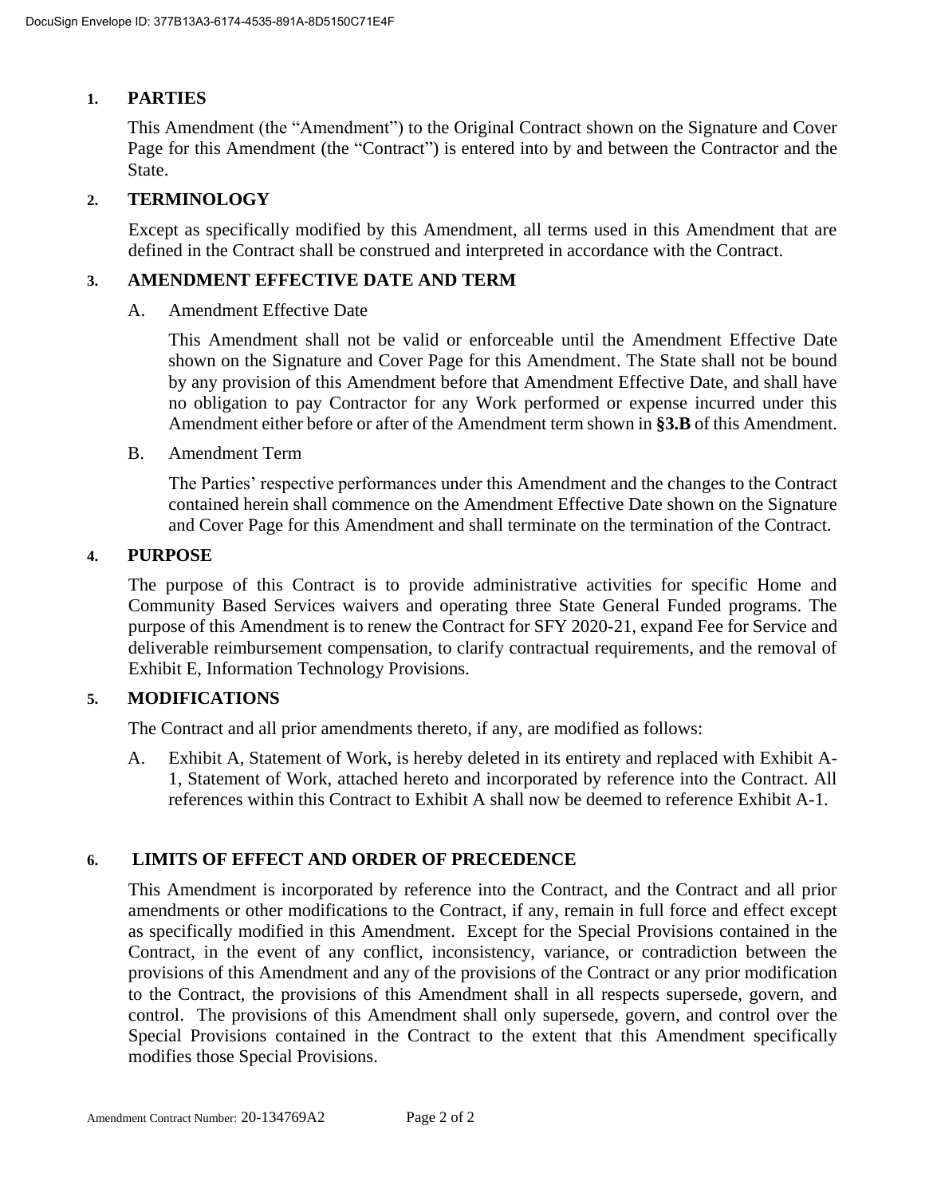## 1. PARTIES

This Amendment (the "Amendment") to the Original Contract shown on the Signature and Cover Page for this Amendment (the "Contract") is entered into by and between the Contractor and the State.

## 2. TERMINOLOGY

Except as specifically modified by this Amendment, all terms used in this Amendment that are defined in the Contract shall be construed and interpreted in accordance with the Contract.

## 3. AMENDMENT EFFECTIVE DATE AND TERM

A. Amendment Effective Date

This Amendment shall not be valid or enforceable until the Amendment Effective Date shown on the Signature and Cover Page for this Amendment. The State shall not be bound by any provision of this Amendment before that Amendment Effective Date, and shall have no obligation to pay Contractor for any Work performed or expense incurred under this Amendment either before or after of the Amendment term shown in **§3.B** of this Amendment.

B. Amendment Term

The Parties' respective performances under this Amendment and the changes to the Contract contained herein shall commence on the Amendment Effective Date shown on the Signature and Cover Page for this Amendment and shall terminate on the termination of the Contract.

## 4. PURPOSE

The purpose of this Contract is to provide administrative activities for specific Home and Community Based Services waivers and operating three State General Funded programs. The purpose of this Amendment is to renew the Contract for SFY 2020-21, expand Fee for Service and deliverable reimbursement compensation, to clarify contractual requirements, and the removal of Exhibit E, Information Technology Provisions.

## 5. MODIFICATIONS

The Contract and all prior amendments thereto, if any, are modified as follows:

A. Exhibit A, Statement of Work, is hereby deleted in its entirety and replaced with Exhibit A-1, Statement of Work, attached hereto and incorporated by reference into the Contract. All references within this Contract to Exhibit A shall now be deemed to reference Exhibit A-1.

## 6. LIMITS OF EFFECT AND ORDER OF PRECEDENCE

This Amendment is incorporated by reference into the Contract, and the Contract and all prior amendments or other modifications to the Contract, if any, remain in full force and effect except as specifically modified in this Amendment. Except for the Special Provisions contained in the Contract, in the event of any conflict, inconsistency, variance, or contradiction between the provisions of this Amendment and any of the provisions of the Contract or any prior modification to the Contract, the provisions of this Amendment shall in all respects supersede, govern, and control. The provisions of this Amendment shall only supersede, govern, and control over the Special Provisions contained in the Contract to the extent that this Amendment specifically modifies those Special Provisions.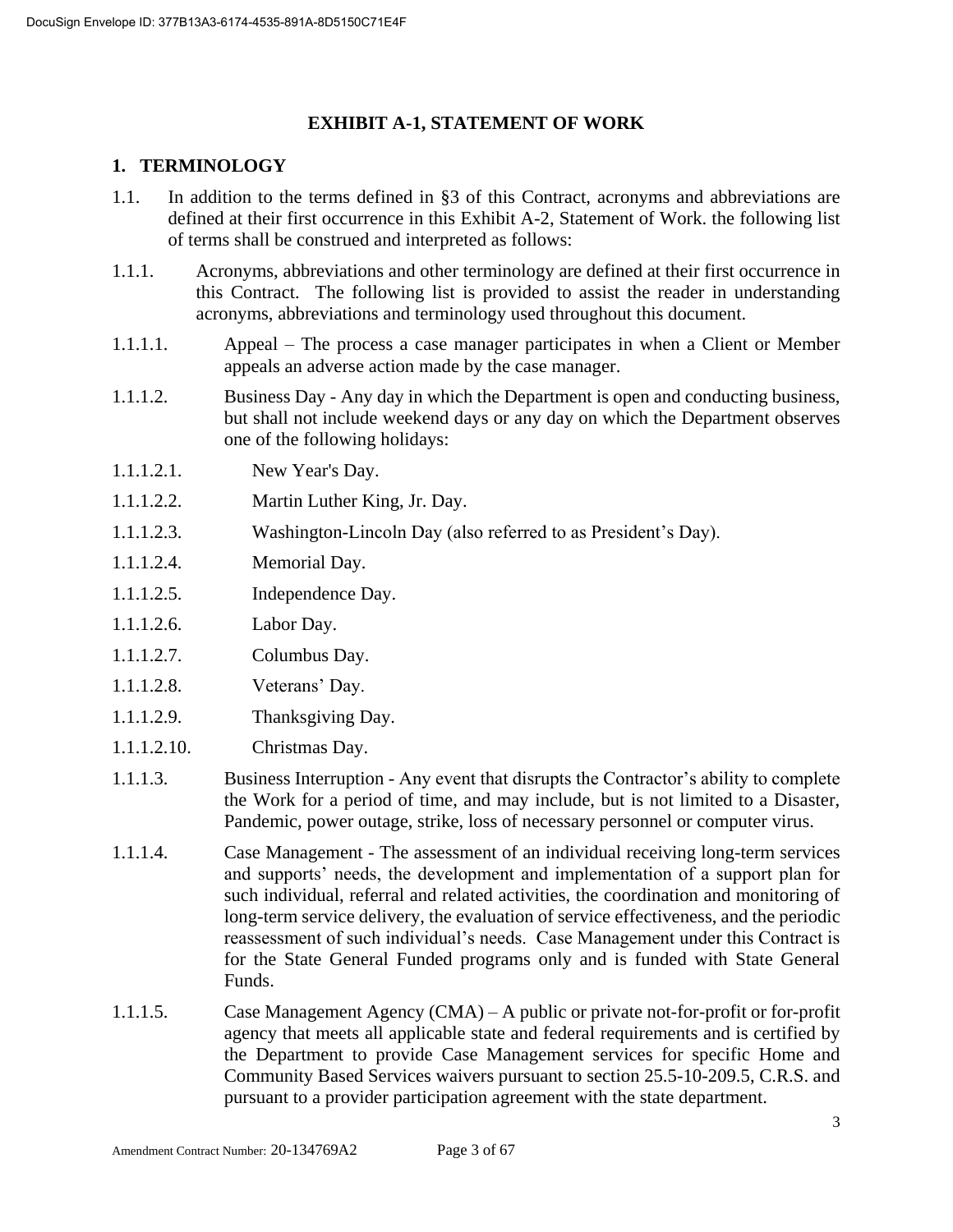## EXHIBIT A-1, STATEMENT OF WORK

### 1. TERMINOLOGY

1.1. In addition to the terms defined in §3 of this Contract, acronyms and abbreviations are defined at their first occurrence in this Exhibit A-2, Statement of Work. the following list of terms shall be construed and interpreted as follows:

1.1.1. Acronyms, abbreviations and other terminology are defined at their first occurrence in this Contract. The following list is provided to assist the reader in understanding acronyms, abbreviations and terminology used throughout this document.

1.1.1.1. Appeal – The process a case manager participates in when a Client or Member appeals an adverse action made by the case manager.

1.1.1.2. Business Day - Any day in which the Department is open and conducting business, but shall not include weekend days or any day on which the Department observes one of the following holidays:

1.1.1.2.1. New Year's Day.

1.1.1.2.2. Martin Luther King, Jr. Day.

1.1.1.2.3. Washington-Lincoln Day (also referred to as President's Day).

1.1.1.2.4. Memorial Day.

1.1.1.2.5. Independence Day.

1.1.1.2.6. Labor Day.

1.1.1.2.7. Columbus Day.

1.1.1.2.8. Veterans' Day.

1.1.1.2.9. Thanksgiving Day.

1.1.1.2.10. Christmas Day.

1.1.1.3. Business Interruption - Any event that disrupts the Contractor's ability to complete the Work for a period of time, and may include, but is not limited to a Disaster, Pandemic, power outage, strike, loss of necessary personnel or computer virus.

1.1.1.4. Case Management - The assessment of an individual receiving long-term services and supports' needs, the development and implementation of a support plan for such individual, referral and related activities, the coordination and monitoring of long-term service delivery, the evaluation of service effectiveness, and the periodic reassessment of such individual's needs. Case Management under this Contract is for the State General Funded programs only and is funded with State General Funds.

1.1.1.5. Case Management Agency (CMA) – A public or private not-for-profit or for-profit agency that meets all applicable state and federal requirements and is certified by the Department to provide Case Management services for specific Home and Community Based Services waivers pursuant to section 25.5-10-209.5, C.R.S. and pursuant to a provider participation agreement with the state department.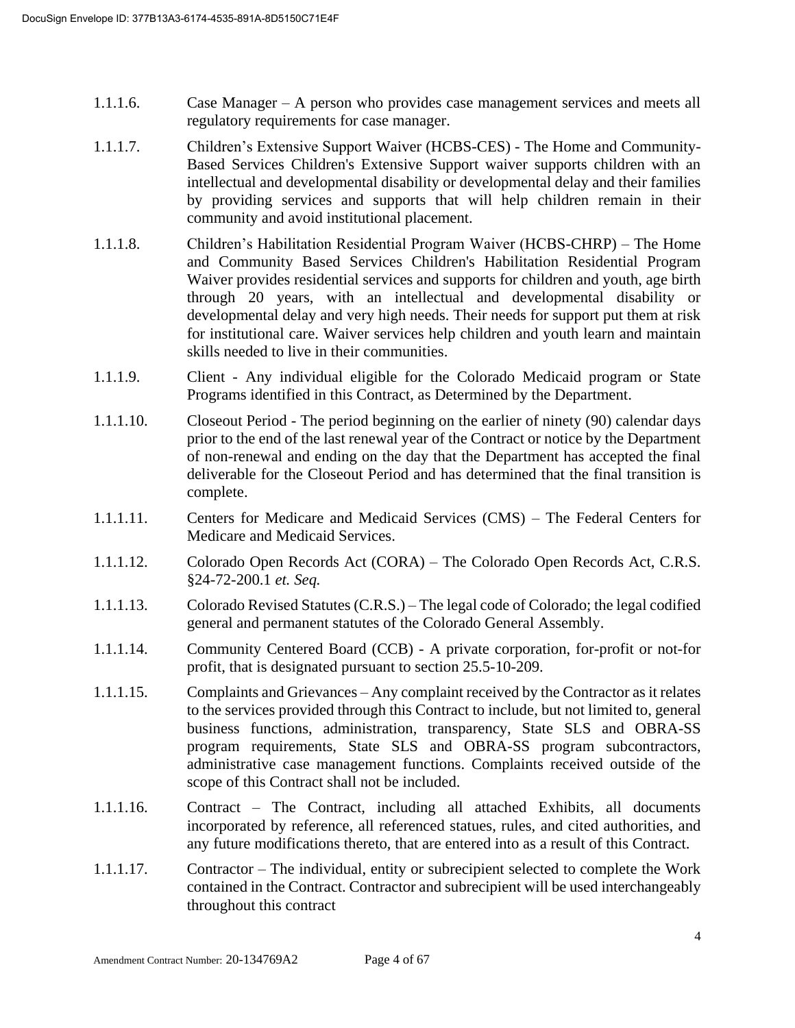1.1.1.6. Case Manager – A person who provides case management services and meets all regulatory requirements for case manager.

1.1.1.7. Children's Extensive Support Waiver (HCBS-CES) - The Home and Community-Based Services Children's Extensive Support waiver supports children with an intellectual and developmental disability or developmental delay and their families by providing services and supports that will help children remain in their community and avoid institutional placement.

1.1.1.8. Children's Habilitation Residential Program Waiver (HCBS-CHRP) – The Home and Community Based Services Children's Habilitation Residential Program Waiver provides residential services and supports for children and youth, age birth through 20 years, with an intellectual and developmental disability or developmental delay and very high needs. Their needs for support put them at risk for institutional care. Waiver services help children and youth learn and maintain skills needed to live in their communities.

1.1.1.9. Client - Any individual eligible for the Colorado Medicaid program or State Programs identified in this Contract, as Determined by the Department.

1.1.1.10. Closeout Period - The period beginning on the earlier of ninety (90) calendar days prior to the end of the last renewal year of the Contract or notice by the Department of non-renewal and ending on the day that the Department has accepted the final deliverable for the Closeout Period and has determined that the final transition is complete.

1.1.1.11. Centers for Medicare and Medicaid Services (CMS) – The Federal Centers for Medicare and Medicaid Services.

1.1.1.12. Colorado Open Records Act (CORA) – The Colorado Open Records Act, C.R.S. §24-72-200.1 *et. Seq.*

1.1.1.13. Colorado Revised Statutes (C.R.S.) – The legal code of Colorado; the legal codified general and permanent statutes of the Colorado General Assembly.

1.1.1.14. Community Centered Board (CCB) - A private corporation, for-profit or not-for profit, that is designated pursuant to section 25.5-10-209.

1.1.1.15. Complaints and Grievances – Any complaint received by the Contractor as it relates to the services provided through this Contract to include, but not limited to, general business functions, administration, transparency, State SLS and OBRA-SS program requirements, State SLS and OBRA-SS program subcontractors, administrative case management functions. Complaints received outside of the scope of this Contract shall not be included.

1.1.1.16. Contract – The Contract, including all attached Exhibits, all documents incorporated by reference, all referenced statues, rules, and cited authorities, and any future modifications thereto, that are entered into as a result of this Contract.

1.1.1.17. Contractor – The individual, entity or subrecipient selected to complete the Work contained in the Contract. Contractor and subrecipient will be used interchangeably throughout this contract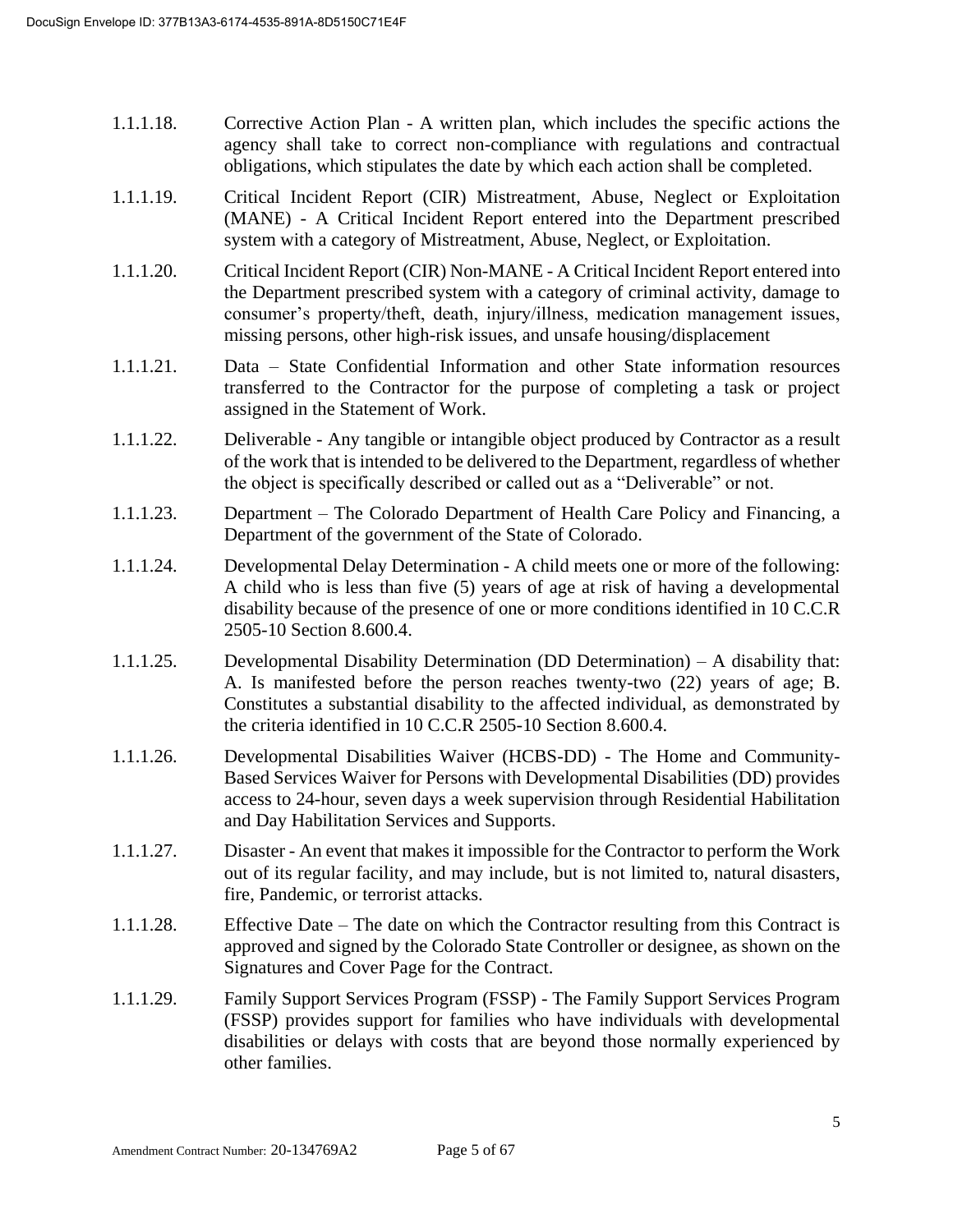1.1.1.18. Corrective Action Plan - A written plan, which includes the specific actions the agency shall take to correct non-compliance with regulations and contractual obligations, which stipulates the date by which each action shall be completed.

1.1.1.19. Critical Incident Report (CIR) Mistreatment, Abuse, Neglect or Exploitation (MANE) - A Critical Incident Report entered into the Department prescribed system with a category of Mistreatment, Abuse, Neglect, or Exploitation.

1.1.1.20. Critical Incident Report (CIR) Non-MANE - A Critical Incident Report entered into the Department prescribed system with a category of criminal activity, damage to consumer's property/theft, death, injury/illness, medication management issues, missing persons, other high-risk issues, and unsafe housing/displacement

1.1.1.21. Data – State Confidential Information and other State information resources transferred to the Contractor for the purpose of completing a task or project assigned in the Statement of Work.

1.1.1.22. Deliverable - Any tangible or intangible object produced by Contractor as a result of the work that is intended to be delivered to the Department, regardless of whether the object is specifically described or called out as a "Deliverable" or not.

1.1.1.23. Department – The Colorado Department of Health Care Policy and Financing, a Department of the government of the State of Colorado.

1.1.1.24. Developmental Delay Determination - A child meets one or more of the following: A child who is less than five (5) years of age at risk of having a developmental disability because of the presence of one or more conditions identified in 10 C.C.R 2505-10 Section 8.600.4.

1.1.1.25. Developmental Disability Determination (DD Determination) – A disability that: A. Is manifested before the person reaches twenty-two (22) years of age; B. Constitutes a substantial disability to the affected individual, as demonstrated by the criteria identified in 10 C.C.R 2505-10 Section 8.600.4.

1.1.1.26. Developmental Disabilities Waiver (HCBS-DD) - The Home and Community-Based Services Waiver for Persons with Developmental Disabilities (DD) provides access to 24-hour, seven days a week supervision through Residential Habilitation and Day Habilitation Services and Supports.

1.1.1.27. Disaster - An event that makes it impossible for the Contractor to perform the Work out of its regular facility, and may include, but is not limited to, natural disasters, fire, Pandemic, or terrorist attacks.

1.1.1.28. Effective Date – The date on which the Contractor resulting from this Contract is approved and signed by the Colorado State Controller or designee, as shown on the Signatures and Cover Page for the Contract.

1.1.1.29. Family Support Services Program (FSSP) - The Family Support Services Program (FSSP) provides support for families who have individuals with developmental disabilities or delays with costs that are beyond those normally experienced by other families.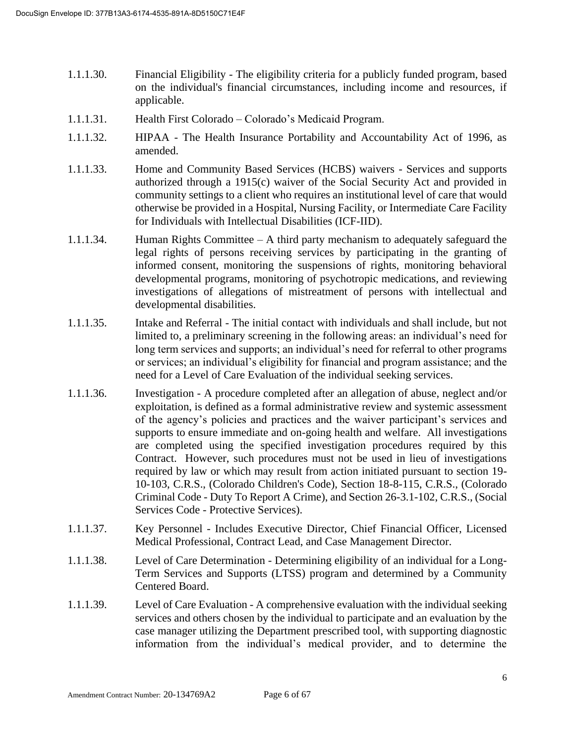1.1.1.30. Financial Eligibility - The eligibility criteria for a publicly funded program, based on the individual's financial circumstances, including income and resources, if applicable.

1.1.1.31. Health First Colorado – Colorado's Medicaid Program.

1.1.1.32. HIPAA - The Health Insurance Portability and Accountability Act of 1996, as amended.

1.1.1.33. Home and Community Based Services (HCBS) waivers - Services and supports authorized through a 1915(c) waiver of the Social Security Act and provided in community settings to a client who requires an institutional level of care that would otherwise be provided in a Hospital, Nursing Facility, or Intermediate Care Facility for Individuals with Intellectual Disabilities (ICF-IID).

1.1.1.34. Human Rights Committee – A third party mechanism to adequately safeguard the legal rights of persons receiving services by participating in the granting of informed consent, monitoring the suspensions of rights, monitoring behavioral developmental programs, monitoring of psychotropic medications, and reviewing investigations of allegations of mistreatment of persons with intellectual and developmental disabilities.

1.1.1.35. Intake and Referral - The initial contact with individuals and shall include, but not limited to, a preliminary screening in the following areas: an individual's need for long term services and supports; an individual's need for referral to other programs or services; an individual's eligibility for financial and program assistance; and the need for a Level of Care Evaluation of the individual seeking services.

1.1.1.36. Investigation - A procedure completed after an allegation of abuse, neglect and/or exploitation, is defined as a formal administrative review and systemic assessment of the agency's policies and practices and the waiver participant's services and supports to ensure immediate and on-going health and welfare. All investigations are completed using the specified investigation procedures required by this Contract. However, such procedures must not be used in lieu of investigations required by law or which may result from action initiated pursuant to section 19-10-103, C.R.S., (Colorado Children's Code), Section 18-8-115, C.R.S., (Colorado Criminal Code - Duty To Report A Crime), and Section 26-3.1-102, C.R.S., (Social Services Code - Protective Services).

1.1.1.37. Key Personnel - Includes Executive Director, Chief Financial Officer, Licensed Medical Professional, Contract Lead, and Case Management Director.

1.1.1.38. Level of Care Determination - Determining eligibility of an individual for a Long-Term Services and Supports (LTSS) program and determined by a Community Centered Board.

1.1.1.39. Level of Care Evaluation - A comprehensive evaluation with the individual seeking services and others chosen by the individual to participate and an evaluation by the case manager utilizing the Department prescribed tool, with supporting diagnostic information from the individual's medical provider, and to determine the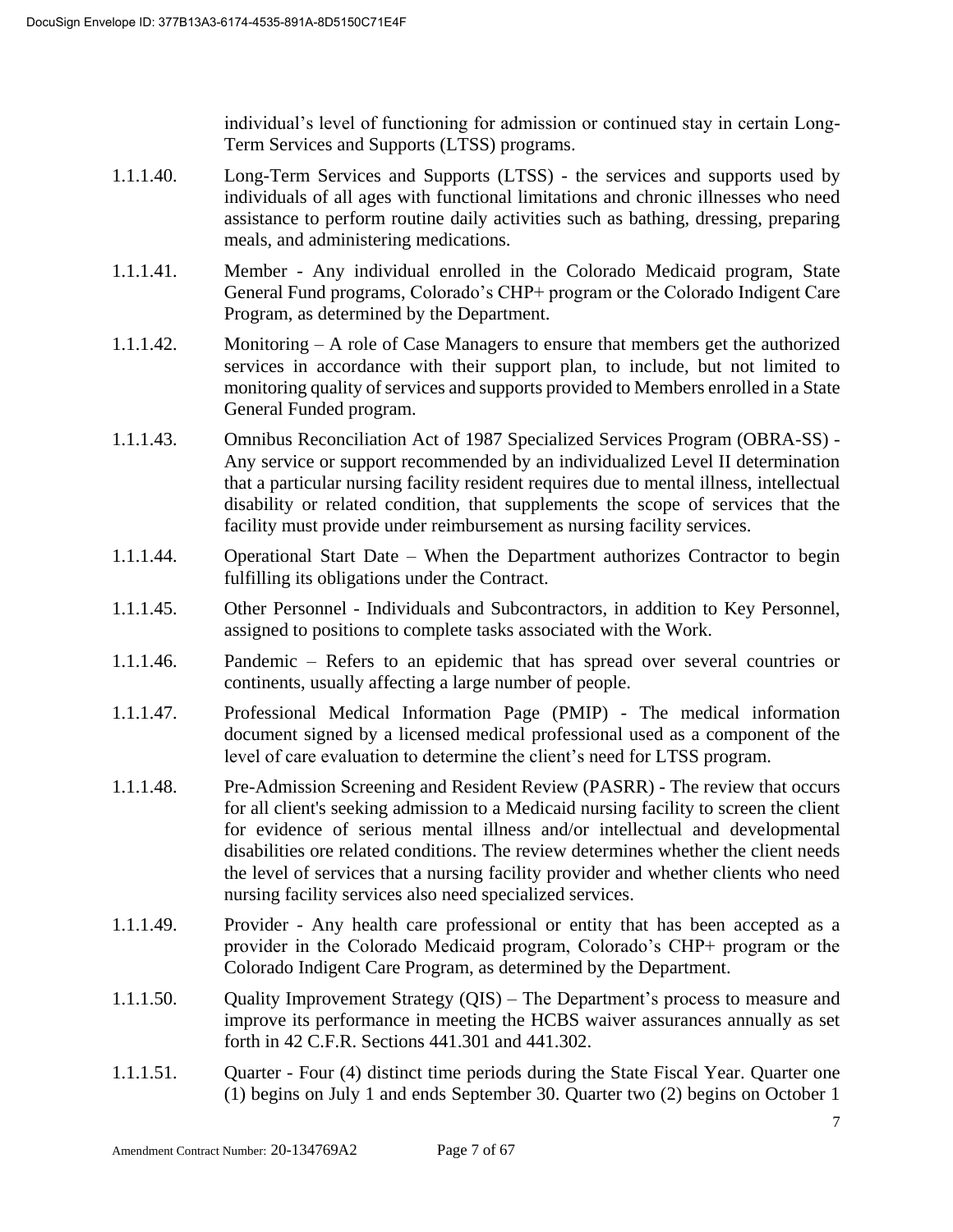individual's level of functioning for admission or continued stay in certain Long-Term Services and Supports (LTSS) programs.

1.1.1.40. Long-Term Services and Supports (LTSS) - the services and supports used by individuals of all ages with functional limitations and chronic illnesses who need assistance to perform routine daily activities such as bathing, dressing, preparing meals, and administering medications.

1.1.1.41. Member - Any individual enrolled in the Colorado Medicaid program, State General Fund programs, Colorado's CHP+ program or the Colorado Indigent Care Program, as determined by the Department.

1.1.1.42. Monitoring – A role of Case Managers to ensure that members get the authorized services in accordance with their support plan, to include, but not limited to monitoring quality of services and supports provided to Members enrolled in a State General Funded program.

1.1.1.43. Omnibus Reconciliation Act of 1987 Specialized Services Program (OBRA-SS) - Any service or support recommended by an individualized Level II determination that a particular nursing facility resident requires due to mental illness, intellectual disability or related condition, that supplements the scope of services that the facility must provide under reimbursement as nursing facility services.

1.1.1.44. Operational Start Date – When the Department authorizes Contractor to begin fulfilling its obligations under the Contract.

1.1.1.45. Other Personnel - Individuals and Subcontractors, in addition to Key Personnel, assigned to positions to complete tasks associated with the Work.

1.1.1.46. Pandemic – Refers to an epidemic that has spread over several countries or continents, usually affecting a large number of people.

1.1.1.47. Professional Medical Information Page (PMIP) - The medical information document signed by a licensed medical professional used as a component of the level of care evaluation to determine the client's need for LTSS program.

1.1.1.48. Pre-Admission Screening and Resident Review (PASRR) - The review that occurs for all client's seeking admission to a Medicaid nursing facility to screen the client for evidence of serious mental illness and/or intellectual and developmental disabilities ore related conditions. The review determines whether the client needs the level of services that a nursing facility provider and whether clients who need nursing facility services also need specialized services.

1.1.1.49. Provider - Any health care professional or entity that has been accepted as a provider in the Colorado Medicaid program, Colorado's CHP+ program or the Colorado Indigent Care Program, as determined by the Department.

1.1.1.50. Quality Improvement Strategy (QIS) – The Department's process to measure and improve its performance in meeting the HCBS waiver assurances annually as set forth in 42 C.F.R. Sections 441.301 and 441.302.

1.1.1.51. Quarter - Four (4) distinct time periods during the State Fiscal Year. Quarter one (1) begins on July 1 and ends September 30. Quarter two (2) begins on October 1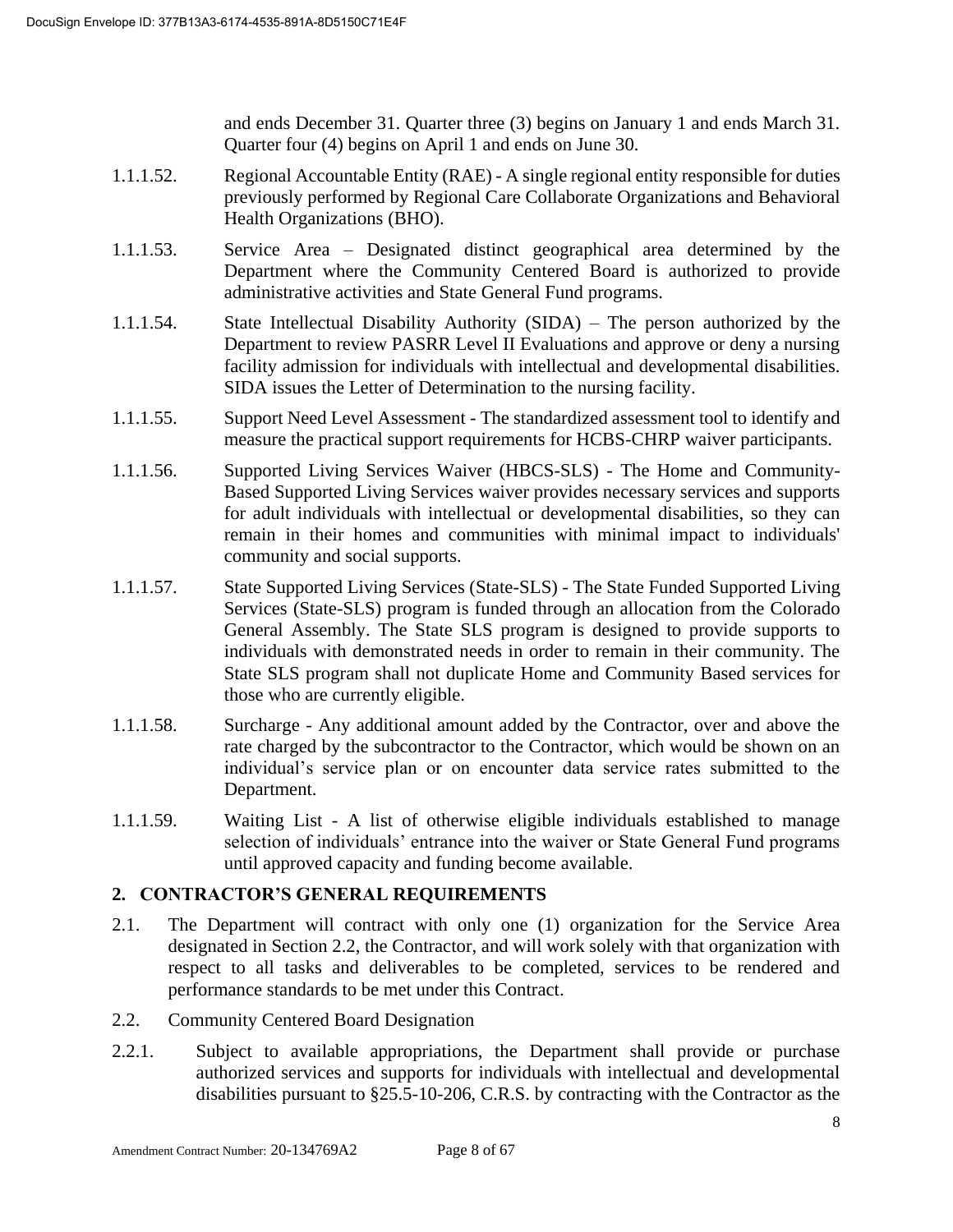and ends December 31. Quarter three (3) begins on January 1 and ends March 31. Quarter four (4) begins on April 1 and ends on June 30.

1.1.1.52. Regional Accountable Entity (RAE) - A single regional entity responsible for duties previously performed by Regional Care Collaborate Organizations and Behavioral Health Organizations (BHO).

1.1.1.53. Service Area – Designated distinct geographical area determined by the Department where the Community Centered Board is authorized to provide administrative activities and State General Fund programs.

1.1.1.54. State Intellectual Disability Authority (SIDA) – The person authorized by the Department to review PASRR Level II Evaluations and approve or deny a nursing facility admission for individuals with intellectual and developmental disabilities. SIDA issues the Letter of Determination to the nursing facility.

1.1.1.55. Support Need Level Assessment - The standardized assessment tool to identify and measure the practical support requirements for HCBS-CHRP waiver participants.

1.1.1.56. Supported Living Services Waiver (HBCS-SLS) - The Home and Community-Based Supported Living Services waiver provides necessary services and supports for adult individuals with intellectual or developmental disabilities, so they can remain in their homes and communities with minimal impact to individuals' community and social supports.

1.1.1.57. State Supported Living Services (State-SLS) - The State Funded Supported Living Services (State-SLS) program is funded through an allocation from the Colorado General Assembly. The State SLS program is designed to provide supports to individuals with demonstrated needs in order to remain in their community. The State SLS program shall not duplicate Home and Community Based services for those who are currently eligible.

1.1.1.58. Surcharge - Any additional amount added by the Contractor, over and above the rate charged by the subcontractor to the Contractor, which would be shown on an individual's service plan or on encounter data service rates submitted to the Department.

1.1.1.59. Waiting List - A list of otherwise eligible individuals established to manage selection of individuals' entrance into the waiver or State General Fund programs until approved capacity and funding become available.

## 2. CONTRACTOR'S GENERAL REQUIREMENTS

2.1. The Department will contract with only one (1) organization for the Service Area designated in Section 2.2, the Contractor, and will work solely with that organization with respect to all tasks and deliverables to be completed, services to be rendered and performance standards to be met under this Contract.

2.2. Community Centered Board Designation

2.2.1. Subject to available appropriations, the Department shall provide or purchase authorized services and supports for individuals with intellectual and developmental disabilities pursuant to §25.5-10-206, C.R.S. by contracting with the Contractor as the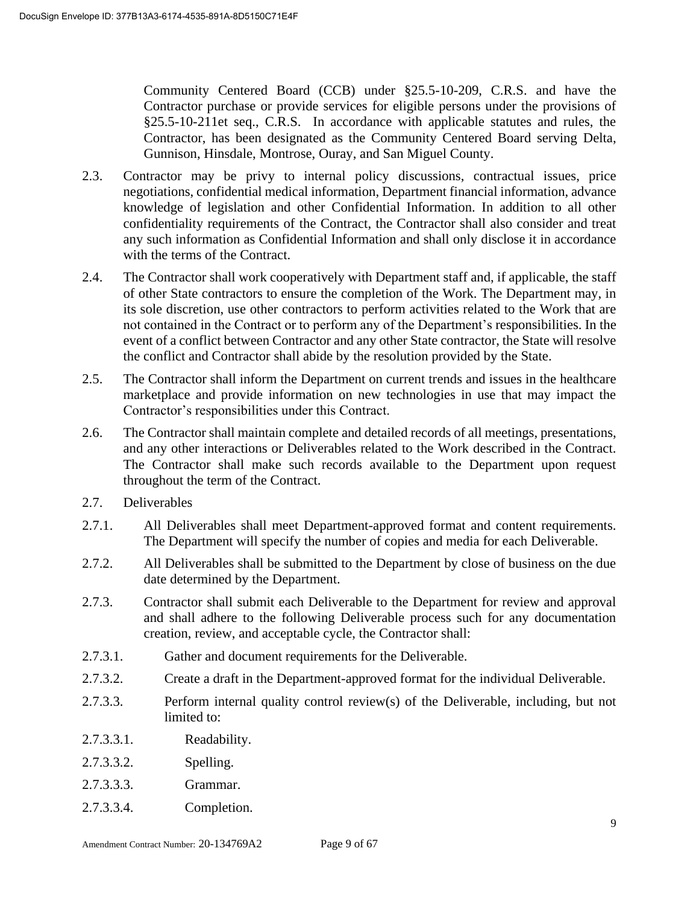Community Centered Board (CCB) under §25.5-10-209, C.R.S. and have the Contractor purchase or provide services for eligible persons under the provisions of §25.5-10-211et seq., C.R.S. In accordance with applicable statutes and rules, the Contractor, has been designated as the Community Centered Board serving Delta, Gunnison, Hinsdale, Montrose, Ouray, and San Miguel County.

2.3. Contractor may be privy to internal policy discussions, contractual issues, price negotiations, confidential medical information, Department financial information, advance knowledge of legislation and other Confidential Information. In addition to all other confidentiality requirements of the Contract, the Contractor shall also consider and treat any such information as Confidential Information and shall only disclose it in accordance with the terms of the Contract.

2.4. The Contractor shall work cooperatively with Department staff and, if applicable, the staff of other State contractors to ensure the completion of the Work. The Department may, in its sole discretion, use other contractors to perform activities related to the Work that are not contained in the Contract or to perform any of the Department's responsibilities. In the event of a conflict between Contractor and any other State contractor, the State will resolve the conflict and Contractor shall abide by the resolution provided by the State.

2.5. The Contractor shall inform the Department on current trends and issues in the healthcare marketplace and provide information on new technologies in use that may impact the Contractor's responsibilities under this Contract.

2.6. The Contractor shall maintain complete and detailed records of all meetings, presentations, and any other interactions or Deliverables related to the Work described in the Contract. The Contractor shall make such records available to the Department upon request throughout the term of the Contract.

2.7. Deliverables

2.7.1. All Deliverables shall meet Department-approved format and content requirements. The Department will specify the number of copies and media for each Deliverable.

2.7.2. All Deliverables shall be submitted to the Department by close of business on the due date determined by the Department.

2.7.3. Contractor shall submit each Deliverable to the Department for review and approval and shall adhere to the following Deliverable process such for any documentation creation, review, and acceptable cycle, the Contractor shall:

2.7.3.1. Gather and document requirements for the Deliverable.

2.7.3.2. Create a draft in the Department-approved format for the individual Deliverable.

2.7.3.3. Perform internal quality control review(s) of the Deliverable, including, but not limited to:

2.7.3.3.1. Readability.

2.7.3.3.2. Spelling.

2.7.3.3.3. Grammar.

2.7.3.3.4. Completion.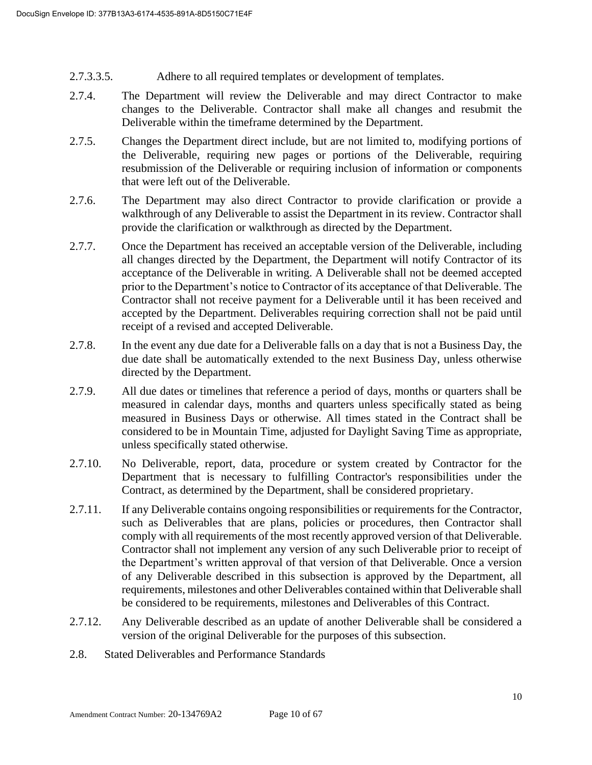2.7.3.3.5. Adhere to all required templates or development of templates.

2.7.4. The Department will review the Deliverable and may direct Contractor to make changes to the Deliverable. Contractor shall make all changes and resubmit the Deliverable within the timeframe determined by the Department.

2.7.5. Changes the Department direct include, but are not limited to, modifying portions of the Deliverable, requiring new pages or portions of the Deliverable, requiring resubmission of the Deliverable or requiring inclusion of information or components that were left out of the Deliverable.

2.7.6. The Department may also direct Contractor to provide clarification or provide a walkthrough of any Deliverable to assist the Department in its review. Contractor shall provide the clarification or walkthrough as directed by the Department.

2.7.7. Once the Department has received an acceptable version of the Deliverable, including all changes directed by the Department, the Department will notify Contractor of its acceptance of the Deliverable in writing. A Deliverable shall not be deemed accepted prior to the Department's notice to Contractor of its acceptance of that Deliverable. The Contractor shall not receive payment for a Deliverable until it has been received and accepted by the Department. Deliverables requiring correction shall not be paid until receipt of a revised and accepted Deliverable.

2.7.8. In the event any due date for a Deliverable falls on a day that is not a Business Day, the due date shall be automatically extended to the next Business Day, unless otherwise directed by the Department.

2.7.9. All due dates or timelines that reference a period of days, months or quarters shall be measured in calendar days, months and quarters unless specifically stated as being measured in Business Days or otherwise. All times stated in the Contract shall be considered to be in Mountain Time, adjusted for Daylight Saving Time as appropriate, unless specifically stated otherwise.

2.7.10. No Deliverable, report, data, procedure or system created by Contractor for the Department that is necessary to fulfilling Contractor's responsibilities under the Contract, as determined by the Department, shall be considered proprietary.

2.7.11. If any Deliverable contains ongoing responsibilities or requirements for the Contractor, such as Deliverables that are plans, policies or procedures, then Contractor shall comply with all requirements of the most recently approved version of that Deliverable. Contractor shall not implement any version of any such Deliverable prior to receipt of the Department's written approval of that version of that Deliverable. Once a version of any Deliverable described in this subsection is approved by the Department, all requirements, milestones and other Deliverables contained within that Deliverable shall be considered to be requirements, milestones and Deliverables of this Contract.

2.7.12. Any Deliverable described as an update of another Deliverable shall be considered a version of the original Deliverable for the purposes of this subsection.

2.8. Stated Deliverables and Performance Standards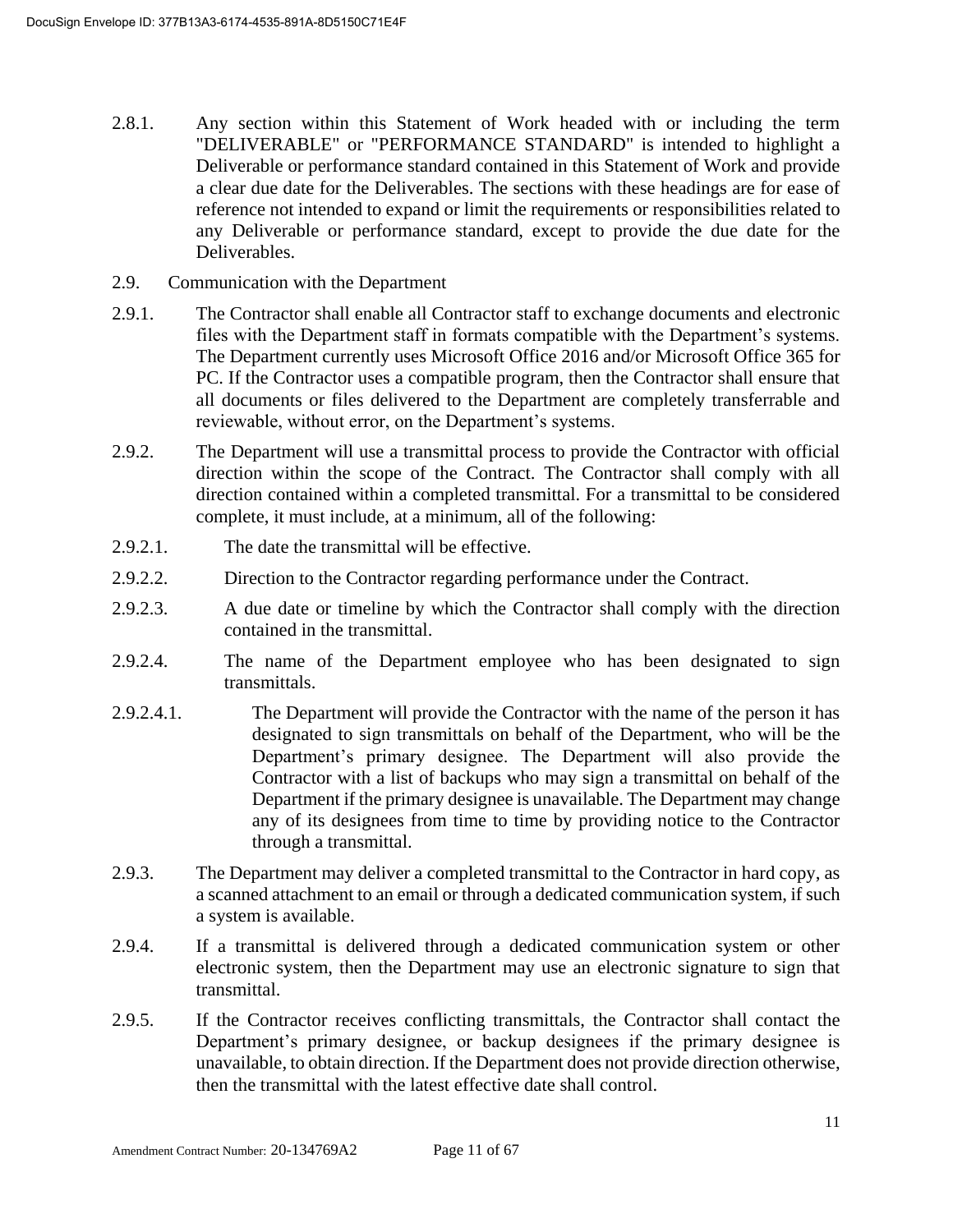2.8.1. Any section within this Statement of Work headed with or including the term "DELIVERABLE" or "PERFORMANCE STANDARD" is intended to highlight a Deliverable or performance standard contained in this Statement of Work and provide a clear due date for the Deliverables. The sections with these headings are for ease of reference not intended to expand or limit the requirements or responsibilities related to any Deliverable or performance standard, except to provide the due date for the Deliverables.

2.9. Communication with the Department

2.9.1. The Contractor shall enable all Contractor staff to exchange documents and electronic files with the Department staff in formats compatible with the Department's systems. The Department currently uses Microsoft Office 2016 and/or Microsoft Office 365 for PC. If the Contractor uses a compatible program, then the Contractor shall ensure that all documents or files delivered to the Department are completely transferrable and reviewable, without error, on the Department's systems.

2.9.2. The Department will use a transmittal process to provide the Contractor with official direction within the scope of the Contract. The Contractor shall comply with all direction contained within a completed transmittal. For a transmittal to be considered complete, it must include, at a minimum, all of the following:

2.9.2.1. The date the transmittal will be effective.

2.9.2.2. Direction to the Contractor regarding performance under the Contract.

2.9.2.3. A due date or timeline by which the Contractor shall comply with the direction contained in the transmittal.

2.9.2.4. The name of the Department employee who has been designated to sign transmittals.

2.9.2.4.1. The Department will provide the Contractor with the name of the person it has designated to sign transmittals on behalf of the Department, who will be the Department's primary designee. The Department will also provide the Contractor with a list of backups who may sign a transmittal on behalf of the Department if the primary designee is unavailable. The Department may change any of its designees from time to time by providing notice to the Contractor through a transmittal.

2.9.3. The Department may deliver a completed transmittal to the Contractor in hard copy, as a scanned attachment to an email or through a dedicated communication system, if such a system is available.

2.9.4. If a transmittal is delivered through a dedicated communication system or other electronic system, then the Department may use an electronic signature to sign that transmittal.

2.9.5. If the Contractor receives conflicting transmittals, the Contractor shall contact the Department's primary designee, or backup designees if the primary designee is unavailable, to obtain direction. If the Department does not provide direction otherwise, then the transmittal with the latest effective date shall control.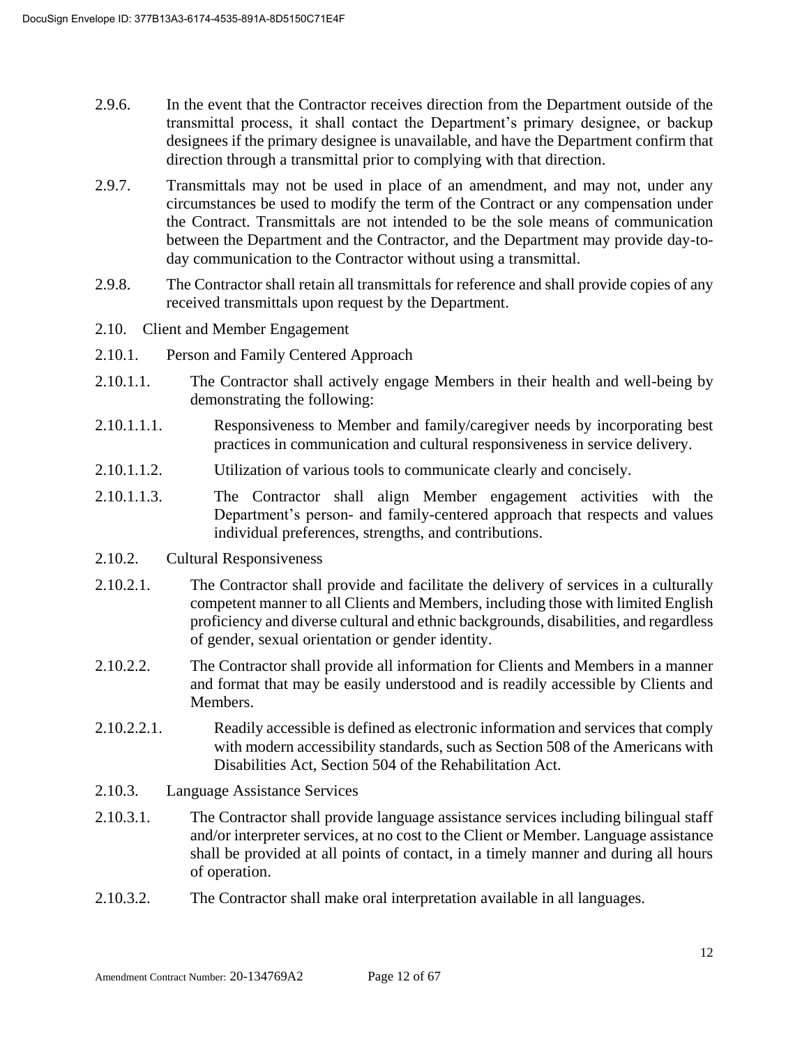2.9.6. In the event that the Contractor receives direction from the Department outside of the transmittal process, it shall contact the Department's primary designee, or backup designees if the primary designee is unavailable, and have the Department confirm that direction through a transmittal prior to complying with that direction.

2.9.7. Transmittals may not be used in place of an amendment, and may not, under any circumstances be used to modify the term of the Contract or any compensation under the Contract. Transmittals are not intended to be the sole means of communication between the Department and the Contractor, and the Department may provide day-to-day communication to the Contractor without using a transmittal.

2.9.8. The Contractor shall retain all transmittals for reference and shall provide copies of any received transmittals upon request by the Department.

2.10. Client and Member Engagement

2.10.1. Person and Family Centered Approach

2.10.1.1. The Contractor shall actively engage Members in their health and well-being by demonstrating the following:

2.10.1.1.1. Responsiveness to Member and family/caregiver needs by incorporating best practices in communication and cultural responsiveness in service delivery.

2.10.1.1.2. Utilization of various tools to communicate clearly and concisely.

2.10.1.1.3. The Contractor shall align Member engagement activities with the Department's person- and family-centered approach that respects and values individual preferences, strengths, and contributions.

2.10.2. Cultural Responsiveness

2.10.2.1. The Contractor shall provide and facilitate the delivery of services in a culturally competent manner to all Clients and Members, including those with limited English proficiency and diverse cultural and ethnic backgrounds, disabilities, and regardless of gender, sexual orientation or gender identity.

2.10.2.2. The Contractor shall provide all information for Clients and Members in a manner and format that may be easily understood and is readily accessible by Clients and Members.

2.10.2.2.1. Readily accessible is defined as electronic information and services that comply with modern accessibility standards, such as Section 508 of the Americans with Disabilities Act, Section 504 of the Rehabilitation Act.

2.10.3. Language Assistance Services

2.10.3.1. The Contractor shall provide language assistance services including bilingual staff and/or interpreter services, at no cost to the Client or Member. Language assistance shall be provided at all points of contact, in a timely manner and during all hours of operation.

2.10.3.2. The Contractor shall make oral interpretation available in all languages.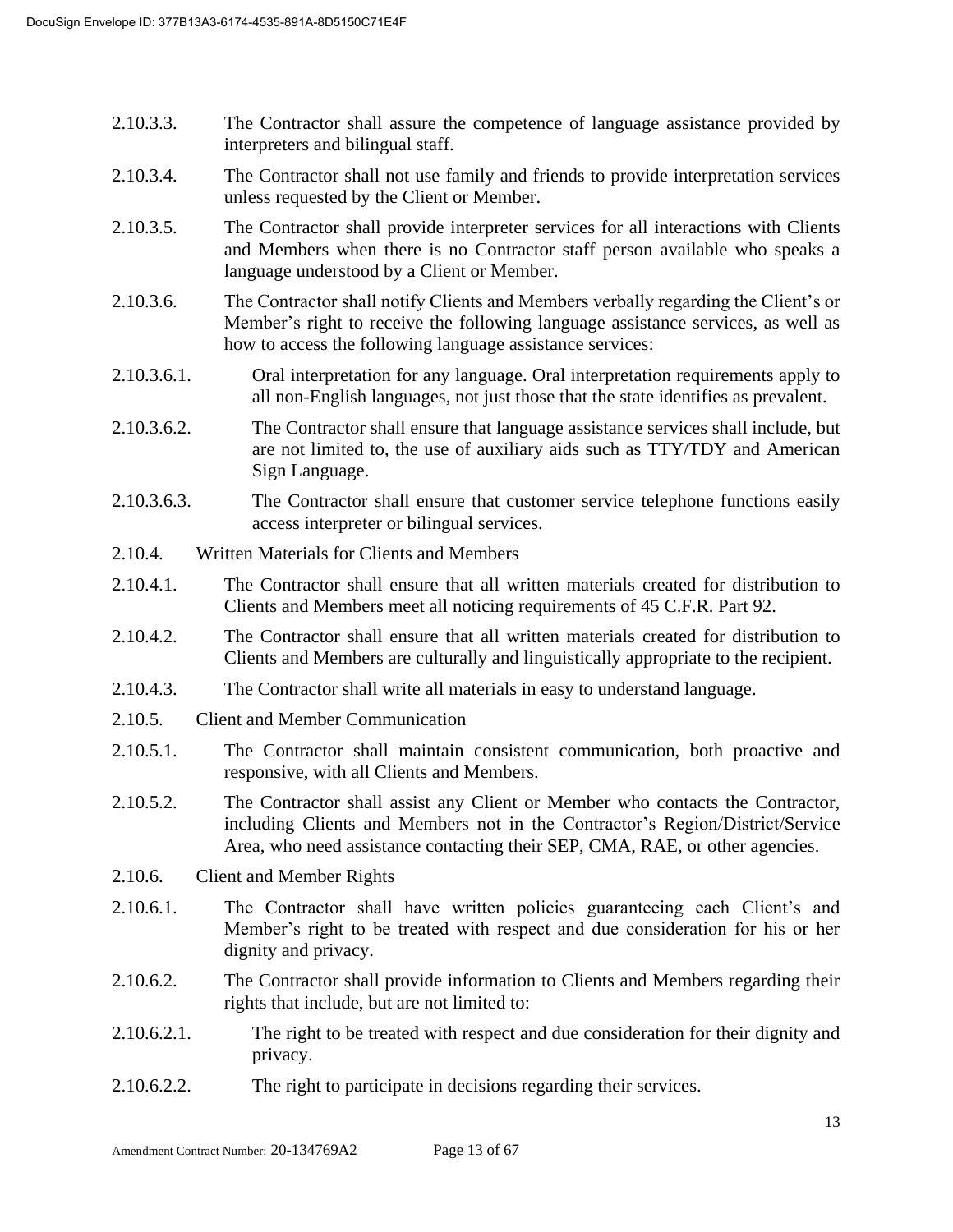2.10.3.3. The Contractor shall assure the competence of language assistance provided by interpreters and bilingual staff.

2.10.3.4. The Contractor shall not use family and friends to provide interpretation services unless requested by the Client or Member.

2.10.3.5. The Contractor shall provide interpreter services for all interactions with Clients and Members when there is no Contractor staff person available who speaks a language understood by a Client or Member.

2.10.3.6. The Contractor shall notify Clients and Members verbally regarding the Client's or Member's right to receive the following language assistance services, as well as how to access the following language assistance services:

2.10.3.6.1. Oral interpretation for any language. Oral interpretation requirements apply to all non-English languages, not just those that the state identifies as prevalent.

2.10.3.6.2. The Contractor shall ensure that language assistance services shall include, but are not limited to, the use of auxiliary aids such as TTY/TDY and American Sign Language.

2.10.3.6.3. The Contractor shall ensure that customer service telephone functions easily access interpreter or bilingual services.

2.10.4. Written Materials for Clients and Members

2.10.4.1. The Contractor shall ensure that all written materials created for distribution to Clients and Members meet all noticing requirements of 45 C.F.R. Part 92.

2.10.4.2. The Contractor shall ensure that all written materials created for distribution to Clients and Members are culturally and linguistically appropriate to the recipient.

2.10.4.3. The Contractor shall write all materials in easy to understand language.

2.10.5. Client and Member Communication

2.10.5.1. The Contractor shall maintain consistent communication, both proactive and responsive, with all Clients and Members.

2.10.5.2. The Contractor shall assist any Client or Member who contacts the Contractor, including Clients and Members not in the Contractor's Region/District/Service Area, who need assistance contacting their SEP, CMA, RAE, or other agencies.

2.10.6. Client and Member Rights

2.10.6.1. The Contractor shall have written policies guaranteeing each Client's and Member's right to be treated with respect and due consideration for his or her dignity and privacy.

2.10.6.2. The Contractor shall provide information to Clients and Members regarding their rights that include, but are not limited to:

2.10.6.2.1. The right to be treated with respect and due consideration for their dignity and privacy.

2.10.6.2.2. The right to participate in decisions regarding their services.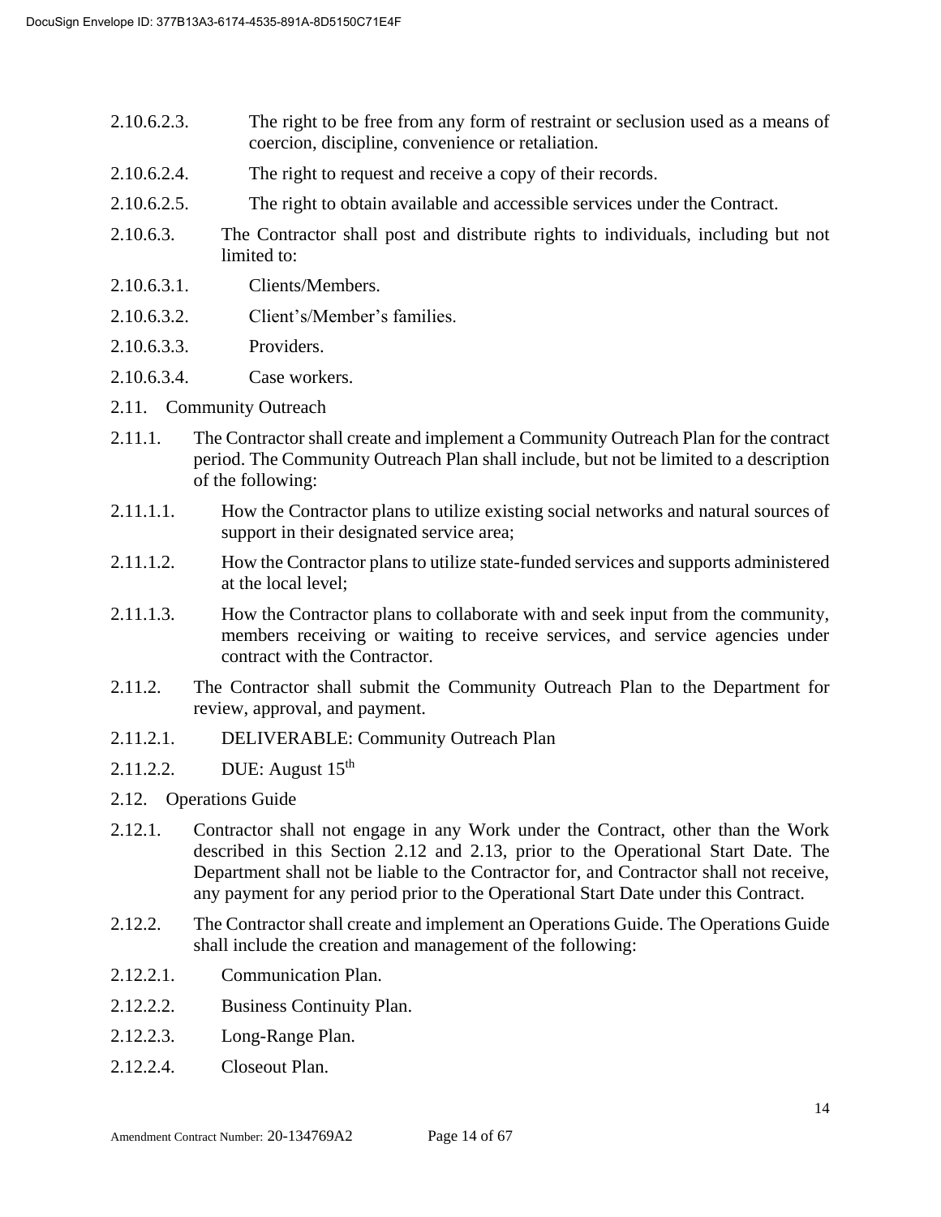2.10.6.2.3. The right to be free from any form of restraint or seclusion used as a means of coercion, discipline, convenience or retaliation.

2.10.6.2.4. The right to request and receive a copy of their records.

2.10.6.2.5. The right to obtain available and accessible services under the Contract.

2.10.6.3. The Contractor shall post and distribute rights to individuals, including but not limited to:

2.10.6.3.1. Clients/Members.

2.10.6.3.2. Client's/Member's families.

2.10.6.3.3. Providers.

2.10.6.3.4. Case workers.

2.11. Community Outreach

2.11.1. The Contractor shall create and implement a Community Outreach Plan for the contract period. The Community Outreach Plan shall include, but not be limited to a description of the following:

2.11.1.1. How the Contractor plans to utilize existing social networks and natural sources of support in their designated service area;

2.11.1.2. How the Contractor plans to utilize state-funded services and supports administered at the local level;

2.11.1.3. How the Contractor plans to collaborate with and seek input from the community, members receiving or waiting to receive services, and service agencies under contract with the Contractor.

2.11.2. The Contractor shall submit the Community Outreach Plan to the Department for review, approval, and payment.

2.11.2.1. DELIVERABLE: Community Outreach Plan

2.11.2.2. DUE: August 15th

2.12. Operations Guide

2.12.1. Contractor shall not engage in any Work under the Contract, other than the Work described in this Section 2.12 and 2.13, prior to the Operational Start Date. The Department shall not be liable to the Contractor for, and Contractor shall not receive, any payment for any period prior to the Operational Start Date under this Contract.

2.12.2. The Contractor shall create and implement an Operations Guide. The Operations Guide shall include the creation and management of the following:

2.12.2.1. Communication Plan.

2.12.2.2. Business Continuity Plan.

2.12.2.3. Long-Range Plan.

2.12.2.4. Closeout Plan.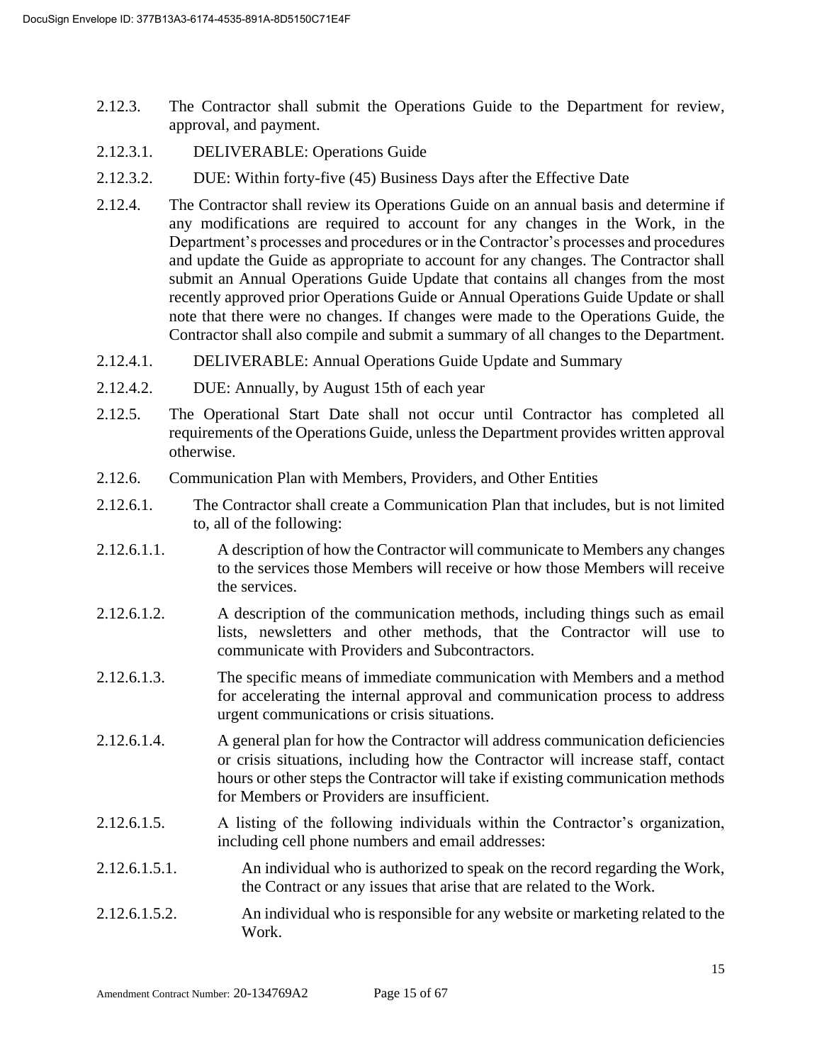2.12.3. The Contractor shall submit the Operations Guide to the Department for review, approval, and payment.

2.12.3.1. DELIVERABLE: Operations Guide

2.12.3.2. DUE: Within forty-five (45) Business Days after the Effective Date

2.12.4. The Contractor shall review its Operations Guide on an annual basis and determine if any modifications are required to account for any changes in the Work, in the Department's processes and procedures or in the Contractor's processes and procedures and update the Guide as appropriate to account for any changes. The Contractor shall submit an Annual Operations Guide Update that contains all changes from the most recently approved prior Operations Guide or Annual Operations Guide Update or shall note that there were no changes. If changes were made to the Operations Guide, the Contractor shall also compile and submit a summary of all changes to the Department.

2.12.4.1. DELIVERABLE: Annual Operations Guide Update and Summary

2.12.4.2. DUE: Annually, by August 15th of each year

2.12.5. The Operational Start Date shall not occur until Contractor has completed all requirements of the Operations Guide, unless the Department provides written approval otherwise.

2.12.6. Communication Plan with Members, Providers, and Other Entities

2.12.6.1. The Contractor shall create a Communication Plan that includes, but is not limited to, all of the following:

2.12.6.1.1. A description of how the Contractor will communicate to Members any changes to the services those Members will receive or how those Members will receive the services.

2.12.6.1.2. A description of the communication methods, including things such as email lists, newsletters and other methods, that the Contractor will use to communicate with Providers and Subcontractors.

2.12.6.1.3. The specific means of immediate communication with Members and a method for accelerating the internal approval and communication process to address urgent communications or crisis situations.

2.12.6.1.4. A general plan for how the Contractor will address communication deficiencies or crisis situations, including how the Contractor will increase staff, contact hours or other steps the Contractor will take if existing communication methods for Members or Providers are insufficient.

2.12.6.1.5. A listing of the following individuals within the Contractor's organization, including cell phone numbers and email addresses:

2.12.6.1.5.1. An individual who is authorized to speak on the record regarding the Work, the Contract or any issues that arise that are related to the Work.

2.12.6.1.5.2. An individual who is responsible for any website or marketing related to the Work.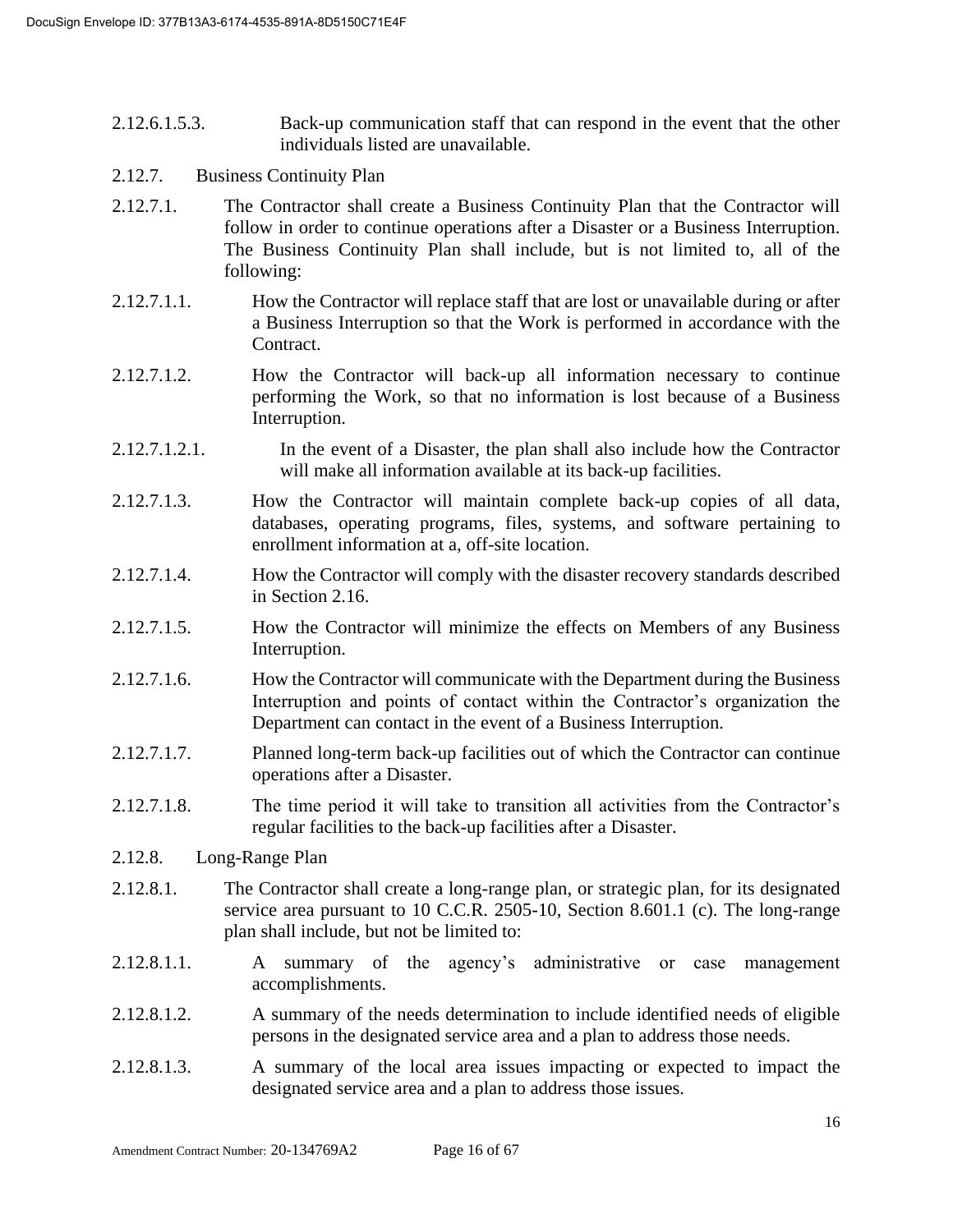2.12.6.1.5.3. Back-up communication staff that can respond in the event that the other individuals listed are unavailable.

2.12.7. Business Continuity Plan

2.12.7.1. The Contractor shall create a Business Continuity Plan that the Contractor will follow in order to continue operations after a Disaster or a Business Interruption. The Business Continuity Plan shall include, but is not limited to, all of the following:

2.12.7.1.1. How the Contractor will replace staff that are lost or unavailable during or after a Business Interruption so that the Work is performed in accordance with the Contract.

2.12.7.1.2. How the Contractor will back-up all information necessary to continue performing the Work, so that no information is lost because of a Business Interruption.

2.12.7.1.2.1. In the event of a Disaster, the plan shall also include how the Contractor will make all information available at its back-up facilities.

2.12.7.1.3. How the Contractor will maintain complete back-up copies of all data, databases, operating programs, files, systems, and software pertaining to enrollment information at a, off-site location.

2.12.7.1.4. How the Contractor will comply with the disaster recovery standards described in Section 2.16.

2.12.7.1.5. How the Contractor will minimize the effects on Members of any Business Interruption.

2.12.7.1.6. How the Contractor will communicate with the Department during the Business Interruption and points of contact within the Contractor's organization the Department can contact in the event of a Business Interruption.

2.12.7.1.7. Planned long-term back-up facilities out of which the Contractor can continue operations after a Disaster.

2.12.7.1.8. The time period it will take to transition all activities from the Contractor's regular facilities to the back-up facilities after a Disaster.

2.12.8. Long-Range Plan

2.12.8.1. The Contractor shall create a long-range plan, or strategic plan, for its designated service area pursuant to 10 C.C.R. 2505-10, Section 8.601.1 (c). The long-range plan shall include, but not be limited to:

2.12.8.1.1. A summary of the agency's administrative or case management accomplishments.

2.12.8.1.2. A summary of the needs determination to include identified needs of eligible persons in the designated service area and a plan to address those needs.

2.12.8.1.3. A summary of the local area issues impacting or expected to impact the designated service area and a plan to address those issues.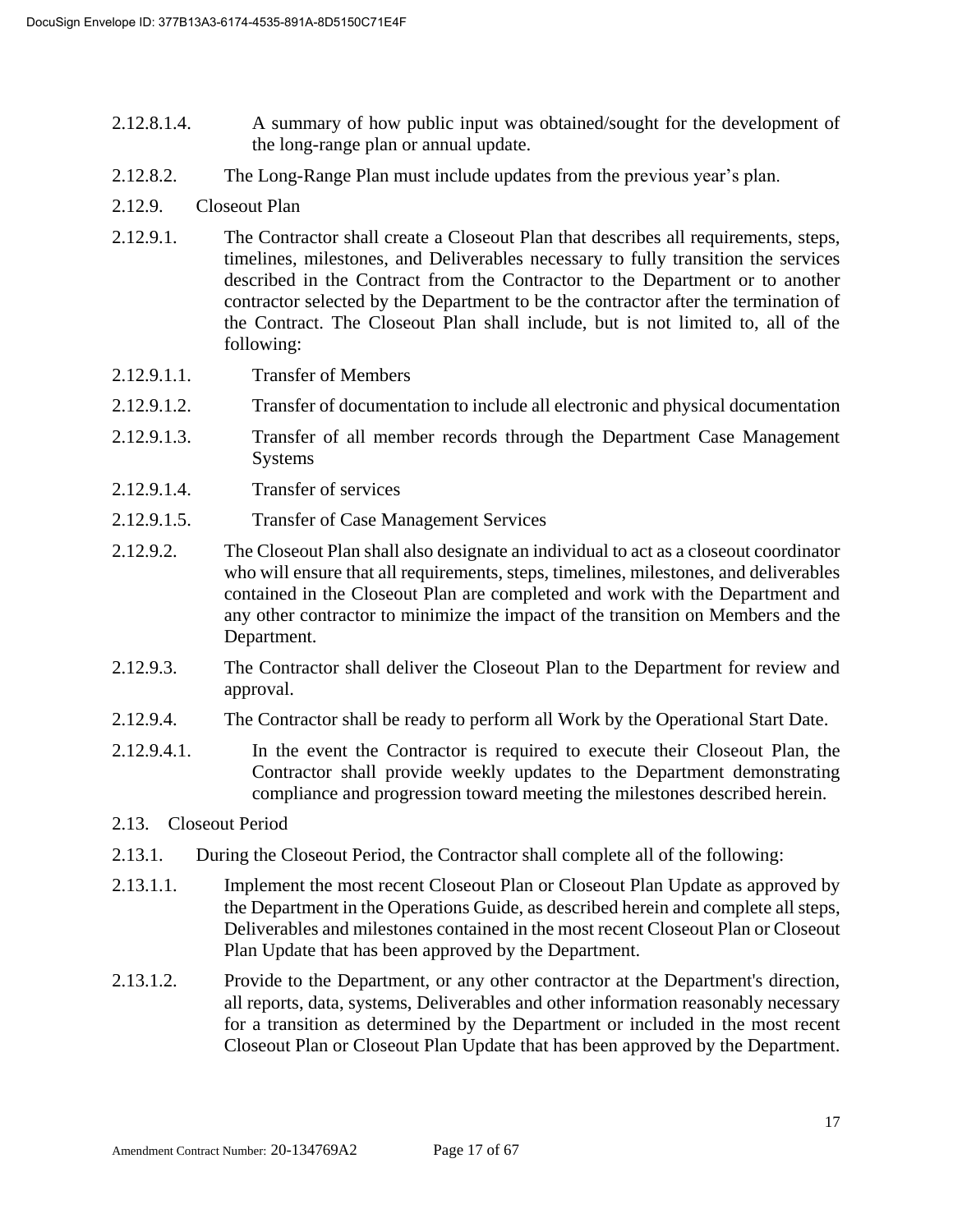2.12.8.1.4. A summary of how public input was obtained/sought for the development of the long-range plan or annual update.

2.12.8.2. The Long-Range Plan must include updates from the previous year's plan.

2.12.9. Closeout Plan

2.12.9.1. The Contractor shall create a Closeout Plan that describes all requirements, steps, timelines, milestones, and Deliverables necessary to fully transition the services described in the Contract from the Contractor to the Department or to another contractor selected by the Department to be the contractor after the termination of the Contract. The Closeout Plan shall include, but is not limited to, all of the following:

2.12.9.1.1. Transfer of Members

2.12.9.1.2. Transfer of documentation to include all electronic and physical documentation

2.12.9.1.3. Transfer of all member records through the Department Case Management Systems

2.12.9.1.4. Transfer of services

2.12.9.1.5. Transfer of Case Management Services

2.12.9.2. The Closeout Plan shall also designate an individual to act as a closeout coordinator who will ensure that all requirements, steps, timelines, milestones, and deliverables contained in the Closeout Plan are completed and work with the Department and any other contractor to minimize the impact of the transition on Members and the Department.

2.12.9.3. The Contractor shall deliver the Closeout Plan to the Department for review and approval.

2.12.9.4. The Contractor shall be ready to perform all Work by the Operational Start Date.

2.12.9.4.1. In the event the Contractor is required to execute their Closeout Plan, the Contractor shall provide weekly updates to the Department demonstrating compliance and progression toward meeting the milestones described herein.

2.13. Closeout Period

2.13.1. During the Closeout Period, the Contractor shall complete all of the following:

2.13.1.1. Implement the most recent Closeout Plan or Closeout Plan Update as approved by the Department in the Operations Guide, as described herein and complete all steps, Deliverables and milestones contained in the most recent Closeout Plan or Closeout Plan Update that has been approved by the Department.

2.13.1.2. Provide to the Department, or any other contractor at the Department's direction, all reports, data, systems, Deliverables and other information reasonably necessary for a transition as determined by the Department or included in the most recent Closeout Plan or Closeout Plan Update that has been approved by the Department.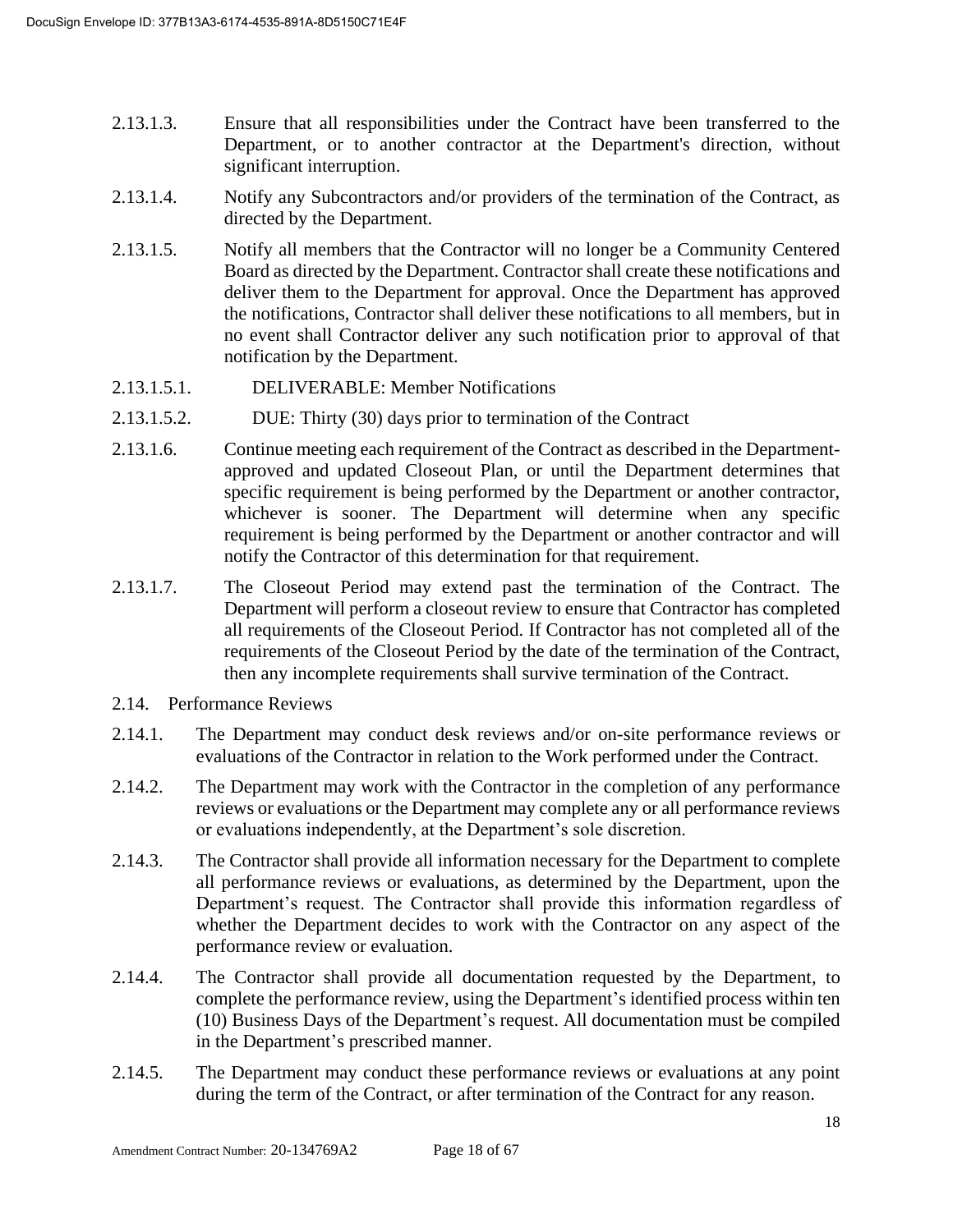2.13.1.3. Ensure that all responsibilities under the Contract have been transferred to the Department, or to another contractor at the Department's direction, without significant interruption.

2.13.1.4. Notify any Subcontractors and/or providers of the termination of the Contract, as directed by the Department.

2.13.1.5. Notify all members that the Contractor will no longer be a Community Centered Board as directed by the Department. Contractor shall create these notifications and deliver them to the Department for approval. Once the Department has approved the notifications, Contractor shall deliver these notifications to all members, but in no event shall Contractor deliver any such notification prior to approval of that notification by the Department.

2.13.1.5.1. DELIVERABLE: Member Notifications

2.13.1.5.2. DUE: Thirty (30) days prior to termination of the Contract

2.13.1.6. Continue meeting each requirement of the Contract as described in the Department-approved and updated Closeout Plan, or until the Department determines that specific requirement is being performed by the Department or another contractor, whichever is sooner. The Department will determine when any specific requirement is being performed by the Department or another contractor and will notify the Contractor of this determination for that requirement.

2.13.1.7. The Closeout Period may extend past the termination of the Contract. The Department will perform a closeout review to ensure that Contractor has completed all requirements of the Closeout Period. If Contractor has not completed all of the requirements of the Closeout Period by the date of the termination of the Contract, then any incomplete requirements shall survive termination of the Contract.

2.14. Performance Reviews

2.14.1. The Department may conduct desk reviews and/or on-site performance reviews or evaluations of the Contractor in relation to the Work performed under the Contract.

2.14.2. The Department may work with the Contractor in the completion of any performance reviews or evaluations or the Department may complete any or all performance reviews or evaluations independently, at the Department's sole discretion.

2.14.3. The Contractor shall provide all information necessary for the Department to complete all performance reviews or evaluations, as determined by the Department, upon the Department's request. The Contractor shall provide this information regardless of whether the Department decides to work with the Contractor on any aspect of the performance review or evaluation.

2.14.4. The Contractor shall provide all documentation requested by the Department, to complete the performance review, using the Department's identified process within ten (10) Business Days of the Department's request. All documentation must be compiled in the Department's prescribed manner.

2.14.5. The Department may conduct these performance reviews or evaluations at any point during the term of the Contract, or after termination of the Contract for any reason.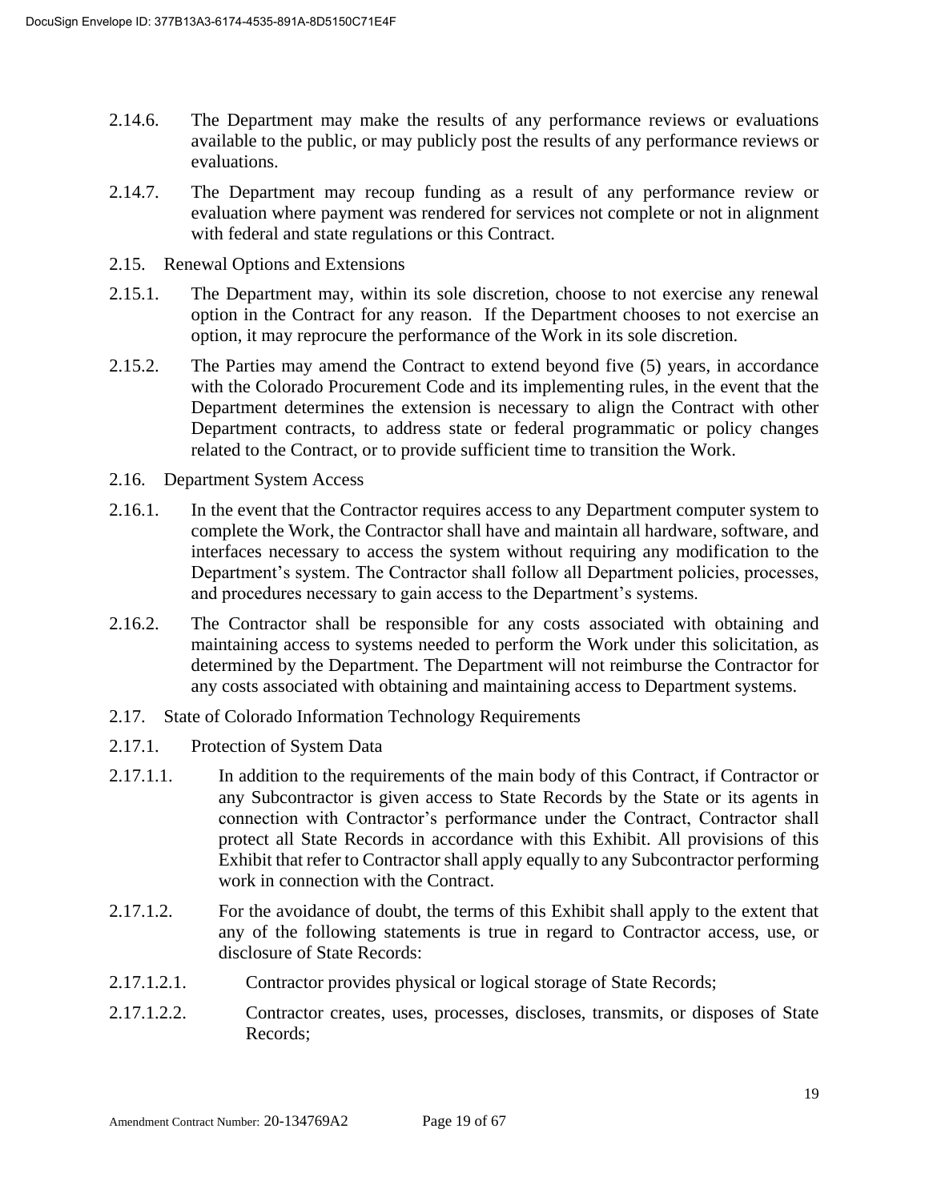2.14.6. The Department may make the results of any performance reviews or evaluations available to the public, or may publicly post the results of any performance reviews or evaluations.

2.14.7. The Department may recoup funding as a result of any performance review or evaluation where payment was rendered for services not complete or not in alignment with federal and state regulations or this Contract.

2.15. Renewal Options and Extensions

2.15.1. The Department may, within its sole discretion, choose to not exercise any renewal option in the Contract for any reason. If the Department chooses to not exercise an option, it may reprocure the performance of the Work in its sole discretion.

2.15.2. The Parties may amend the Contract to extend beyond five (5) years, in accordance with the Colorado Procurement Code and its implementing rules, in the event that the Department determines the extension is necessary to align the Contract with other Department contracts, to address state or federal programmatic or policy changes related to the Contract, or to provide sufficient time to transition the Work.

2.16. Department System Access

2.16.1. In the event that the Contractor requires access to any Department computer system to complete the Work, the Contractor shall have and maintain all hardware, software, and interfaces necessary to access the system without requiring any modification to the Department's system. The Contractor shall follow all Department policies, processes, and procedures necessary to gain access to the Department's systems.

2.16.2. The Contractor shall be responsible for any costs associated with obtaining and maintaining access to systems needed to perform the Work under this solicitation, as determined by the Department. The Department will not reimburse the Contractor for any costs associated with obtaining and maintaining access to Department systems.

2.17. State of Colorado Information Technology Requirements

2.17.1. Protection of System Data

2.17.1.1. In addition to the requirements of the main body of this Contract, if Contractor or any Subcontractor is given access to State Records by the State or its agents in connection with Contractor's performance under the Contract, Contractor shall protect all State Records in accordance with this Exhibit. All provisions of this Exhibit that refer to Contractor shall apply equally to any Subcontractor performing work in connection with the Contract.

2.17.1.2. For the avoidance of doubt, the terms of this Exhibit shall apply to the extent that any of the following statements is true in regard to Contractor access, use, or disclosure of State Records:

2.17.1.2.1. Contractor provides physical or logical storage of State Records;

2.17.1.2.2. Contractor creates, uses, processes, discloses, transmits, or disposes of State Records;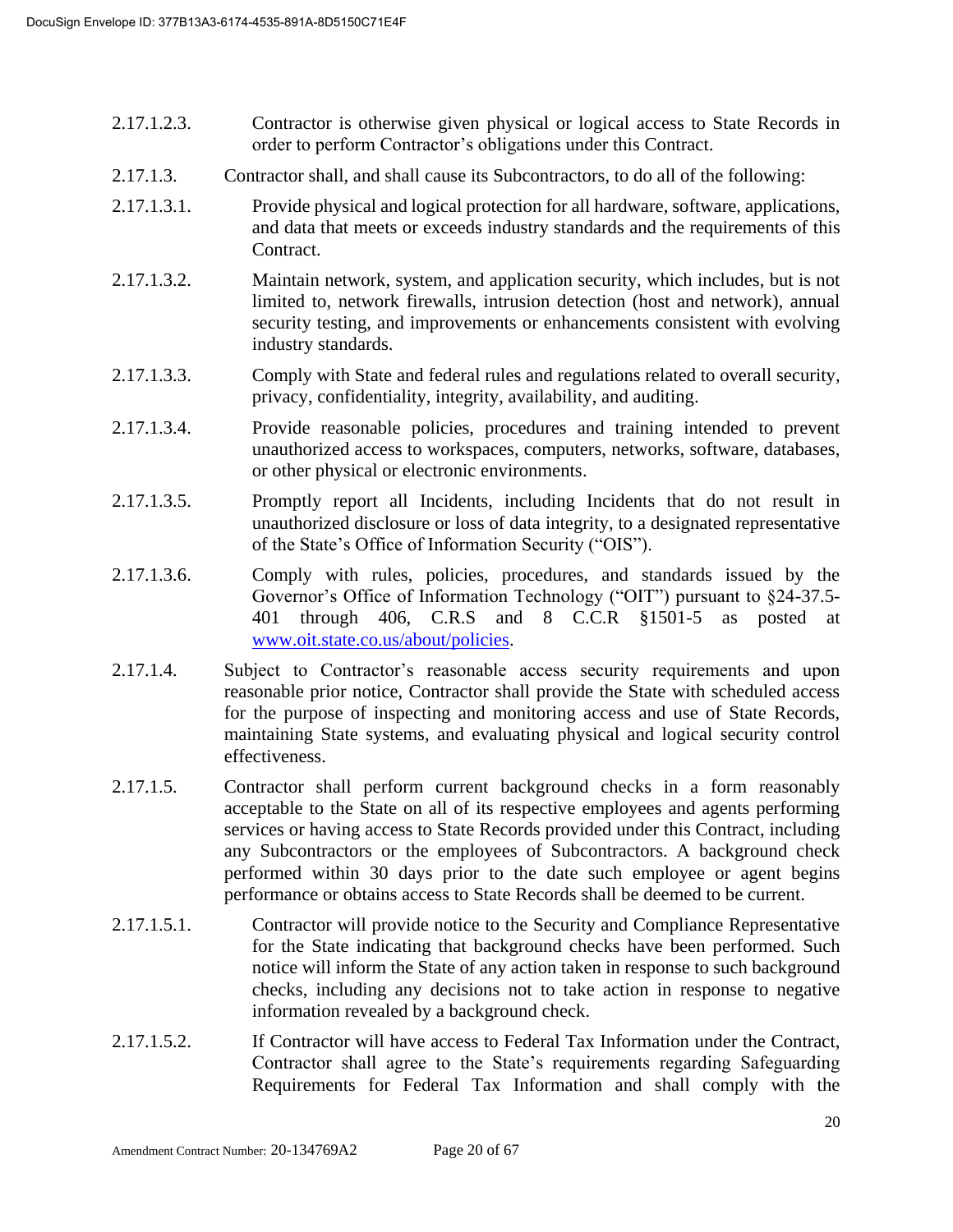2.17.1.2.3. Contractor is otherwise given physical or logical access to State Records in order to perform Contractor's obligations under this Contract.

2.17.1.3. Contractor shall, and shall cause its Subcontractors, to do all of the following:

2.17.1.3.1. Provide physical and logical protection for all hardware, software, applications, and data that meets or exceeds industry standards and the requirements of this Contract.

2.17.1.3.2. Maintain network, system, and application security, which includes, but is not limited to, network firewalls, intrusion detection (host and network), annual security testing, and improvements or enhancements consistent with evolving industry standards.

2.17.1.3.3. Comply with State and federal rules and regulations related to overall security, privacy, confidentiality, integrity, availability, and auditing.

2.17.1.3.4. Provide reasonable policies, procedures and training intended to prevent unauthorized access to workspaces, computers, networks, software, databases, or other physical or electronic environments.

2.17.1.3.5. Promptly report all Incidents, including Incidents that do not result in unauthorized disclosure or loss of data integrity, to a designated representative of the State's Office of Information Security ("OIS").

2.17.1.3.6. Comply with rules, policies, procedures, and standards issued by the Governor's Office of Information Technology ("OIT") pursuant to §24-37.5-401 through 406, C.R.S and 8 C.C.R §1501-5 as posted at [www.oit.state.co.us/about/policies](http://www.oit.state.co.us/about/policies).

2.17.1.4. Subject to Contractor's reasonable access security requirements and upon reasonable prior notice, Contractor shall provide the State with scheduled access for the purpose of inspecting and monitoring access and use of State Records, maintaining State systems, and evaluating physical and logical security control effectiveness.

2.17.1.5. Contractor shall perform current background checks in a form reasonably acceptable to the State on all of its respective employees and agents performing services or having access to State Records provided under this Contract, including any Subcontractors or the employees of Subcontractors. A background check performed within 30 days prior to the date such employee or agent begins performance or obtains access to State Records shall be deemed to be current.

2.17.1.5.1. Contractor will provide notice to the Security and Compliance Representative for the State indicating that background checks have been performed. Such notice will inform the State of any action taken in response to such background checks, including any decisions not to take action in response to negative information revealed by a background check.

2.17.1.5.2. If Contractor will have access to Federal Tax Information under the Contract, Contractor shall agree to the State's requirements regarding Safeguarding Requirements for Federal Tax Information and shall comply with the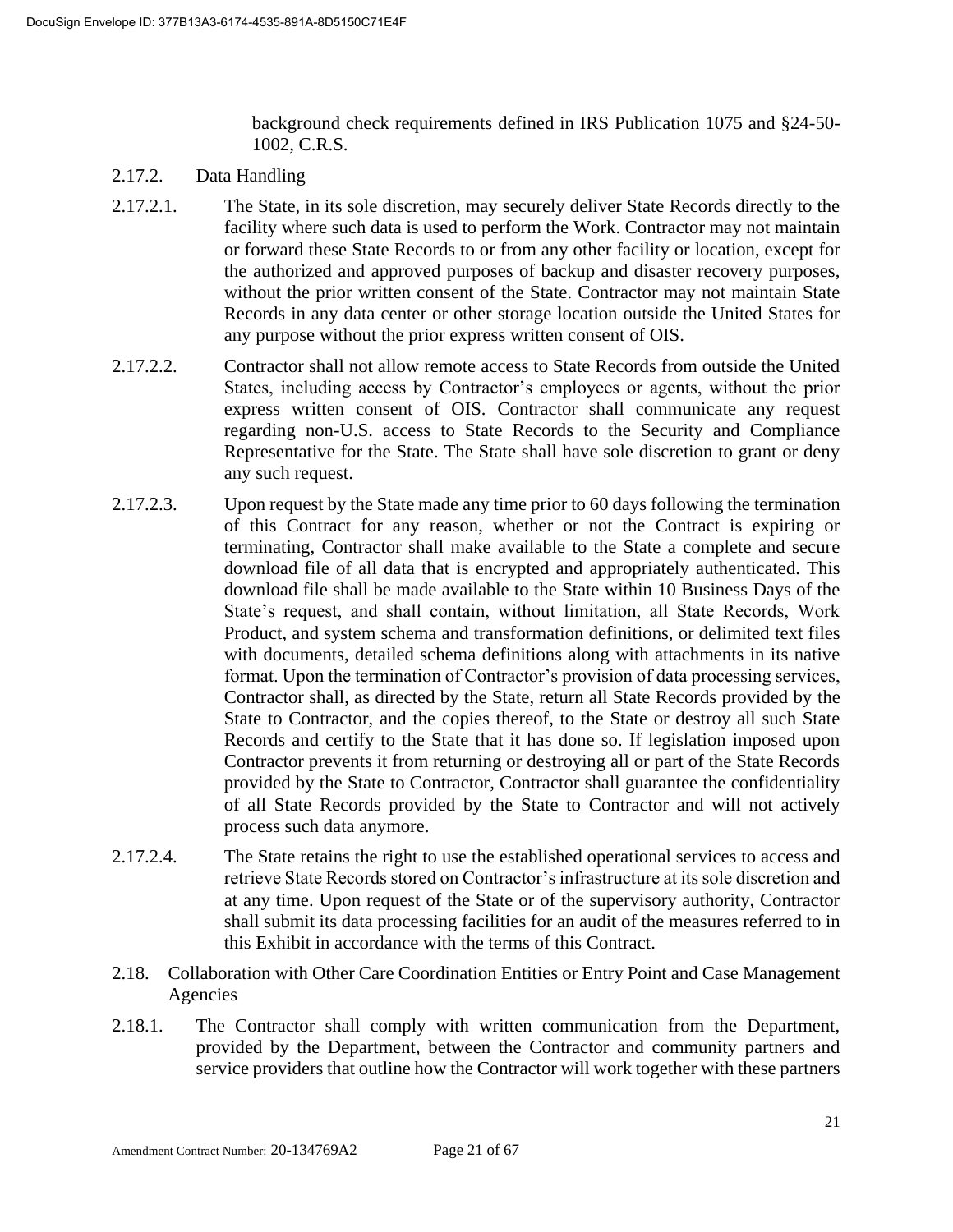background check requirements defined in IRS Publication 1075 and §24-50-1002, C.R.S.

2.17.2. Data Handling

2.17.2.1. The State, in its sole discretion, may securely deliver State Records directly to the facility where such data is used to perform the Work. Contractor may not maintain or forward these State Records to or from any other facility or location, except for the authorized and approved purposes of backup and disaster recovery purposes, without the prior written consent of the State. Contractor may not maintain State Records in any data center or other storage location outside the United States for any purpose without the prior express written consent of OIS.

2.17.2.2. Contractor shall not allow remote access to State Records from outside the United States, including access by Contractor's employees or agents, without the prior express written consent of OIS. Contractor shall communicate any request regarding non-U.S. access to State Records to the Security and Compliance Representative for the State. The State shall have sole discretion to grant or deny any such request.

2.17.2.3. Upon request by the State made any time prior to 60 days following the termination of this Contract for any reason, whether or not the Contract is expiring or terminating, Contractor shall make available to the State a complete and secure download file of all data that is encrypted and appropriately authenticated. This download file shall be made available to the State within 10 Business Days of the State's request, and shall contain, without limitation, all State Records, Work Product, and system schema and transformation definitions, or delimited text files with documents, detailed schema definitions along with attachments in its native format. Upon the termination of Contractor's provision of data processing services, Contractor shall, as directed by the State, return all State Records provided by the State to Contractor, and the copies thereof, to the State or destroy all such State Records and certify to the State that it has done so. If legislation imposed upon Contractor prevents it from returning or destroying all or part of the State Records provided by the State to Contractor, Contractor shall guarantee the confidentiality of all State Records provided by the State to Contractor and will not actively process such data anymore.

2.17.2.4. The State retains the right to use the established operational services to access and retrieve State Records stored on Contractor's infrastructure at its sole discretion and at any time. Upon request of the State or of the supervisory authority, Contractor shall submit its data processing facilities for an audit of the measures referred to in this Exhibit in accordance with the terms of this Contract.

2.18. Collaboration with Other Care Coordination Entities or Entry Point and Case Management Agencies

2.18.1. The Contractor shall comply with written communication from the Department, provided by the Department, between the Contractor and community partners and service providers that outline how the Contractor will work together with these partners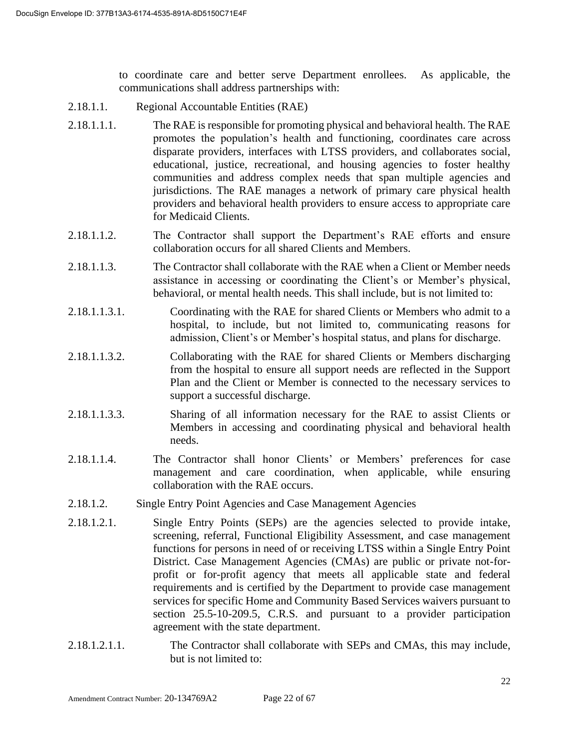to coordinate care and better serve Department enrollees. As applicable, the communications shall address partnerships with:

2.18.1.1. Regional Accountable Entities (RAE)

2.18.1.1.1. The RAE is responsible for promoting physical and behavioral health. The RAE promotes the population's health and functioning, coordinates care across disparate providers, interfaces with LTSS providers, and collaborates social, educational, justice, recreational, and housing agencies to foster healthy communities and address complex needs that span multiple agencies and jurisdictions. The RAE manages a network of primary care physical health providers and behavioral health providers to ensure access to appropriate care for Medicaid Clients.

2.18.1.1.2. The Contractor shall support the Department's RAE efforts and ensure collaboration occurs for all shared Clients and Members.

2.18.1.1.3. The Contractor shall collaborate with the RAE when a Client or Member needs assistance in accessing or coordinating the Client's or Member's physical, behavioral, or mental health needs. This shall include, but is not limited to:

2.18.1.1.3.1. Coordinating with the RAE for shared Clients or Members who admit to a hospital, to include, but not limited to, communicating reasons for admission, Client's or Member's hospital status, and plans for discharge.

2.18.1.1.3.2. Collaborating with the RAE for shared Clients or Members discharging from the hospital to ensure all support needs are reflected in the Support Plan and the Client or Member is connected to the necessary services to support a successful discharge.

2.18.1.1.3.3. Sharing of all information necessary for the RAE to assist Clients or Members in accessing and coordinating physical and behavioral health needs.

2.18.1.1.4. The Contractor shall honor Clients' or Members' preferences for case management and care coordination, when applicable, while ensuring collaboration with the RAE occurs.

2.18.1.2. Single Entry Point Agencies and Case Management Agencies

2.18.1.2.1. Single Entry Points (SEPs) are the agencies selected to provide intake, screening, referral, Functional Eligibility Assessment, and case management functions for persons in need of or receiving LTSS within a Single Entry Point District. Case Management Agencies (CMAs) are public or private not-for-profit or for-profit agency that meets all applicable state and federal requirements and is certified by the Department to provide case management services for specific Home and Community Based Services waivers pursuant to section 25.5-10-209.5, C.R.S. and pursuant to a provider participation agreement with the state department.

2.18.1.2.1.1. The Contractor shall collaborate with SEPs and CMAs, this may include, but is not limited to: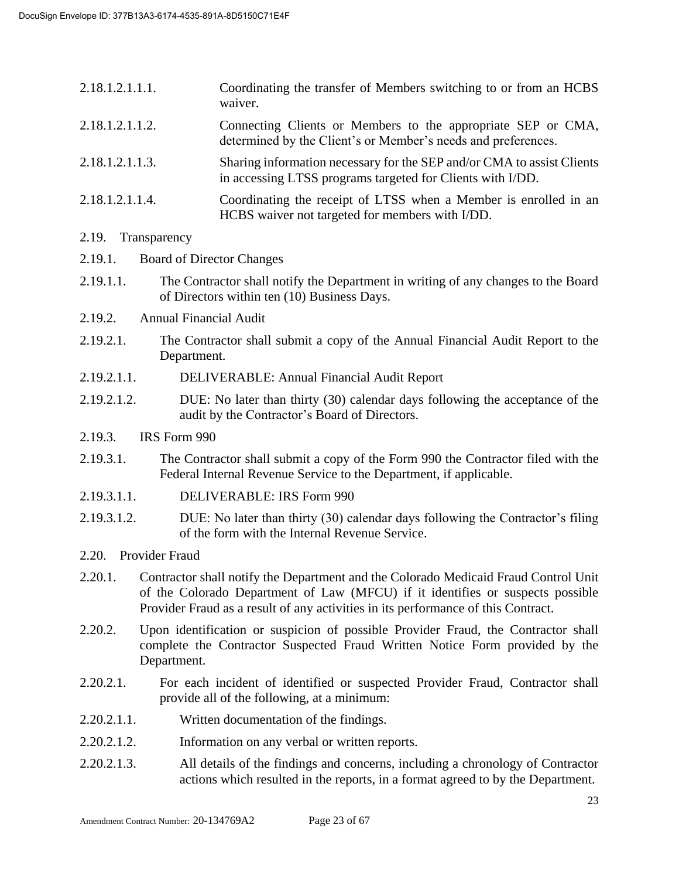2.18.1.2.1.1.1. Coordinating the transfer of Members switching to or from an HCBS waiver.

2.18.1.2.1.1.2. Connecting Clients or Members to the appropriate SEP or CMA, determined by the Client's or Member's needs and preferences.

2.18.1.2.1.1.3. Sharing information necessary for the SEP and/or CMA to assist Clients in accessing LTSS programs targeted for Clients with I/DD.

2.18.1.2.1.1.4. Coordinating the receipt of LTSS when a Member is enrolled in an HCBS waiver not targeted for members with I/DD.

2.19. Transparency

2.19.1. Board of Director Changes

2.19.1.1. The Contractor shall notify the Department in writing of any changes to the Board of Directors within ten (10) Business Days.

2.19.2. Annual Financial Audit

2.19.2.1. The Contractor shall submit a copy of the Annual Financial Audit Report to the Department.

2.19.2.1.1. DELIVERABLE: Annual Financial Audit Report

2.19.2.1.2. DUE: No later than thirty (30) calendar days following the acceptance of the audit by the Contractor's Board of Directors.

2.19.3. IRS Form 990

2.19.3.1. The Contractor shall submit a copy of the Form 990 the Contractor filed with the Federal Internal Revenue Service to the Department, if applicable.

2.19.3.1.1. DELIVERABLE: IRS Form 990

2.19.3.1.2. DUE: No later than thirty (30) calendar days following the Contractor's filing of the form with the Internal Revenue Service.

2.20. Provider Fraud

2.20.1. Contractor shall notify the Department and the Colorado Medicaid Fraud Control Unit of the Colorado Department of Law (MFCU) if it identifies or suspects possible Provider Fraud as a result of any activities in its performance of this Contract.

2.20.2. Upon identification or suspicion of possible Provider Fraud, the Contractor shall complete the Contractor Suspected Fraud Written Notice Form provided by the Department.

2.20.2.1. For each incident of identified or suspected Provider Fraud, Contractor shall provide all of the following, at a minimum:

2.20.2.1.1. Written documentation of the findings.

2.20.2.1.2. Information on any verbal or written reports.

2.20.2.1.3. All details of the findings and concerns, including a chronology of Contractor actions which resulted in the reports, in a format agreed to by the Department.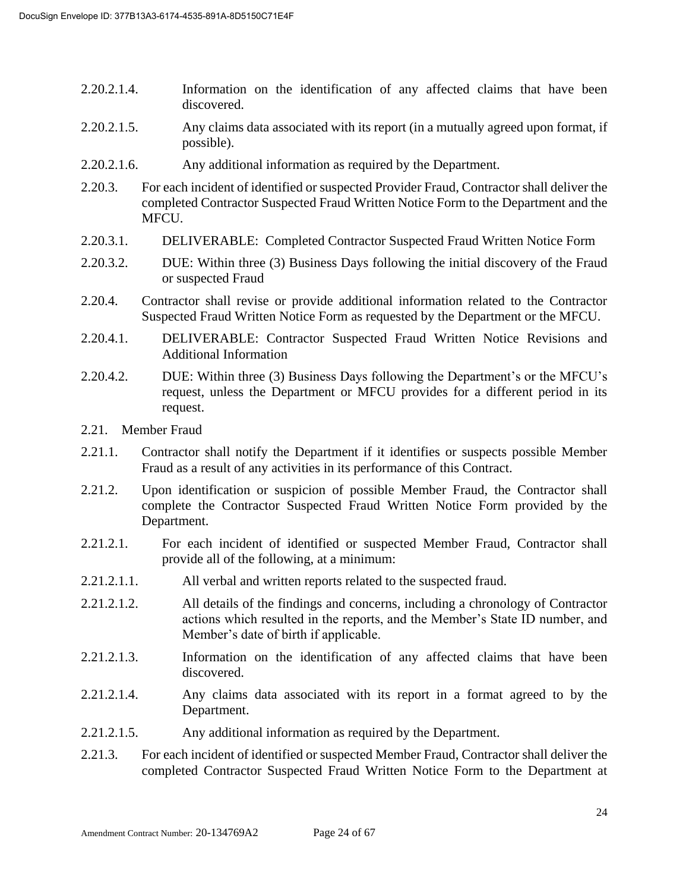2.20.2.1.4. Information on the identification of any affected claims that have been discovered.

2.20.2.1.5. Any claims data associated with its report (in a mutually agreed upon format, if possible).

2.20.2.1.6. Any additional information as required by the Department.

2.20.3. For each incident of identified or suspected Provider Fraud, Contractor shall deliver the completed Contractor Suspected Fraud Written Notice Form to the Department and the MFCU.

2.20.3.1. DELIVERABLE: Completed Contractor Suspected Fraud Written Notice Form

2.20.3.2. DUE: Within three (3) Business Days following the initial discovery of the Fraud or suspected Fraud

2.20.4. Contractor shall revise or provide additional information related to the Contractor Suspected Fraud Written Notice Form as requested by the Department or the MFCU.

2.20.4.1. DELIVERABLE: Contractor Suspected Fraud Written Notice Revisions and Additional Information

2.20.4.2. DUE: Within three (3) Business Days following the Department's or the MFCU's request, unless the Department or MFCU provides for a different period in its request.

2.21. Member Fraud

2.21.1. Contractor shall notify the Department if it identifies or suspects possible Member Fraud as a result of any activities in its performance of this Contract.

2.21.2. Upon identification or suspicion of possible Member Fraud, the Contractor shall complete the Contractor Suspected Fraud Written Notice Form provided by the Department.

2.21.2.1. For each incident of identified or suspected Member Fraud, Contractor shall provide all of the following, at a minimum:

2.21.2.1.1. All verbal and written reports related to the suspected fraud.

2.21.2.1.2. All details of the findings and concerns, including a chronology of Contractor actions which resulted in the reports, and the Member's State ID number, and Member's date of birth if applicable.

2.21.2.1.3. Information on the identification of any affected claims that have been discovered.

2.21.2.1.4. Any claims data associated with its report in a format agreed to by the Department.

2.21.2.1.5. Any additional information as required by the Department.

2.21.3. For each incident of identified or suspected Member Fraud, Contractor shall deliver the completed Contractor Suspected Fraud Written Notice Form to the Department at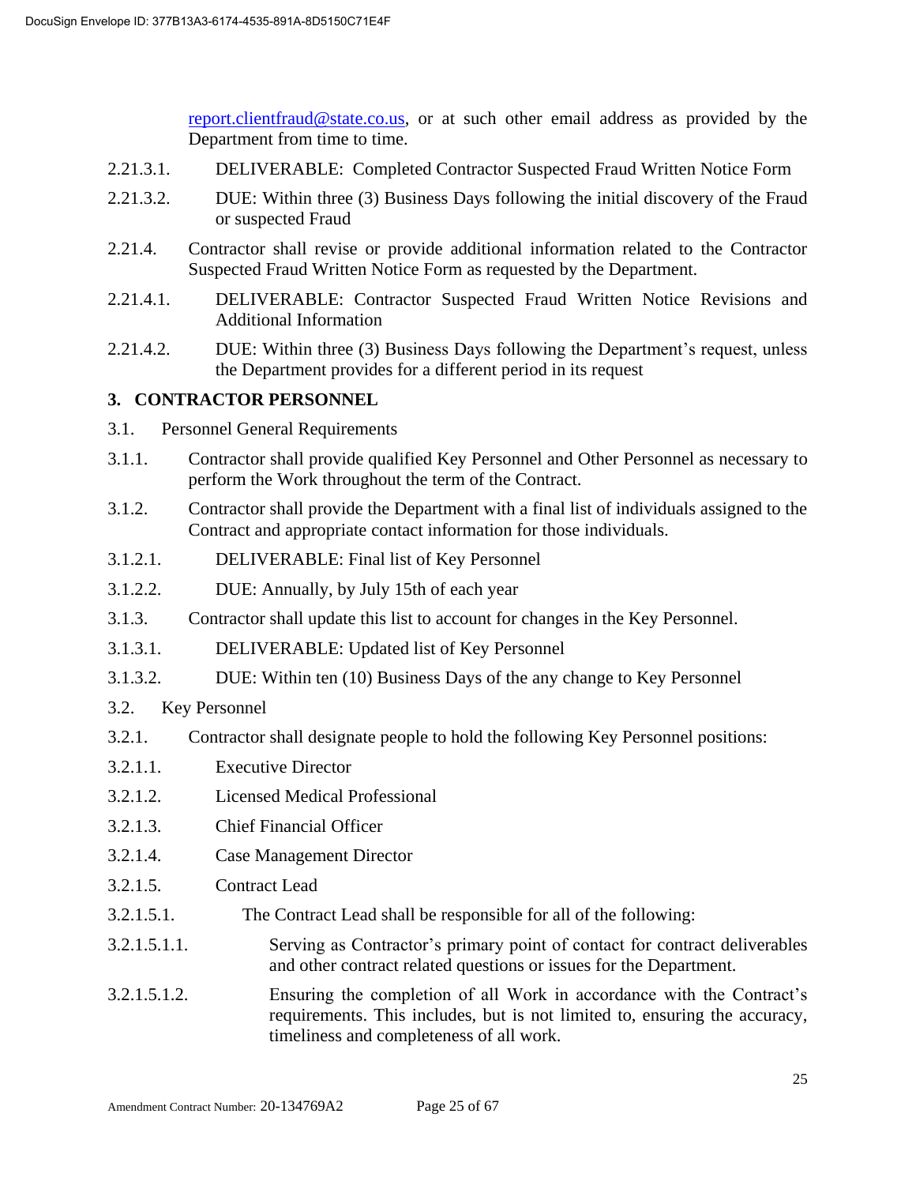report.clientfraud@state.co.us, or at such other email address as provided by the Department from time to time.

2.21.3.1. DELIVERABLE: Completed Contractor Suspected Fraud Written Notice Form

2.21.3.2. DUE: Within three (3) Business Days following the initial discovery of the Fraud or suspected Fraud

2.21.4. Contractor shall revise or provide additional information related to the Contractor Suspected Fraud Written Notice Form as requested by the Department.

2.21.4.1. DELIVERABLE: Contractor Suspected Fraud Written Notice Revisions and Additional Information

2.21.4.2. DUE: Within three (3) Business Days following the Department's request, unless the Department provides for a different period in its request

## 3. CONTRACTOR PERSONNEL

3.1. Personnel General Requirements

3.1.1. Contractor shall provide qualified Key Personnel and Other Personnel as necessary to perform the Work throughout the term of the Contract.

3.1.2. Contractor shall provide the Department with a final list of individuals assigned to the Contract and appropriate contact information for those individuals.

3.1.2.1. DELIVERABLE: Final list of Key Personnel

3.1.2.2. DUE: Annually, by July 15th of each year

3.1.3. Contractor shall update this list to account for changes in the Key Personnel.

3.1.3.1. DELIVERABLE: Updated list of Key Personnel

3.1.3.2. DUE: Within ten (10) Business Days of the any change to Key Personnel

3.2. Key Personnel

3.2.1. Contractor shall designate people to hold the following Key Personnel positions:

3.2.1.1. Executive Director

3.2.1.2. Licensed Medical Professional

3.2.1.3. Chief Financial Officer

3.2.1.4. Case Management Director

3.2.1.5. Contract Lead

3.2.1.5.1. The Contract Lead shall be responsible for all of the following:

3.2.1.5.1.1. Serving as Contractor's primary point of contact for contract deliverables and other contract related questions or issues for the Department.

3.2.1.5.1.2. Ensuring the completion of all Work in accordance with the Contract's requirements. This includes, but is not limited to, ensuring the accuracy, timeliness and completeness of all work.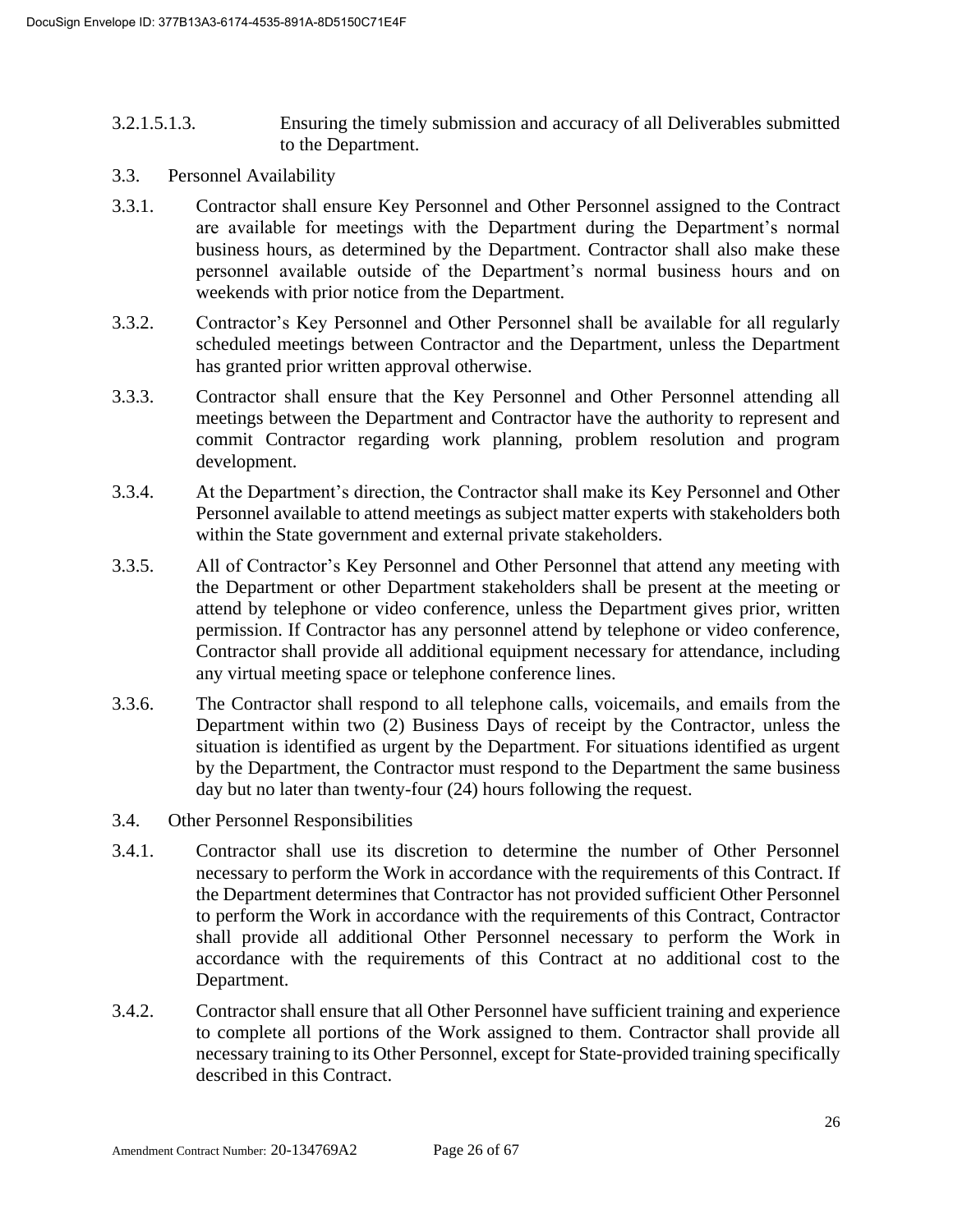3.2.1.5.1.3. Ensuring the timely submission and accuracy of all Deliverables submitted to the Department.

3.3. Personnel Availability

3.3.1. Contractor shall ensure Key Personnel and Other Personnel assigned to the Contract are available for meetings with the Department during the Department's normal business hours, as determined by the Department. Contractor shall also make these personnel available outside of the Department's normal business hours and on weekends with prior notice from the Department.

3.3.2. Contractor's Key Personnel and Other Personnel shall be available for all regularly scheduled meetings between Contractor and the Department, unless the Department has granted prior written approval otherwise.

3.3.3. Contractor shall ensure that the Key Personnel and Other Personnel attending all meetings between the Department and Contractor have the authority to represent and commit Contractor regarding work planning, problem resolution and program development.

3.3.4. At the Department's direction, the Contractor shall make its Key Personnel and Other Personnel available to attend meetings as subject matter experts with stakeholders both within the State government and external private stakeholders.

3.3.5. All of Contractor's Key Personnel and Other Personnel that attend any meeting with the Department or other Department stakeholders shall be present at the meeting or attend by telephone or video conference, unless the Department gives prior, written permission. If Contractor has any personnel attend by telephone or video conference, Contractor shall provide all additional equipment necessary for attendance, including any virtual meeting space or telephone conference lines.

3.3.6. The Contractor shall respond to all telephone calls, voicemails, and emails from the Department within two (2) Business Days of receipt by the Contractor, unless the situation is identified as urgent by the Department. For situations identified as urgent by the Department, the Contractor must respond to the Department the same business day but no later than twenty-four (24) hours following the request.

3.4. Other Personnel Responsibilities

3.4.1. Contractor shall use its discretion to determine the number of Other Personnel necessary to perform the Work in accordance with the requirements of this Contract. If the Department determines that Contractor has not provided sufficient Other Personnel to perform the Work in accordance with the requirements of this Contract, Contractor shall provide all additional Other Personnel necessary to perform the Work in accordance with the requirements of this Contract at no additional cost to the Department.

3.4.2. Contractor shall ensure that all Other Personnel have sufficient training and experience to complete all portions of the Work assigned to them. Contractor shall provide all necessary training to its Other Personnel, except for State-provided training specifically described in this Contract.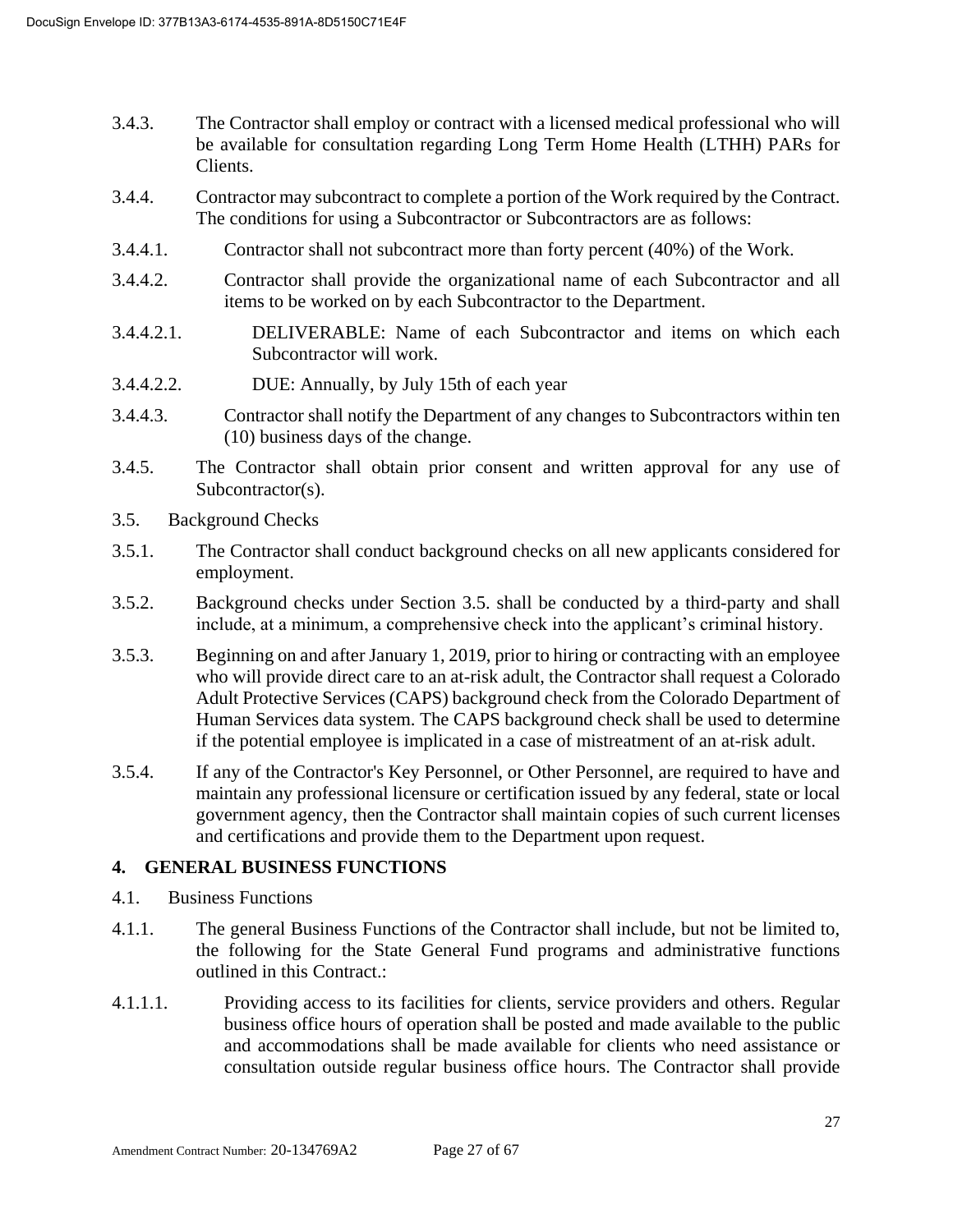3.4.3. The Contractor shall employ or contract with a licensed medical professional who will be available for consultation regarding Long Term Home Health (LTHH) PARs for Clients.

3.4.4. Contractor may subcontract to complete a portion of the Work required by the Contract. The conditions for using a Subcontractor or Subcontractors are as follows:

3.4.4.1. Contractor shall not subcontract more than forty percent (40%) of the Work.

3.4.4.2. Contractor shall provide the organizational name of each Subcontractor and all items to be worked on by each Subcontractor to the Department.

3.4.4.2.1. DELIVERABLE: Name of each Subcontractor and items on which each Subcontractor will work.

3.4.4.2.2. DUE: Annually, by July 15th of each year

3.4.4.3. Contractor shall notify the Department of any changes to Subcontractors within ten (10) business days of the change.

3.4.5. The Contractor shall obtain prior consent and written approval for any use of Subcontractor(s).

3.5. Background Checks

3.5.1. The Contractor shall conduct background checks on all new applicants considered for employment.

3.5.2. Background checks under Section 3.5. shall be conducted by a third-party and shall include, at a minimum, a comprehensive check into the applicant's criminal history.

3.5.3. Beginning on and after January 1, 2019, prior to hiring or contracting with an employee who will provide direct care to an at-risk adult, the Contractor shall request a Colorado Adult Protective Services (CAPS) background check from the Colorado Department of Human Services data system. The CAPS background check shall be used to determine if the potential employee is implicated in a case of mistreatment of an at-risk adult.

3.5.4. If any of the Contractor's Key Personnel, or Other Personnel, are required to have and maintain any professional licensure or certification issued by any federal, state or local government agency, then the Contractor shall maintain copies of such current licenses and certifications and provide them to the Department upon request.

## 4. GENERAL BUSINESS FUNCTIONS

4.1. Business Functions

4.1.1. The general Business Functions of the Contractor shall include, but not be limited to, the following for the State General Fund programs and administrative functions outlined in this Contract.:

4.1.1.1. Providing access to its facilities for clients, service providers and others. Regular business office hours of operation shall be posted and made available to the public and accommodations shall be made available for clients who need assistance or consultation outside regular business office hours. The Contractor shall provide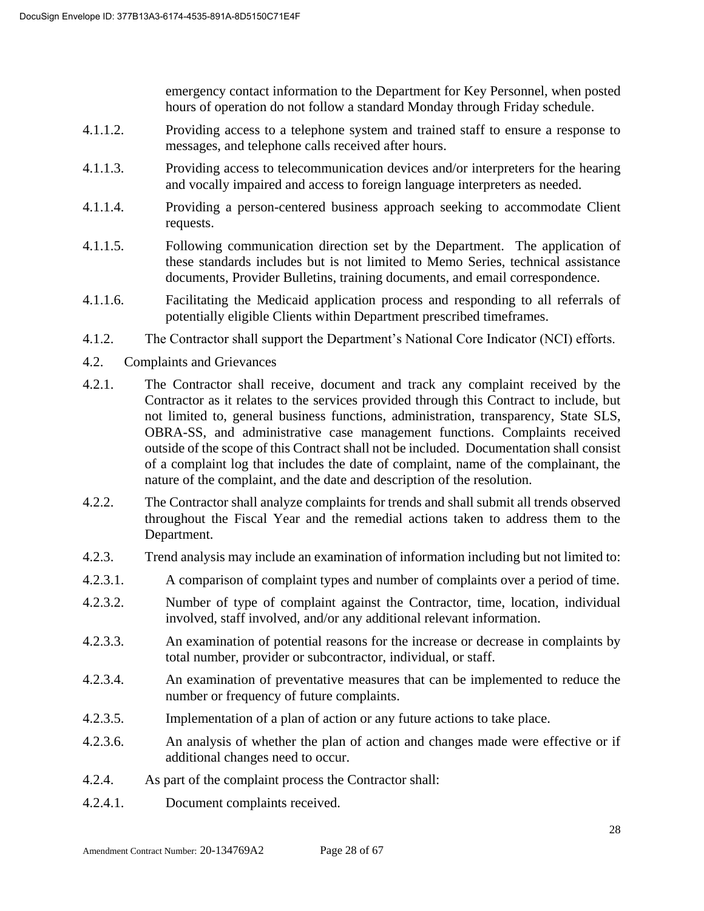emergency contact information to the Department for Key Personnel, when posted hours of operation do not follow a standard Monday through Friday schedule.

4.1.1.2. Providing access to a telephone system and trained staff to ensure a response to messages, and telephone calls received after hours.

4.1.1.3. Providing access to telecommunication devices and/or interpreters for the hearing and vocally impaired and access to foreign language interpreters as needed.

4.1.1.4. Providing a person-centered business approach seeking to accommodate Client requests.

4.1.1.5. Following communication direction set by the Department. The application of these standards includes but is not limited to Memo Series, technical assistance documents, Provider Bulletins, training documents, and email correspondence.

4.1.1.6. Facilitating the Medicaid application process and responding to all referrals of potentially eligible Clients within Department prescribed timeframes.

4.1.2. The Contractor shall support the Department's National Core Indicator (NCI) efforts.

4.2. Complaints and Grievances

4.2.1. The Contractor shall receive, document and track any complaint received by the Contractor as it relates to the services provided through this Contract to include, but not limited to, general business functions, administration, transparency, State SLS, OBRA-SS, and administrative case management functions. Complaints received outside of the scope of this Contract shall not be included. Documentation shall consist of a complaint log that includes the date of complaint, name of the complainant, the nature of the complaint, and the date and description of the resolution.

4.2.2. The Contractor shall analyze complaints for trends and shall submit all trends observed throughout the Fiscal Year and the remedial actions taken to address them to the Department.

4.2.3. Trend analysis may include an examination of information including but not limited to:

4.2.3.1. A comparison of complaint types and number of complaints over a period of time.

4.2.3.2. Number of type of complaint against the Contractor, time, location, individual involved, staff involved, and/or any additional relevant information.

4.2.3.3. An examination of potential reasons for the increase or decrease in complaints by total number, provider or subcontractor, individual, or staff.

4.2.3.4. An examination of preventative measures that can be implemented to reduce the number or frequency of future complaints.

4.2.3.5. Implementation of a plan of action or any future actions to take place.

4.2.3.6. An analysis of whether the plan of action and changes made were effective or if additional changes need to occur.

4.2.4. As part of the complaint process the Contractor shall:

4.2.4.1. Document complaints received.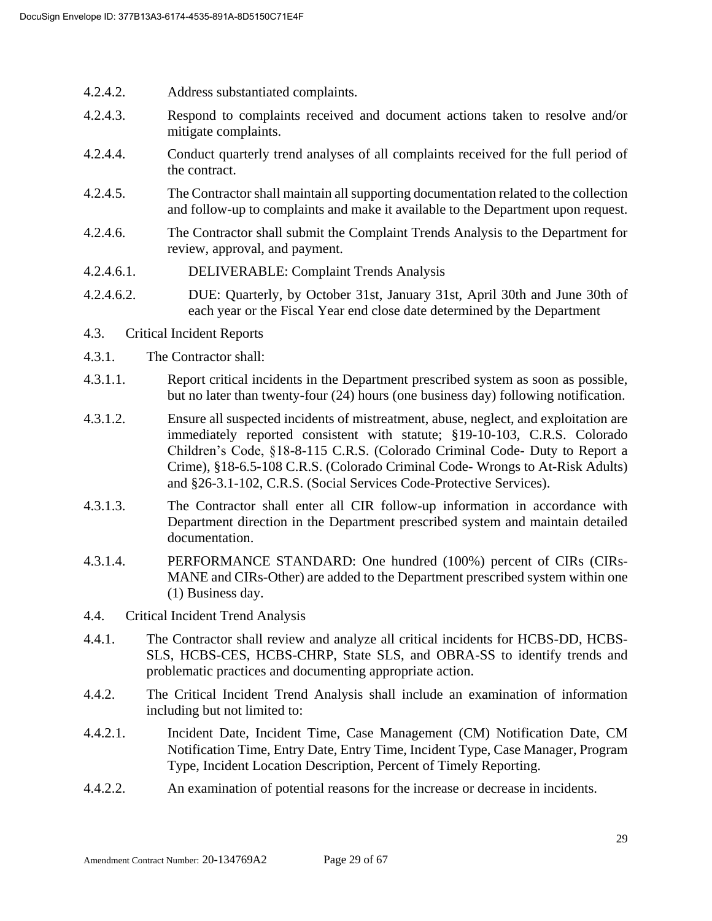4.2.4.2. Address substantiated complaints.

4.2.4.3. Respond to complaints received and document actions taken to resolve and/or mitigate complaints.

4.2.4.4. Conduct quarterly trend analyses of all complaints received for the full period of the contract.

4.2.4.5. The Contractor shall maintain all supporting documentation related to the collection and follow-up to complaints and make it available to the Department upon request.

4.2.4.6. The Contractor shall submit the Complaint Trends Analysis to the Department for review, approval, and payment.

4.2.4.6.1. DELIVERABLE: Complaint Trends Analysis

4.2.4.6.2. DUE: Quarterly, by October 31st, January 31st, April 30th and June 30th of each year or the Fiscal Year end close date determined by the Department

4.3. Critical Incident Reports

4.3.1. The Contractor shall:

4.3.1.1. Report critical incidents in the Department prescribed system as soon as possible, but no later than twenty-four (24) hours (one business day) following notification.

4.3.1.2. Ensure all suspected incidents of mistreatment, abuse, neglect, and exploitation are immediately reported consistent with statute; §19-10-103, C.R.S. Colorado Children's Code, §18-8-115 C.R.S. (Colorado Criminal Code- Duty to Report a Crime), §18-6.5-108 C.R.S. (Colorado Criminal Code- Wrongs to At-Risk Adults) and §26-3.1-102, C.R.S. (Social Services Code-Protective Services).

4.3.1.3. The Contractor shall enter all CIR follow-up information in accordance with Department direction in the Department prescribed system and maintain detailed documentation.

4.3.1.4. PERFORMANCE STANDARD: One hundred (100%) percent of CIRs (CIRs-MANE and CIRs-Other) are added to the Department prescribed system within one (1) Business day.

4.4. Critical Incident Trend Analysis

4.4.1. The Contractor shall review and analyze all critical incidents for HCBS-DD, HCBS-SLS, HCBS-CES, HCBS-CHRP, State SLS, and OBRA-SS to identify trends and problematic practices and documenting appropriate action.

4.4.2. The Critical Incident Trend Analysis shall include an examination of information including but not limited to:

4.4.2.1. Incident Date, Incident Time, Case Management (CM) Notification Date, CM Notification Time, Entry Date, Entry Time, Incident Type, Case Manager, Program Type, Incident Location Description, Percent of Timely Reporting.

4.4.2.2. An examination of potential reasons for the increase or decrease in incidents.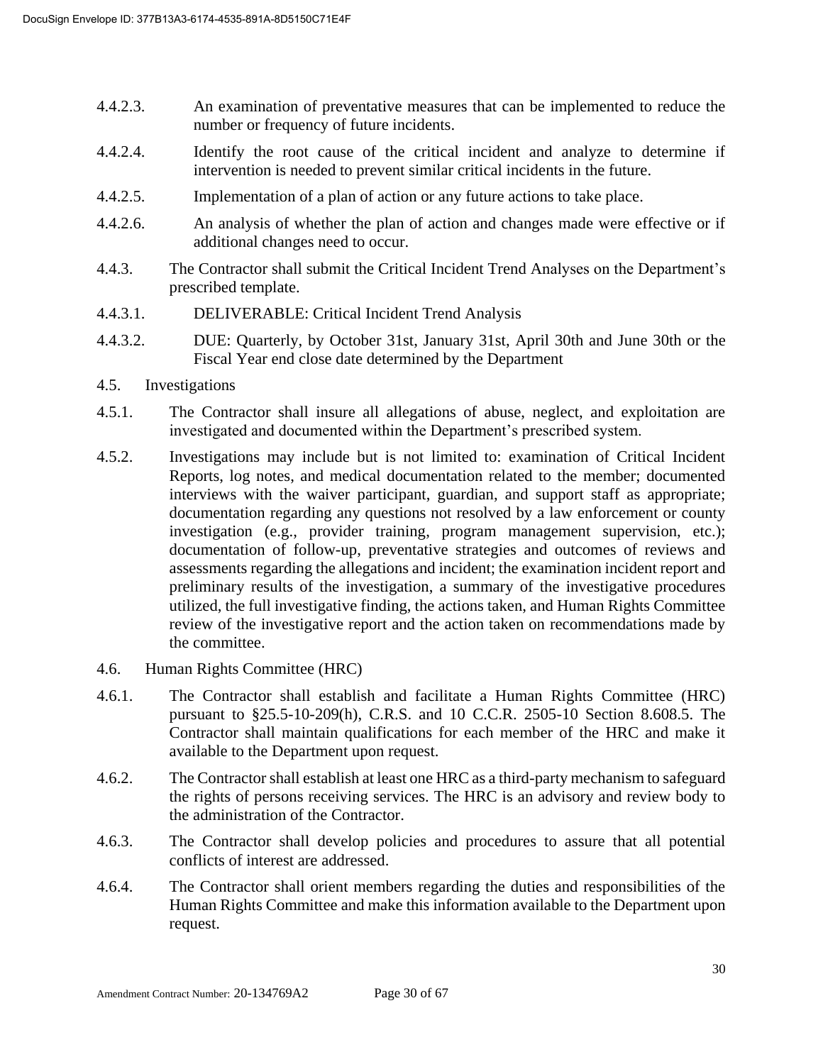4.4.2.3. An examination of preventative measures that can be implemented to reduce the number or frequency of future incidents.

4.4.2.4. Identify the root cause of the critical incident and analyze to determine if intervention is needed to prevent similar critical incidents in the future.

4.4.2.5. Implementation of a plan of action or any future actions to take place.

4.4.2.6. An analysis of whether the plan of action and changes made were effective or if additional changes need to occur.

4.4.3. The Contractor shall submit the Critical Incident Trend Analyses on the Department's prescribed template.

4.4.3.1. DELIVERABLE: Critical Incident Trend Analysis

4.4.3.2. DUE: Quarterly, by October 31st, January 31st, April 30th and June 30th or the Fiscal Year end close date determined by the Department

4.5. Investigations

4.5.1. The Contractor shall insure all allegations of abuse, neglect, and exploitation are investigated and documented within the Department's prescribed system.

4.5.2. Investigations may include but is not limited to: examination of Critical Incident Reports, log notes, and medical documentation related to the member; documented interviews with the waiver participant, guardian, and support staff as appropriate; documentation regarding any questions not resolved by a law enforcement or county investigation (e.g., provider training, program management supervision, etc.); documentation of follow-up, preventative strategies and outcomes of reviews and assessments regarding the allegations and incident; the examination incident report and preliminary results of the investigation, a summary of the investigative procedures utilized, the full investigative finding, the actions taken, and Human Rights Committee review of the investigative report and the action taken on recommendations made by the committee.

4.6. Human Rights Committee (HRC)

4.6.1. The Contractor shall establish and facilitate a Human Rights Committee (HRC) pursuant to §25.5-10-209(h), C.R.S. and 10 C.C.R. 2505-10 Section 8.608.5. The Contractor shall maintain qualifications for each member of the HRC and make it available to the Department upon request.

4.6.2. The Contractor shall establish at least one HRC as a third-party mechanism to safeguard the rights of persons receiving services. The HRC is an advisory and review body to the administration of the Contractor.

4.6.3. The Contractor shall develop policies and procedures to assure that all potential conflicts of interest are addressed.

4.6.4. The Contractor shall orient members regarding the duties and responsibilities of the Human Rights Committee and make this information available to the Department upon request.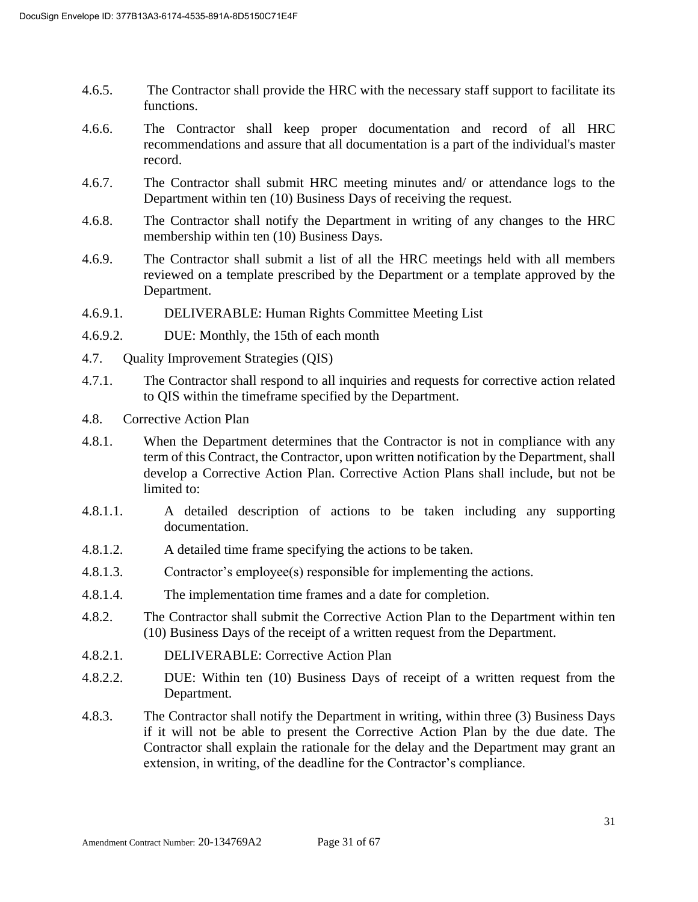4.6.5. The Contractor shall provide the HRC with the necessary staff support to facilitate its functions.

4.6.6. The Contractor shall keep proper documentation and record of all HRC recommendations and assure that all documentation is a part of the individual's master record.

4.6.7. The Contractor shall submit HRC meeting minutes and/ or attendance logs to the Department within ten (10) Business Days of receiving the request.

4.6.8. The Contractor shall notify the Department in writing of any changes to the HRC membership within ten (10) Business Days.

4.6.9. The Contractor shall submit a list of all the HRC meetings held with all members reviewed on a template prescribed by the Department or a template approved by the Department.

4.6.9.1. DELIVERABLE: Human Rights Committee Meeting List

4.6.9.2. DUE: Monthly, the 15th of each month

4.7. Quality Improvement Strategies (QIS)

4.7.1. The Contractor shall respond to all inquiries and requests for corrective action related to QIS within the timeframe specified by the Department.

4.8. Corrective Action Plan

4.8.1. When the Department determines that the Contractor is not in compliance with any term of this Contract, the Contractor, upon written notification by the Department, shall develop a Corrective Action Plan. Corrective Action Plans shall include, but not be limited to:

4.8.1.1. A detailed description of actions to be taken including any supporting documentation.

4.8.1.2. A detailed time frame specifying the actions to be taken.

4.8.1.3. Contractor's employee(s) responsible for implementing the actions.

4.8.1.4. The implementation time frames and a date for completion.

4.8.2. The Contractor shall submit the Corrective Action Plan to the Department within ten (10) Business Days of the receipt of a written request from the Department.

4.8.2.1. DELIVERABLE: Corrective Action Plan

4.8.2.2. DUE: Within ten (10) Business Days of receipt of a written request from the Department.

4.8.3. The Contractor shall notify the Department in writing, within three (3) Business Days if it will not be able to present the Corrective Action Plan by the due date. The Contractor shall explain the rationale for the delay and the Department may grant an extension, in writing, of the deadline for the Contractor's compliance.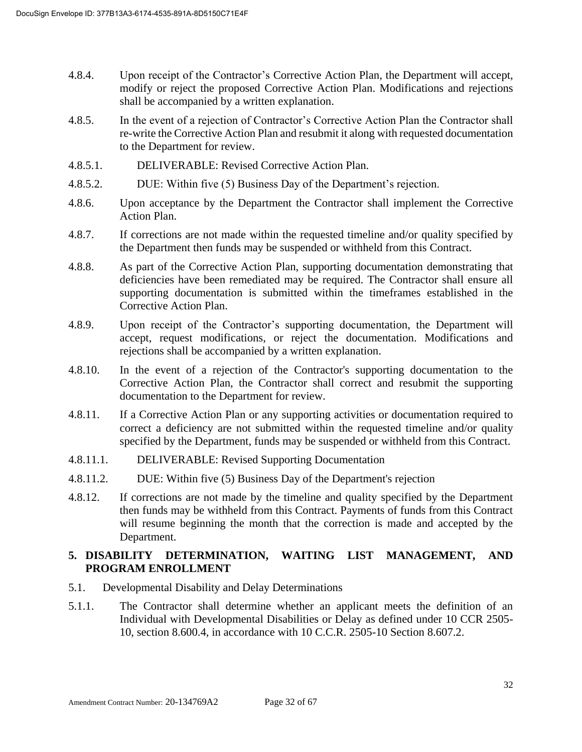4.8.4. Upon receipt of the Contractor's Corrective Action Plan, the Department will accept, modify or reject the proposed Corrective Action Plan. Modifications and rejections shall be accompanied by a written explanation.

4.8.5. In the event of a rejection of Contractor's Corrective Action Plan the Contractor shall re-write the Corrective Action Plan and resubmit it along with requested documentation to the Department for review.

4.8.5.1. DELIVERABLE: Revised Corrective Action Plan.

4.8.5.2. DUE: Within five (5) Business Day of the Department's rejection.

4.8.6. Upon acceptance by the Department the Contractor shall implement the Corrective Action Plan.

4.8.7. If corrections are not made within the requested timeline and/or quality specified by the Department then funds may be suspended or withheld from this Contract.

4.8.8. As part of the Corrective Action Plan, supporting documentation demonstrating that deficiencies have been remediated may be required. The Contractor shall ensure all supporting documentation is submitted within the timeframes established in the Corrective Action Plan.

4.8.9. Upon receipt of the Contractor's supporting documentation, the Department will accept, request modifications, or reject the documentation. Modifications and rejections shall be accompanied by a written explanation.

4.8.10. In the event of a rejection of the Contractor's supporting documentation to the Corrective Action Plan, the Contractor shall correct and resubmit the supporting documentation to the Department for review.

4.8.11. If a Corrective Action Plan or any supporting activities or documentation required to correct a deficiency are not submitted within the requested timeline and/or quality specified by the Department, funds may be suspended or withheld from this Contract.

4.8.11.1. DELIVERABLE: Revised Supporting Documentation

4.8.11.2. DUE: Within five (5) Business Day of the Department's rejection

4.8.12. If corrections are not made by the timeline and quality specified by the Department then funds may be withheld from this Contract. Payments of funds from this Contract will resume beginning the month that the correction is made and accepted by the Department.

## 5. DISABILITY DETERMINATION, WAITING LIST MANAGEMENT, AND PROGRAM ENROLLMENT

5.1. Developmental Disability and Delay Determinations

5.1.1. The Contractor shall determine whether an applicant meets the definition of an Individual with Developmental Disabilities or Delay as defined under 10 CCR 2505-10, section 8.600.4, in accordance with 10 C.C.R. 2505-10 Section 8.607.2.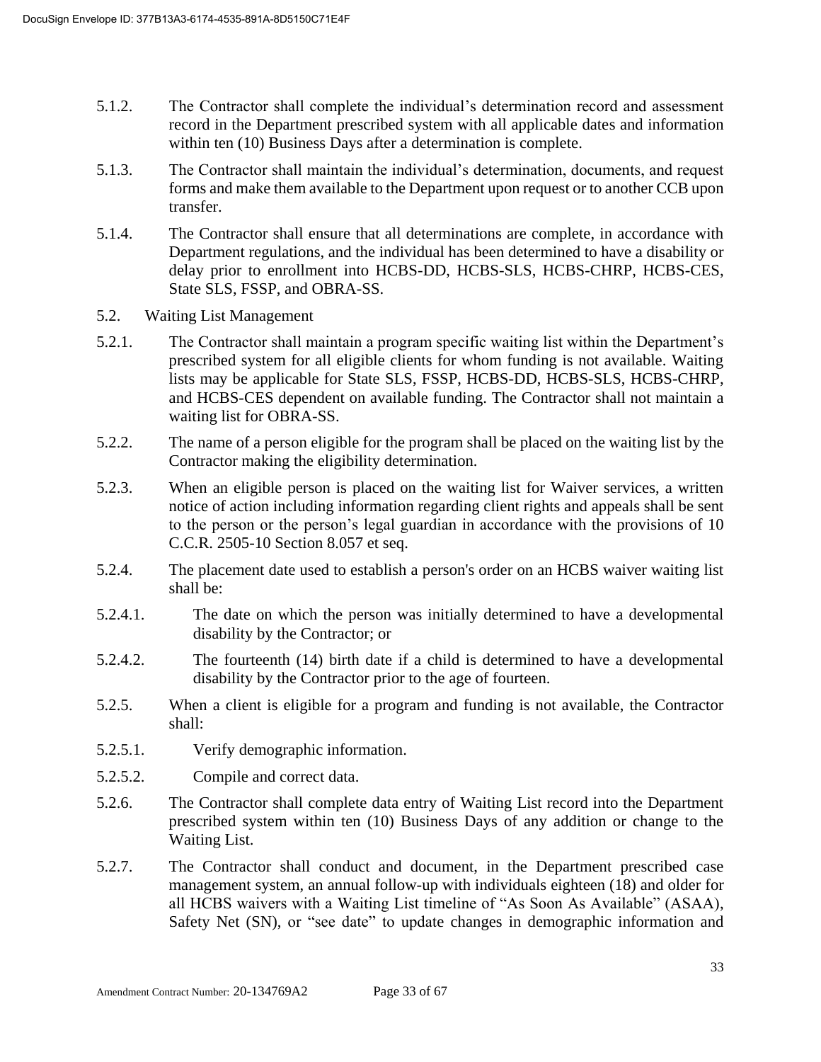5.1.2. The Contractor shall complete the individual's determination record and assessment record in the Department prescribed system with all applicable dates and information within ten (10) Business Days after a determination is complete.

5.1.3. The Contractor shall maintain the individual's determination, documents, and request forms and make them available to the Department upon request or to another CCB upon transfer.

5.1.4. The Contractor shall ensure that all determinations are complete, in accordance with Department regulations, and the individual has been determined to have a disability or delay prior to enrollment into HCBS-DD, HCBS-SLS, HCBS-CHRP, HCBS-CES, State SLS, FSSP, and OBRA-SS.

5.2. Waiting List Management

5.2.1. The Contractor shall maintain a program specific waiting list within the Department's prescribed system for all eligible clients for whom funding is not available. Waiting lists may be applicable for State SLS, FSSP, HCBS-DD, HCBS-SLS, HCBS-CHRP, and HCBS-CES dependent on available funding. The Contractor shall not maintain a waiting list for OBRA-SS.

5.2.2. The name of a person eligible for the program shall be placed on the waiting list by the Contractor making the eligibility determination.

5.2.3. When an eligible person is placed on the waiting list for Waiver services, a written notice of action including information regarding client rights and appeals shall be sent to the person or the person's legal guardian in accordance with the provisions of 10 C.C.R. 2505-10 Section 8.057 et seq.

5.2.4. The placement date used to establish a person's order on an HCBS waiver waiting list shall be:

5.2.4.1. The date on which the person was initially determined to have a developmental disability by the Contractor; or

5.2.4.2. The fourteenth (14) birth date if a child is determined to have a developmental disability by the Contractor prior to the age of fourteen.

5.2.5. When a client is eligible for a program and funding is not available, the Contractor shall:

5.2.5.1. Verify demographic information.

5.2.5.2. Compile and correct data.

5.2.6. The Contractor shall complete data entry of Waiting List record into the Department prescribed system within ten (10) Business Days of any addition or change to the Waiting List.

5.2.7. The Contractor shall conduct and document, in the Department prescribed case management system, an annual follow-up with individuals eighteen (18) and older for all HCBS waivers with a Waiting List timeline of "As Soon As Available" (ASAA), Safety Net (SN), or "see date" to update changes in demographic information and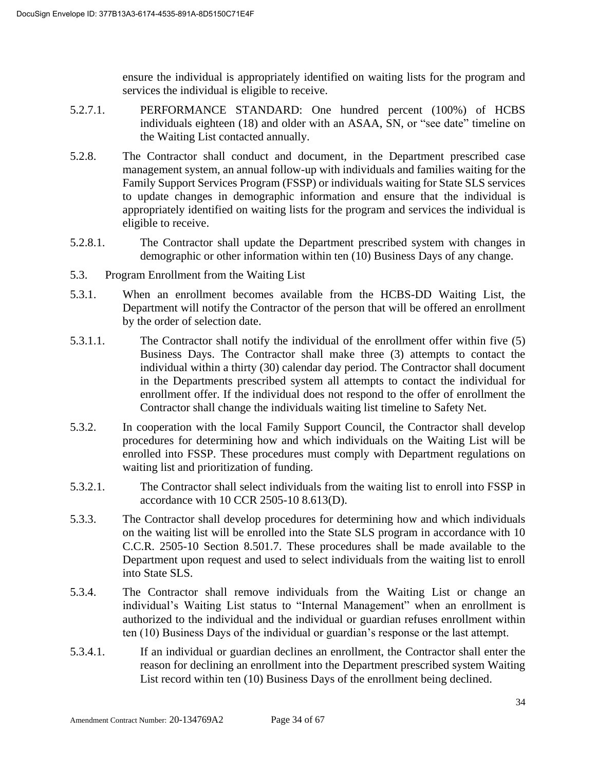ensure the individual is appropriately identified on waiting lists for the program and services the individual is eligible to receive.

5.2.7.1. PERFORMANCE STANDARD: One hundred percent (100%) of HCBS individuals eighteen (18) and older with an ASAA, SN, or "see date" timeline on the Waiting List contacted annually.

5.2.8. The Contractor shall conduct and document, in the Department prescribed case management system, an annual follow-up with individuals and families waiting for the Family Support Services Program (FSSP) or individuals waiting for State SLS services to update changes in demographic information and ensure that the individual is appropriately identified on waiting lists for the program and services the individual is eligible to receive.

5.2.8.1. The Contractor shall update the Department prescribed system with changes in demographic or other information within ten (10) Business Days of any change.

5.3. Program Enrollment from the Waiting List

5.3.1. When an enrollment becomes available from the HCBS-DD Waiting List, the Department will notify the Contractor of the person that will be offered an enrollment by the order of selection date.

5.3.1.1. The Contractor shall notify the individual of the enrollment offer within five (5) Business Days. The Contractor shall make three (3) attempts to contact the individual within a thirty (30) calendar day period. The Contractor shall document in the Departments prescribed system all attempts to contact the individual for enrollment offer. If the individual does not respond to the offer of enrollment the Contractor shall change the individuals waiting list timeline to Safety Net.

5.3.2. In cooperation with the local Family Support Council, the Contractor shall develop procedures for determining how and which individuals on the Waiting List will be enrolled into FSSP. These procedures must comply with Department regulations on waiting list and prioritization of funding.

5.3.2.1. The Contractor shall select individuals from the waiting list to enroll into FSSP in accordance with 10 CCR 2505-10 8.613(D).

5.3.3. The Contractor shall develop procedures for determining how and which individuals on the waiting list will be enrolled into the State SLS program in accordance with 10 C.C.R. 2505-10 Section 8.501.7. These procedures shall be made available to the Department upon request and used to select individuals from the waiting list to enroll into State SLS.

5.3.4. The Contractor shall remove individuals from the Waiting List or change an individual's Waiting List status to "Internal Management" when an enrollment is authorized to the individual and the individual or guardian refuses enrollment within ten (10) Business Days of the individual or guardian's response or the last attempt.

5.3.4.1. If an individual or guardian declines an enrollment, the Contractor shall enter the reason for declining an enrollment into the Department prescribed system Waiting List record within ten (10) Business Days of the enrollment being declined.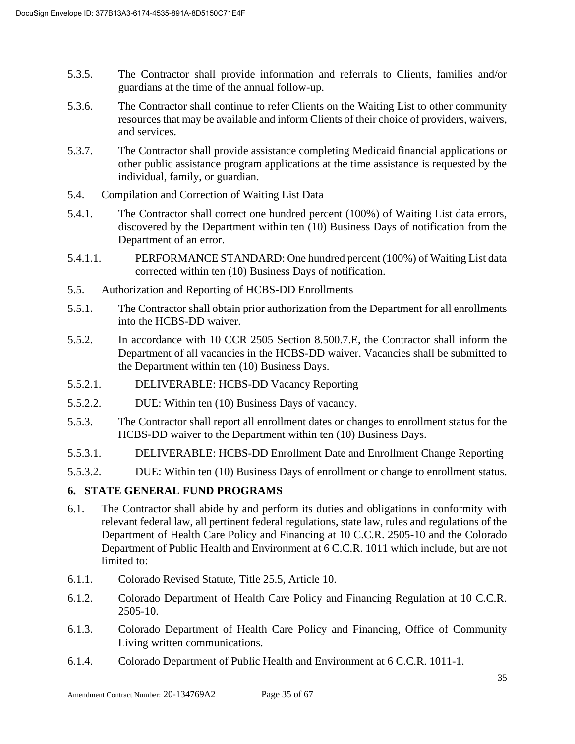5.3.5. The Contractor shall provide information and referrals to Clients, families and/or guardians at the time of the annual follow-up.

5.3.6. The Contractor shall continue to refer Clients on the Waiting List to other community resources that may be available and inform Clients of their choice of providers, waivers, and services.

5.3.7. The Contractor shall provide assistance completing Medicaid financial applications or other public assistance program applications at the time assistance is requested by the individual, family, or guardian.

5.4. Compilation and Correction of Waiting List Data

5.4.1. The Contractor shall correct one hundred percent (100%) of Waiting List data errors, discovered by the Department within ten (10) Business Days of notification from the Department of an error.

5.4.1.1. PERFORMANCE STANDARD: One hundred percent (100%) of Waiting List data corrected within ten (10) Business Days of notification.

5.5. Authorization and Reporting of HCBS-DD Enrollments

5.5.1. The Contractor shall obtain prior authorization from the Department for all enrollments into the HCBS-DD waiver.

5.5.2. In accordance with 10 CCR 2505 Section 8.500.7.E, the Contractor shall inform the Department of all vacancies in the HCBS-DD waiver. Vacancies shall be submitted to the Department within ten (10) Business Days.

5.5.2.1. DELIVERABLE: HCBS-DD Vacancy Reporting

5.5.2.2. DUE: Within ten (10) Business Days of vacancy.

5.5.3. The Contractor shall report all enrollment dates or changes to enrollment status for the HCBS-DD waiver to the Department within ten (10) Business Days.

5.5.3.1. DELIVERABLE: HCBS-DD Enrollment Date and Enrollment Change Reporting

5.5.3.2. DUE: Within ten (10) Business Days of enrollment or change to enrollment status.

## 6. STATE GENERAL FUND PROGRAMS

6.1. The Contractor shall abide by and perform its duties and obligations in conformity with relevant federal law, all pertinent federal regulations, state law, rules and regulations of the Department of Health Care Policy and Financing at 10 C.C.R. 2505-10 and the Colorado Department of Public Health and Environment at 6 C.C.R. 1011 which include, but are not limited to:

6.1.1. Colorado Revised Statute, Title 25.5, Article 10.

6.1.2. Colorado Department of Health Care Policy and Financing Regulation at 10 C.C.R. 2505-10.

6.1.3. Colorado Department of Health Care Policy and Financing, Office of Community Living written communications.

6.1.4. Colorado Department of Public Health and Environment at 6 C.C.R. 1011-1.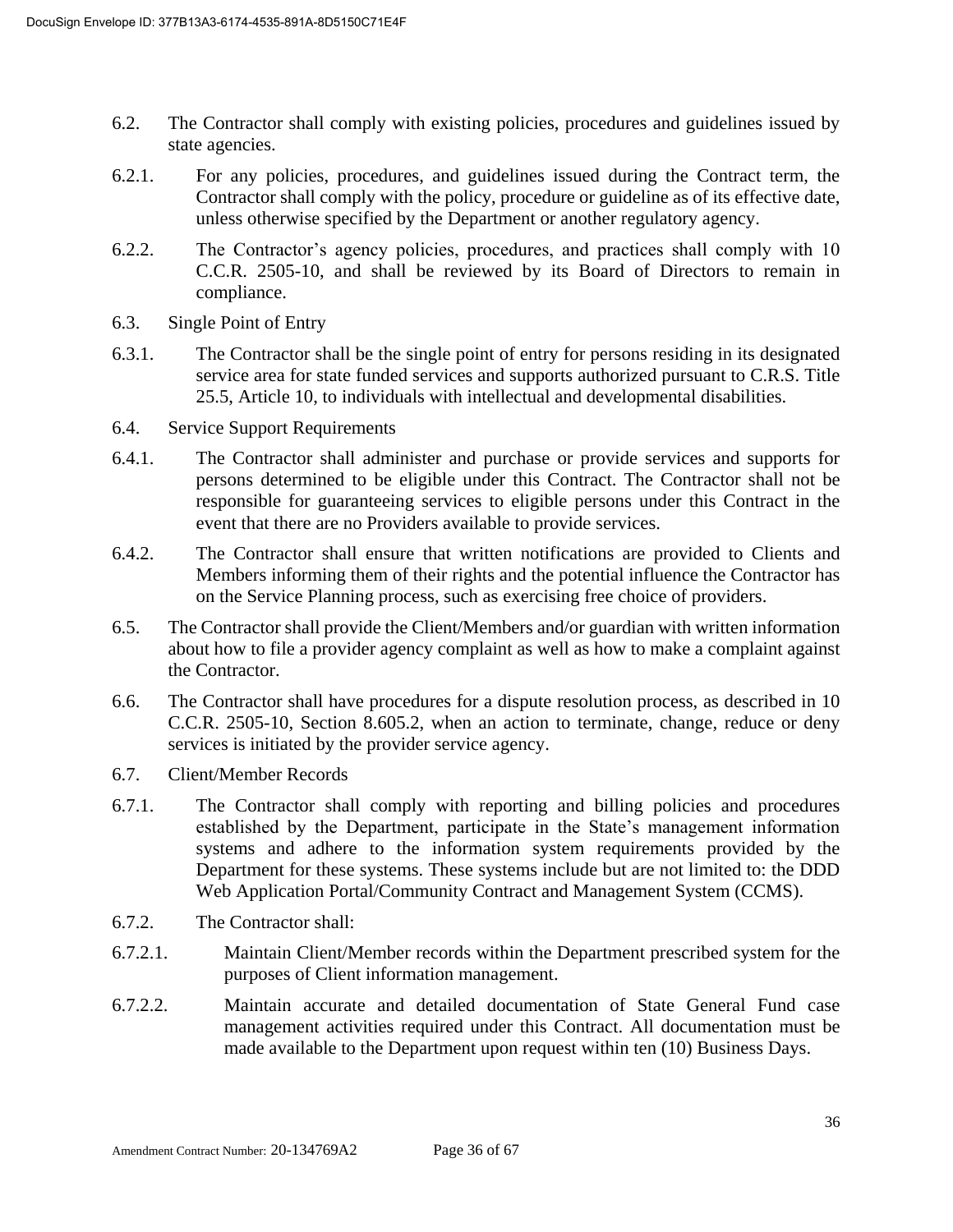6.2. The Contractor shall comply with existing policies, procedures and guidelines issued by state agencies.

6.2.1. For any policies, procedures, and guidelines issued during the Contract term, the Contractor shall comply with the policy, procedure or guideline as of its effective date, unless otherwise specified by the Department or another regulatory agency.

6.2.2. The Contractor's agency policies, procedures, and practices shall comply with 10 C.C.R. 2505-10, and shall be reviewed by its Board of Directors to remain in compliance.

6.3. Single Point of Entry

6.3.1. The Contractor shall be the single point of entry for persons residing in its designated service area for state funded services and supports authorized pursuant to C.R.S. Title 25.5, Article 10, to individuals with intellectual and developmental disabilities.

6.4. Service Support Requirements

6.4.1. The Contractor shall administer and purchase or provide services and supports for persons determined to be eligible under this Contract. The Contractor shall not be responsible for guaranteeing services to eligible persons under this Contract in the event that there are no Providers available to provide services.

6.4.2. The Contractor shall ensure that written notifications are provided to Clients and Members informing them of their rights and the potential influence the Contractor has on the Service Planning process, such as exercising free choice of providers.

6.5. The Contractor shall provide the Client/Members and/or guardian with written information about how to file a provider agency complaint as well as how to make a complaint against the Contractor.

6.6. The Contractor shall have procedures for a dispute resolution process, as described in 10 C.C.R. 2505-10, Section 8.605.2, when an action to terminate, change, reduce or deny services is initiated by the provider service agency.

6.7. Client/Member Records

6.7.1. The Contractor shall comply with reporting and billing policies and procedures established by the Department, participate in the State's management information systems and adhere to the information system requirements provided by the Department for these systems. These systems include but are not limited to: the DDD Web Application Portal/Community Contract and Management System (CCMS).

6.7.2. The Contractor shall:

6.7.2.1. Maintain Client/Member records within the Department prescribed system for the purposes of Client information management.

6.7.2.2. Maintain accurate and detailed documentation of State General Fund case management activities required under this Contract. All documentation must be made available to the Department upon request within ten (10) Business Days.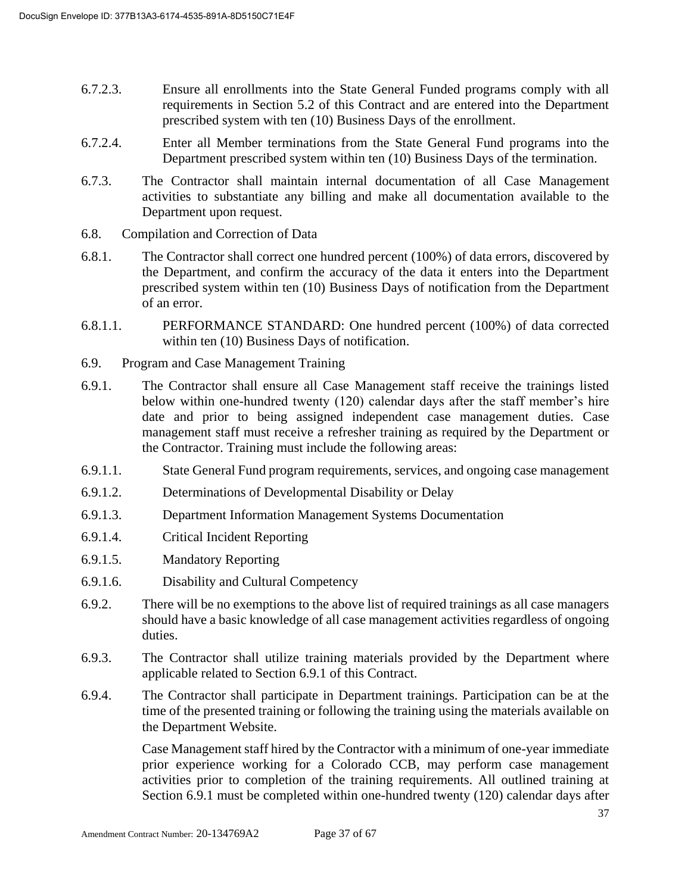6.7.2.3. Ensure all enrollments into the State General Funded programs comply with all requirements in Section 5.2 of this Contract and are entered into the Department prescribed system with ten (10) Business Days of the enrollment.

6.7.2.4. Enter all Member terminations from the State General Fund programs into the Department prescribed system within ten (10) Business Days of the termination.

6.7.3. The Contractor shall maintain internal documentation of all Case Management activities to substantiate any billing and make all documentation available to the Department upon request.

6.8. Compilation and Correction of Data

6.8.1. The Contractor shall correct one hundred percent (100%) of data errors, discovered by the Department, and confirm the accuracy of the data it enters into the Department prescribed system within ten (10) Business Days of notification from the Department of an error.

6.8.1.1. PERFORMANCE STANDARD: One hundred percent (100%) of data corrected within ten (10) Business Days of notification.

6.9. Program and Case Management Training

6.9.1. The Contractor shall ensure all Case Management staff receive the trainings listed below within one-hundred twenty (120) calendar days after the staff member's hire date and prior to being assigned independent case management duties. Case management staff must receive a refresher training as required by the Department or the Contractor. Training must include the following areas:

6.9.1.1. State General Fund program requirements, services, and ongoing case management

6.9.1.2. Determinations of Developmental Disability or Delay

6.9.1.3. Department Information Management Systems Documentation

6.9.1.4. Critical Incident Reporting

6.9.1.5. Mandatory Reporting

6.9.1.6. Disability and Cultural Competency

6.9.2. There will be no exemptions to the above list of required trainings as all case managers should have a basic knowledge of all case management activities regardless of ongoing duties.

6.9.3. The Contractor shall utilize training materials provided by the Department where applicable related to Section 6.9.1 of this Contract.

6.9.4. The Contractor shall participate in Department trainings. Participation can be at the time of the presented training or following the training using the materials available on the Department Website.

Case Management staff hired by the Contractor with a minimum of one-year immediate prior experience working for a Colorado CCB, may perform case management activities prior to completion of the training requirements. All outlined training at Section 6.9.1 must be completed within one-hundred twenty (120) calendar days after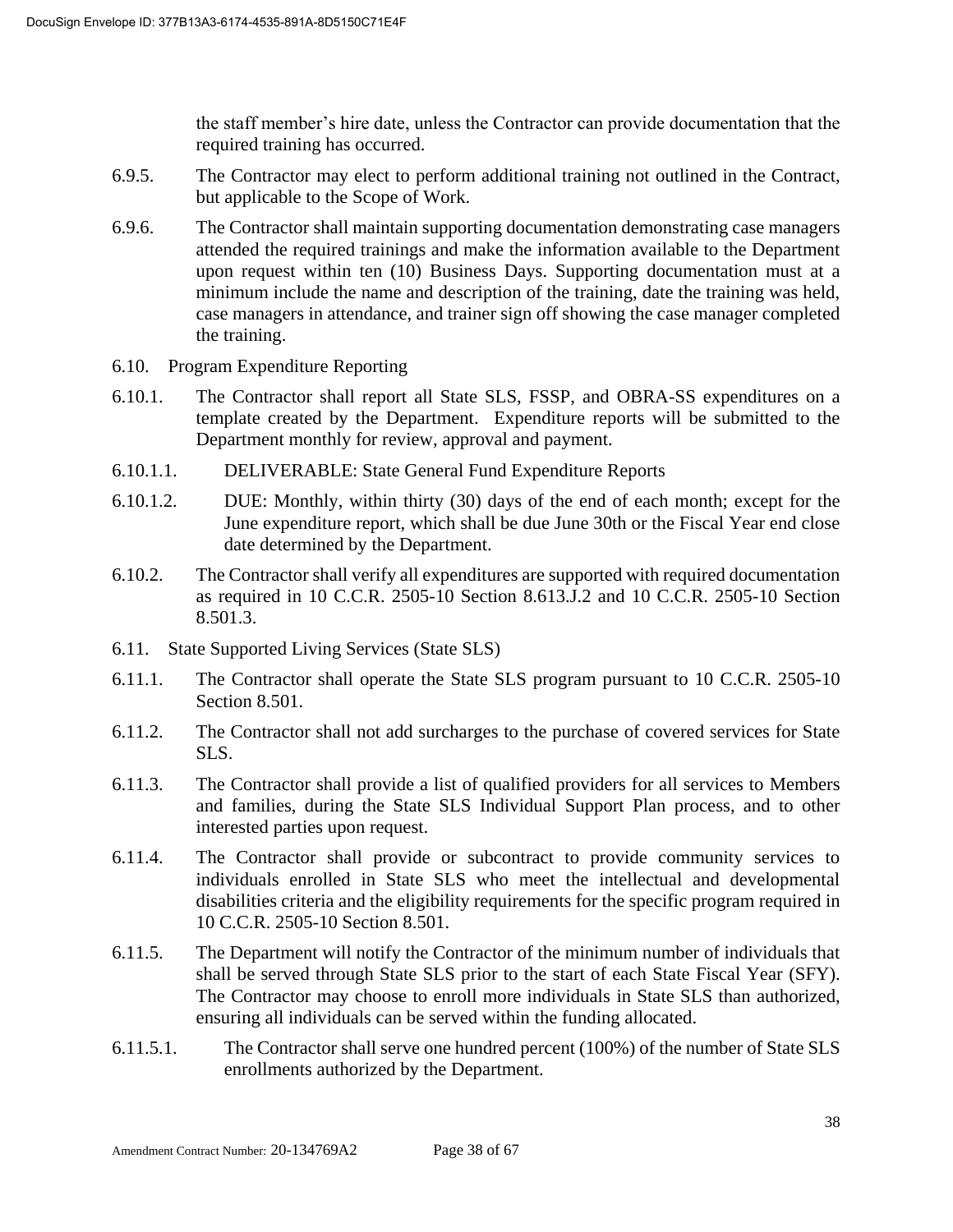the staff member's hire date, unless the Contractor can provide documentation that the required training has occurred.

6.9.5. The Contractor may elect to perform additional training not outlined in the Contract, but applicable to the Scope of Work.

6.9.6. The Contractor shall maintain supporting documentation demonstrating case managers attended the required trainings and make the information available to the Department upon request within ten (10) Business Days. Supporting documentation must at a minimum include the name and description of the training, date the training was held, case managers in attendance, and trainer sign off showing the case manager completed the training.

6.10. Program Expenditure Reporting

6.10.1. The Contractor shall report all State SLS, FSSP, and OBRA-SS expenditures on a template created by the Department. Expenditure reports will be submitted to the Department monthly for review, approval and payment.

6.10.1.1. DELIVERABLE: State General Fund Expenditure Reports

6.10.1.2. DUE: Monthly, within thirty (30) days of the end of each month; except for the June expenditure report, which shall be due June 30th or the Fiscal Year end close date determined by the Department.

6.10.2. The Contractor shall verify all expenditures are supported with required documentation as required in 10 C.C.R. 2505-10 Section 8.613.J.2 and 10 C.C.R. 2505-10 Section 8.501.3.

6.11. State Supported Living Services (State SLS)

6.11.1. The Contractor shall operate the State SLS program pursuant to 10 C.C.R. 2505-10 Section 8.501.

6.11.2. The Contractor shall not add surcharges to the purchase of covered services for State SLS.

6.11.3. The Contractor shall provide a list of qualified providers for all services to Members and families, during the State SLS Individual Support Plan process, and to other interested parties upon request.

6.11.4. The Contractor shall provide or subcontract to provide community services to individuals enrolled in State SLS who meet the intellectual and developmental disabilities criteria and the eligibility requirements for the specific program required in 10 C.C.R. 2505-10 Section 8.501.

6.11.5. The Department will notify the Contractor of the minimum number of individuals that shall be served through State SLS prior to the start of each State Fiscal Year (SFY). The Contractor may choose to enroll more individuals in State SLS than authorized, ensuring all individuals can be served within the funding allocated.

6.11.5.1. The Contractor shall serve one hundred percent (100%) of the number of State SLS enrollments authorized by the Department.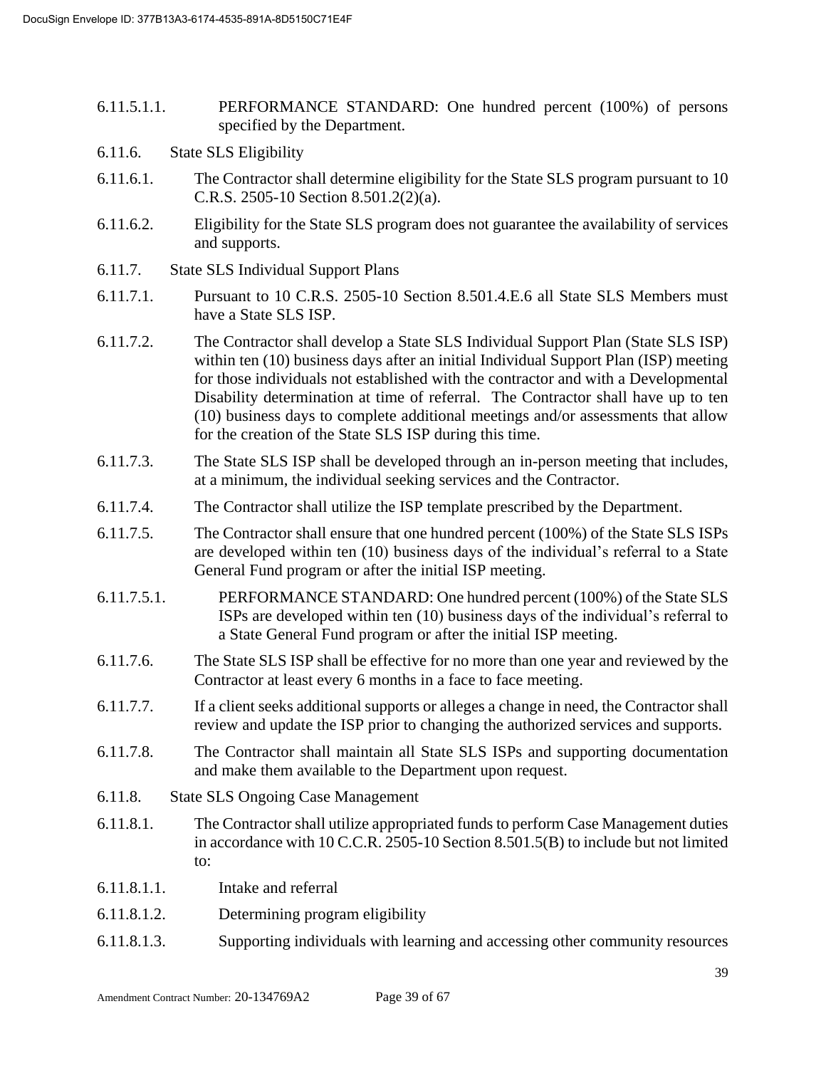6.11.5.1.1. PERFORMANCE STANDARD: One hundred percent (100%) of persons specified by the Department.

6.11.6. State SLS Eligibility

6.11.6.1. The Contractor shall determine eligibility for the State SLS program pursuant to 10 C.R.S. 2505-10 Section 8.501.2(2)(a).

6.11.6.2. Eligibility for the State SLS program does not guarantee the availability of services and supports.

6.11.7. State SLS Individual Support Plans

6.11.7.1. Pursuant to 10 C.R.S. 2505-10 Section 8.501.4.E.6 all State SLS Members must have a State SLS ISP.

6.11.7.2. The Contractor shall develop a State SLS Individual Support Plan (State SLS ISP) within ten (10) business days after an initial Individual Support Plan (ISP) meeting for those individuals not established with the contractor and with a Developmental Disability determination at time of referral. The Contractor shall have up to ten (10) business days to complete additional meetings and/or assessments that allow for the creation of the State SLS ISP during this time.

6.11.7.3. The State SLS ISP shall be developed through an in-person meeting that includes, at a minimum, the individual seeking services and the Contractor.

6.11.7.4. The Contractor shall utilize the ISP template prescribed by the Department.

6.11.7.5. The Contractor shall ensure that one hundred percent (100%) of the State SLS ISPs are developed within ten (10) business days of the individual's referral to a State General Fund program or after the initial ISP meeting.

6.11.7.5.1. PERFORMANCE STANDARD: One hundred percent (100%) of the State SLS ISPs are developed within ten (10) business days of the individual's referral to a State General Fund program or after the initial ISP meeting.

6.11.7.6. The State SLS ISP shall be effective for no more than one year and reviewed by the Contractor at least every 6 months in a face to face meeting.

6.11.7.7. If a client seeks additional supports or alleges a change in need, the Contractor shall review and update the ISP prior to changing the authorized services and supports.

6.11.7.8. The Contractor shall maintain all State SLS ISPs and supporting documentation and make them available to the Department upon request.

6.11.8. State SLS Ongoing Case Management

6.11.8.1. The Contractor shall utilize appropriated funds to perform Case Management duties in accordance with 10 C.C.R. 2505-10 Section 8.501.5(B) to include but not limited to:

6.11.8.1.1. Intake and referral

6.11.8.1.2. Determining program eligibility

6.11.8.1.3. Supporting individuals with learning and accessing other community resources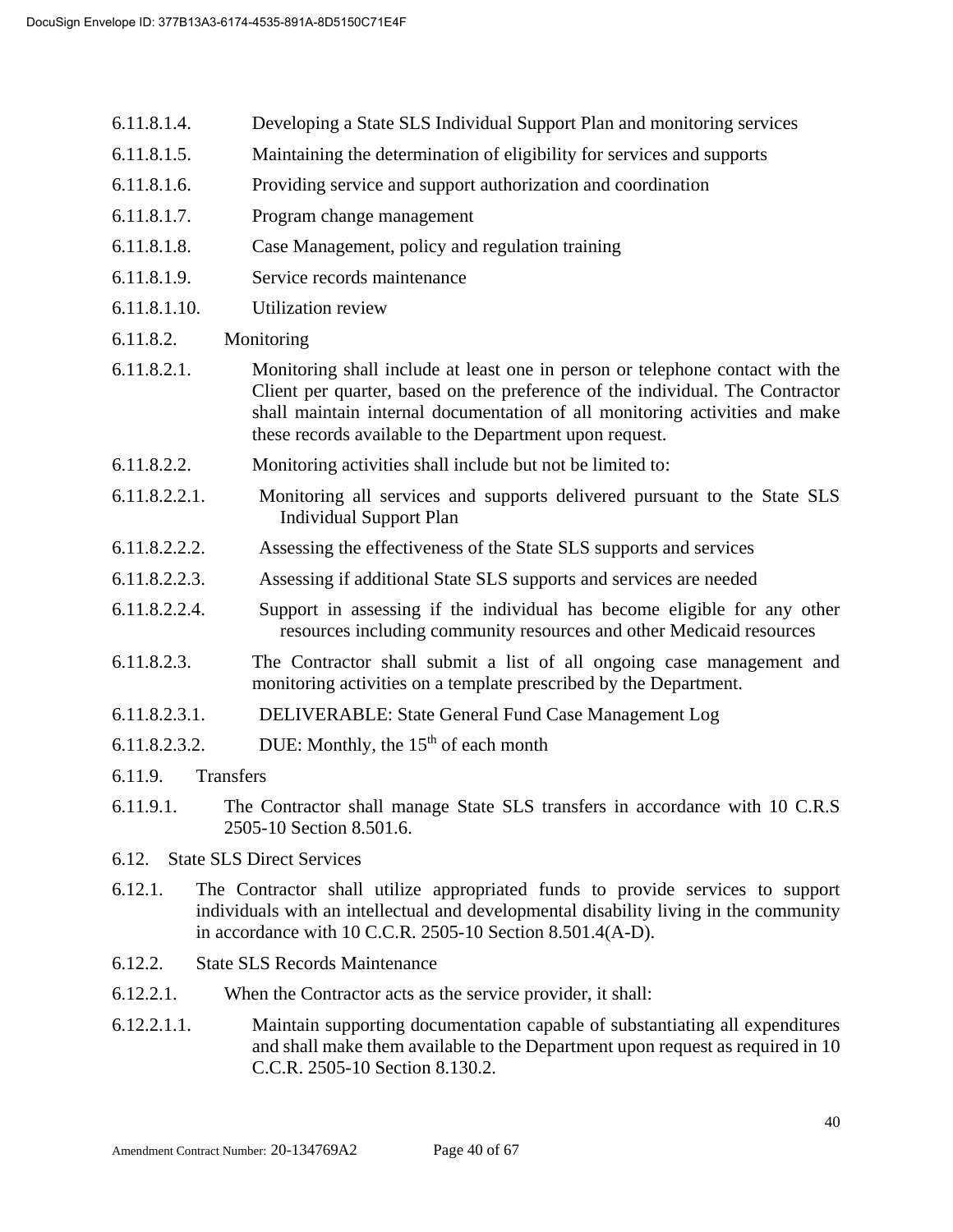6.11.8.1.4. Developing a State SLS Individual Support Plan and monitoring services

6.11.8.1.5. Maintaining the determination of eligibility for services and supports

6.11.8.1.6. Providing service and support authorization and coordination

6.11.8.1.7. Program change management

6.11.8.1.8. Case Management, policy and regulation training

6.11.8.1.9. Service records maintenance

6.11.8.1.10. Utilization review

6.11.8.2. Monitoring

6.11.8.2.1. Monitoring shall include at least one in person or telephone contact with the Client per quarter, based on the preference of the individual. The Contractor shall maintain internal documentation of all monitoring activities and make these records available to the Department upon request.

6.11.8.2.2. Monitoring activities shall include but not be limited to:

6.11.8.2.2.1. Monitoring all services and supports delivered pursuant to the State SLS Individual Support Plan

6.11.8.2.2.2. Assessing the effectiveness of the State SLS supports and services

6.11.8.2.2.3. Assessing if additional State SLS supports and services are needed

6.11.8.2.2.4. Support in assessing if the individual has become eligible for any other resources including community resources and other Medicaid resources

6.11.8.2.3. The Contractor shall submit a list of all ongoing case management and monitoring activities on a template prescribed by the Department.

6.11.8.2.3.1. DELIVERABLE: State General Fund Case Management Log

6.11.8.2.3.2. DUE: Monthly, the 15th of each month

6.11.9. Transfers

6.11.9.1. The Contractor shall manage State SLS transfers in accordance with 10 C.R.S 2505-10 Section 8.501.6.

6.12. State SLS Direct Services

6.12.1. The Contractor shall utilize appropriated funds to provide services to support individuals with an intellectual and developmental disability living in the community in accordance with 10 C.C.R. 2505-10 Section 8.501.4(A-D).

6.12.2. State SLS Records Maintenance

6.12.2.1. When the Contractor acts as the service provider, it shall:

6.12.2.1.1. Maintain supporting documentation capable of substantiating all expenditures and shall make them available to the Department upon request as required in 10 C.C.R. 2505-10 Section 8.130.2.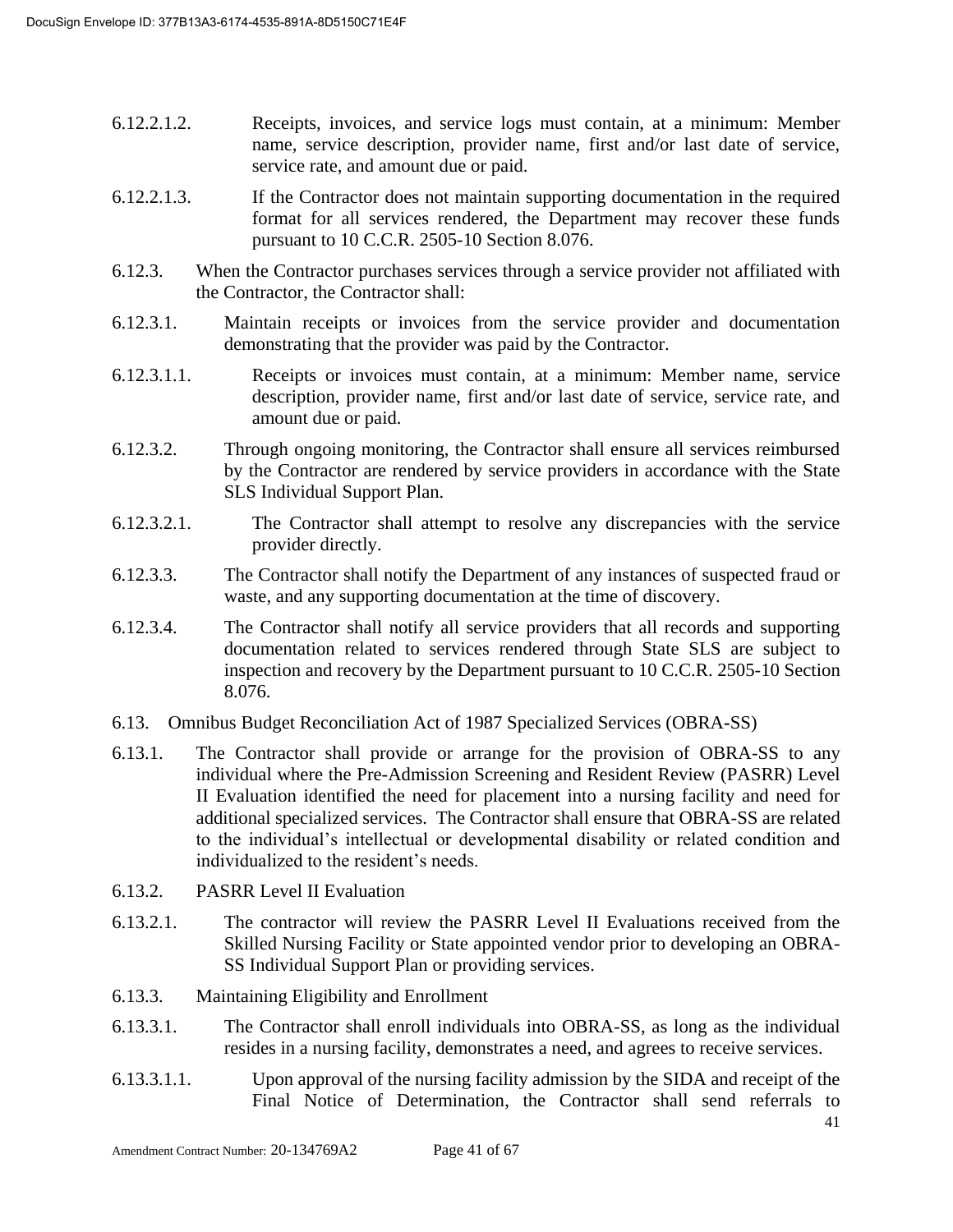6.12.2.1.2. Receipts, invoices, and service logs must contain, at a minimum: Member name, service description, provider name, first and/or last date of service, service rate, and amount due or paid.

6.12.2.1.3. If the Contractor does not maintain supporting documentation in the required format for all services rendered, the Department may recover these funds pursuant to 10 C.C.R. 2505-10 Section 8.076.

6.12.3. When the Contractor purchases services through a service provider not affiliated with the Contractor, the Contractor shall:

6.12.3.1. Maintain receipts or invoices from the service provider and documentation demonstrating that the provider was paid by the Contractor.

6.12.3.1.1. Receipts or invoices must contain, at a minimum: Member name, service description, provider name, first and/or last date of service, service rate, and amount due or paid.

6.12.3.2. Through ongoing monitoring, the Contractor shall ensure all services reimbursed by the Contractor are rendered by service providers in accordance with the State SLS Individual Support Plan.

6.12.3.2.1. The Contractor shall attempt to resolve any discrepancies with the service provider directly.

6.12.3.3. The Contractor shall notify the Department of any instances of suspected fraud or waste, and any supporting documentation at the time of discovery.

6.12.3.4. The Contractor shall notify all service providers that all records and supporting documentation related to services rendered through State SLS are subject to inspection and recovery by the Department pursuant to 10 C.C.R. 2505-10 Section 8.076.

6.13. Omnibus Budget Reconciliation Act of 1987 Specialized Services (OBRA-SS)

6.13.1. The Contractor shall provide or arrange for the provision of OBRA-SS to any individual where the Pre-Admission Screening and Resident Review (PASRR) Level II Evaluation identified the need for placement into a nursing facility and need for additional specialized services. The Contractor shall ensure that OBRA-SS are related to the individual's intellectual or developmental disability or related condition and individualized to the resident's needs.

6.13.2. PASRR Level II Evaluation

6.13.2.1. The contractor will review the PASRR Level II Evaluations received from the Skilled Nursing Facility or State appointed vendor prior to developing an OBRA-SS Individual Support Plan or providing services.

6.13.3. Maintaining Eligibility and Enrollment

6.13.3.1. The Contractor shall enroll individuals into OBRA-SS, as long as the individual resides in a nursing facility, demonstrates a need, and agrees to receive services.

6.13.3.1.1. Upon approval of the nursing facility admission by the SIDA and receipt of the Final Notice of Determination, the Contractor shall send referrals to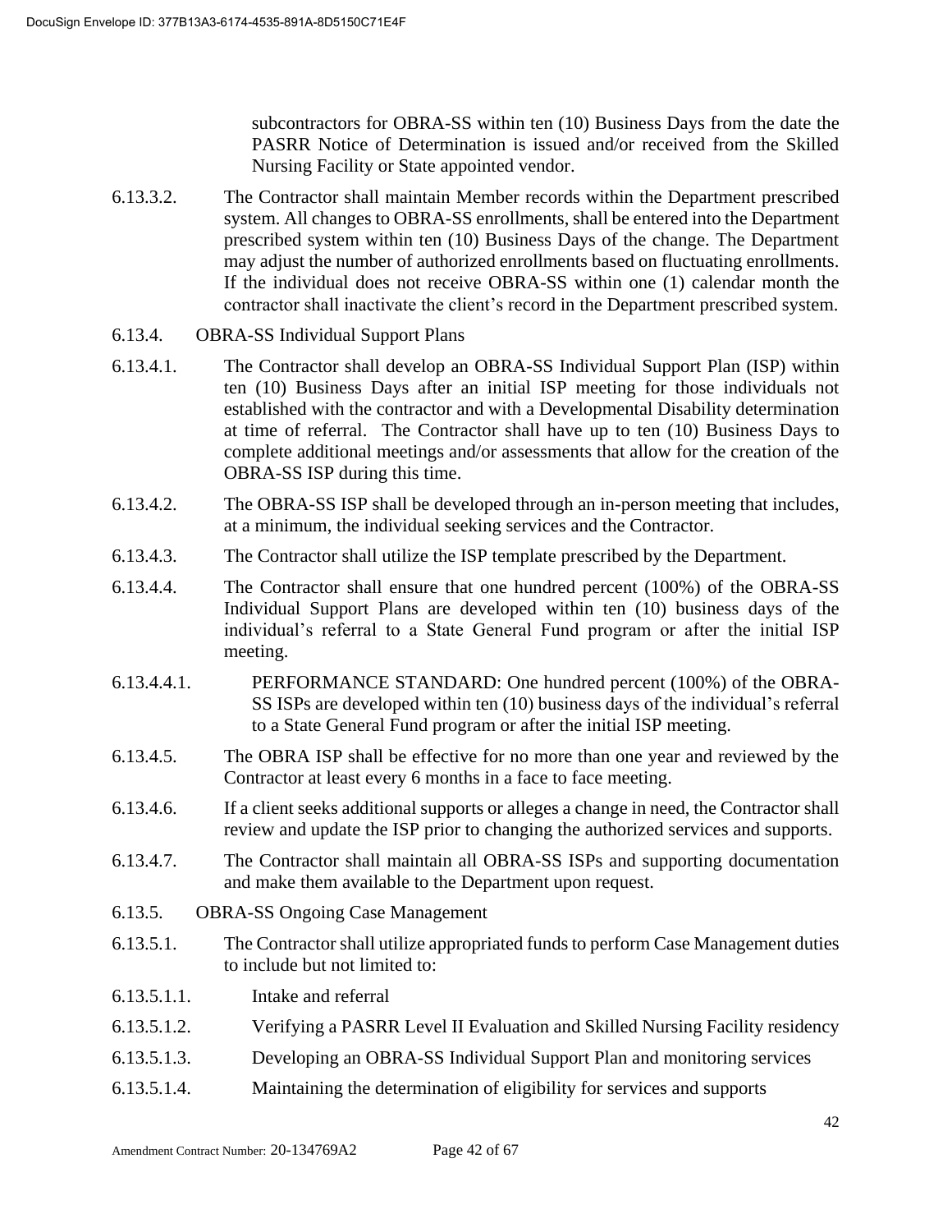subcontractors for OBRA-SS within ten (10) Business Days from the date the PASRR Notice of Determination is issued and/or received from the Skilled Nursing Facility or State appointed vendor.

6.13.3.2. The Contractor shall maintain Member records within the Department prescribed system. All changes to OBRA-SS enrollments, shall be entered into the Department prescribed system within ten (10) Business Days of the change. The Department may adjust the number of authorized enrollments based on fluctuating enrollments. If the individual does not receive OBRA-SS within one (1) calendar month the contractor shall inactivate the client's record in the Department prescribed system.

6.13.4. OBRA-SS Individual Support Plans

6.13.4.1. The Contractor shall develop an OBRA-SS Individual Support Plan (ISP) within ten (10) Business Days after an initial ISP meeting for those individuals not established with the contractor and with a Developmental Disability determination at time of referral. The Contractor shall have up to ten (10) Business Days to complete additional meetings and/or assessments that allow for the creation of the OBRA-SS ISP during this time.

6.13.4.2. The OBRA-SS ISP shall be developed through an in-person meeting that includes, at a minimum, the individual seeking services and the Contractor.

6.13.4.3. The Contractor shall utilize the ISP template prescribed by the Department.

6.13.4.4. The Contractor shall ensure that one hundred percent (100%) of the OBRA-SS Individual Support Plans are developed within ten (10) business days of the individual's referral to a State General Fund program or after the initial ISP meeting.

6.13.4.4.1. PERFORMANCE STANDARD: One hundred percent (100%) of the OBRA-SS ISPs are developed within ten (10) business days of the individual's referral to a State General Fund program or after the initial ISP meeting.

6.13.4.5. The OBRA ISP shall be effective for no more than one year and reviewed by the Contractor at least every 6 months in a face to face meeting.

6.13.4.6. If a client seeks additional supports or alleges a change in need, the Contractor shall review and update the ISP prior to changing the authorized services and supports.

6.13.4.7. The Contractor shall maintain all OBRA-SS ISPs and supporting documentation and make them available to the Department upon request.

6.13.5. OBRA-SS Ongoing Case Management

6.13.5.1. The Contractor shall utilize appropriated funds to perform Case Management duties to include but not limited to:

6.13.5.1.1. Intake and referral

6.13.5.1.2. Verifying a PASRR Level II Evaluation and Skilled Nursing Facility residency

6.13.5.1.3. Developing an OBRA-SS Individual Support Plan and monitoring services

6.13.5.1.4. Maintaining the determination of eligibility for services and supports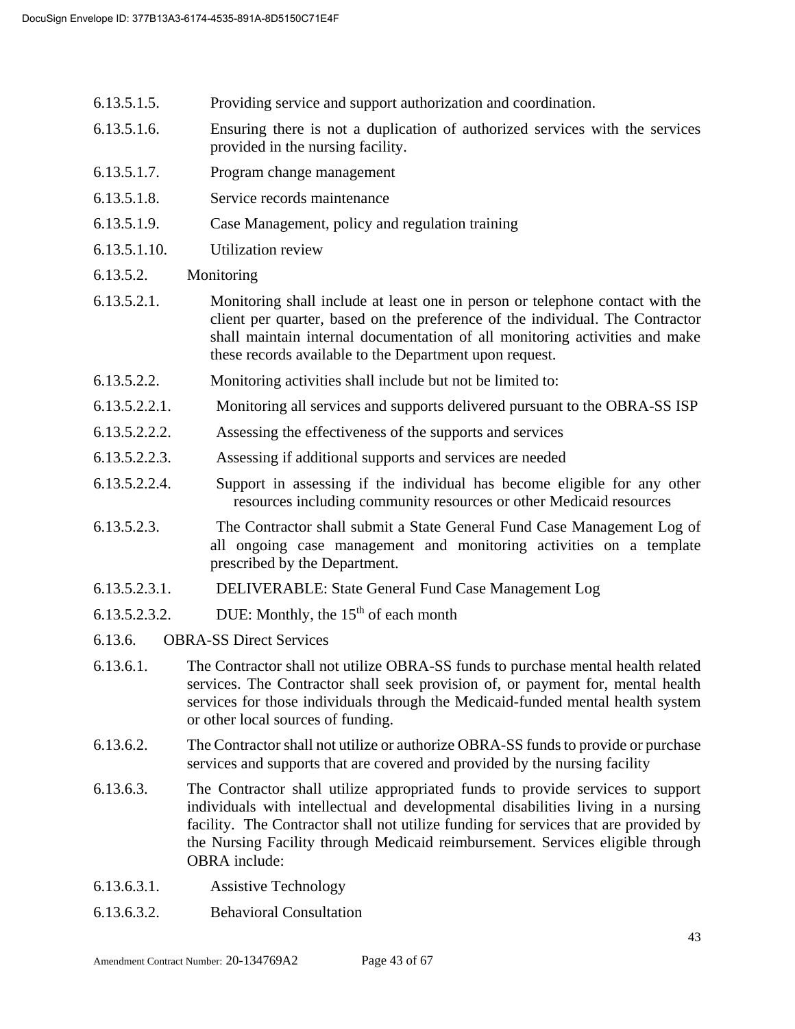6.13.5.1.5. Providing service and support authorization and coordination.

6.13.5.1.6. Ensuring there is not a duplication of authorized services with the services provided in the nursing facility.

6.13.5.1.7. Program change management

6.13.5.1.8. Service records maintenance

6.13.5.1.9. Case Management, policy and regulation training

6.13.5.1.10. Utilization review

6.13.5.2. Monitoring

6.13.5.2.1. Monitoring shall include at least one in person or telephone contact with the client per quarter, based on the preference of the individual. The Contractor shall maintain internal documentation of all monitoring activities and make these records available to the Department upon request.

6.13.5.2.2. Monitoring activities shall include but not be limited to:

6.13.5.2.2.1. Monitoring all services and supports delivered pursuant to the OBRA-SS ISP

6.13.5.2.2.2. Assessing the effectiveness of the supports and services

6.13.5.2.2.3. Assessing if additional supports and services are needed

6.13.5.2.2.4. Support in assessing if the individual has become eligible for any other resources including community resources or other Medicaid resources

6.13.5.2.3. The Contractor shall submit a State General Fund Case Management Log of all ongoing case management and monitoring activities on a template prescribed by the Department.

6.13.5.2.3.1. DELIVERABLE: State General Fund Case Management Log

6.13.5.2.3.2. DUE: Monthly, the 15th of each month

6.13.6. OBRA-SS Direct Services

6.13.6.1. The Contractor shall not utilize OBRA-SS funds to purchase mental health related services. The Contractor shall seek provision of, or payment for, mental health services for those individuals through the Medicaid-funded mental health system or other local sources of funding.

6.13.6.2. The Contractor shall not utilize or authorize OBRA-SS funds to provide or purchase services and supports that are covered and provided by the nursing facility

6.13.6.3. The Contractor shall utilize appropriated funds to provide services to support individuals with intellectual and developmental disabilities living in a nursing facility. The Contractor shall not utilize funding for services that are provided by the Nursing Facility through Medicaid reimbursement. Services eligible through OBRA include:

6.13.6.3.1. Assistive Technology

6.13.6.3.2. Behavioral Consultation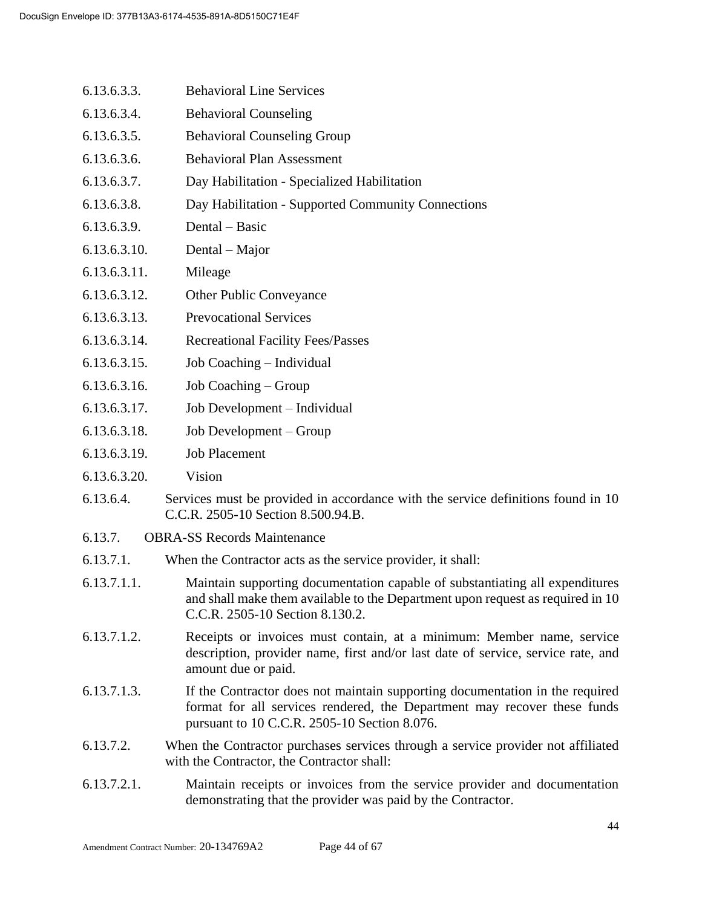6.13.6.3.3. Behavioral Line Services

6.13.6.3.4. Behavioral Counseling

6.13.6.3.5. Behavioral Counseling Group

6.13.6.3.6. Behavioral Plan Assessment

6.13.6.3.7. Day Habilitation - Specialized Habilitation

6.13.6.3.8. Day Habilitation - Supported Community Connections

6.13.6.3.9. Dental – Basic

6.13.6.3.10. Dental – Major

6.13.6.3.11. Mileage

6.13.6.3.12. Other Public Conveyance

6.13.6.3.13. Prevocational Services

6.13.6.3.14. Recreational Facility Fees/Passes

6.13.6.3.15. Job Coaching – Individual

6.13.6.3.16. Job Coaching – Group

6.13.6.3.17. Job Development – Individual

6.13.6.3.18. Job Development – Group

6.13.6.3.19. Job Placement

6.13.6.3.20. Vision

6.13.6.4. Services must be provided in accordance with the service definitions found in 10 C.C.R. 2505-10 Section 8.500.94.B.

6.13.7. OBRA-SS Records Maintenance

6.13.7.1. When the Contractor acts as the service provider, it shall:

6.13.7.1.1. Maintain supporting documentation capable of substantiating all expenditures and shall make them available to the Department upon request as required in 10 C.C.R. 2505-10 Section 8.130.2.

6.13.7.1.2. Receipts or invoices must contain, at a minimum: Member name, service description, provider name, first and/or last date of service, service rate, and amount due or paid.

6.13.7.1.3. If the Contractor does not maintain supporting documentation in the required format for all services rendered, the Department may recover these funds pursuant to 10 C.C.R. 2505-10 Section 8.076.

6.13.7.2. When the Contractor purchases services through a service provider not affiliated with the Contractor, the Contractor shall:

6.13.7.2.1. Maintain receipts or invoices from the service provider and documentation demonstrating that the provider was paid by the Contractor.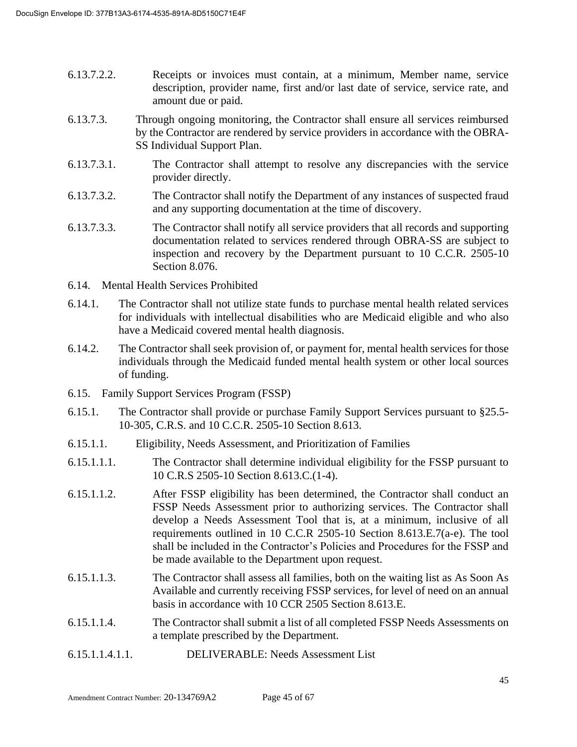6.13.7.2.2. Receipts or invoices must contain, at a minimum, Member name, service description, provider name, first and/or last date of service, service rate, and amount due or paid.

6.13.7.3. Through ongoing monitoring, the Contractor shall ensure all services reimbursed by the Contractor are rendered by service providers in accordance with the OBRA-SS Individual Support Plan.

6.13.7.3.1. The Contractor shall attempt to resolve any discrepancies with the service provider directly.

6.13.7.3.2. The Contractor shall notify the Department of any instances of suspected fraud and any supporting documentation at the time of discovery.

6.13.7.3.3. The Contractor shall notify all service providers that all records and supporting documentation related to services rendered through OBRA-SS are subject to inspection and recovery by the Department pursuant to 10 C.C.R. 2505-10 Section 8.076.

6.14. Mental Health Services Prohibited

6.14.1. The Contractor shall not utilize state funds to purchase mental health related services for individuals with intellectual disabilities who are Medicaid eligible and who also have a Medicaid covered mental health diagnosis.

6.14.2. The Contractor shall seek provision of, or payment for, mental health services for those individuals through the Medicaid funded mental health system or other local sources of funding.

6.15. Family Support Services Program (FSSP)

6.15.1. The Contractor shall provide or purchase Family Support Services pursuant to §25.5-10-305, C.R.S. and 10 C.C.R. 2505-10 Section 8.613.

6.15.1.1. Eligibility, Needs Assessment, and Prioritization of Families

6.15.1.1.1. The Contractor shall determine individual eligibility for the FSSP pursuant to 10 C.R.S 2505-10 Section 8.613.C.(1-4).

6.15.1.1.2. After FSSP eligibility has been determined, the Contractor shall conduct an FSSP Needs Assessment prior to authorizing services. The Contractor shall develop a Needs Assessment Tool that is, at a minimum, inclusive of all requirements outlined in 10 C.C.R 2505-10 Section 8.613.E.7(a-e). The tool shall be included in the Contractor's Policies and Procedures for the FSSP and be made available to the Department upon request.

6.15.1.1.3. The Contractor shall assess all families, both on the waiting list as As Soon As Available and currently receiving FSSP services, for level of need on an annual basis in accordance with 10 CCR 2505 Section 8.613.E.

6.15.1.1.4. The Contractor shall submit a list of all completed FSSP Needs Assessments on a template prescribed by the Department.

6.15.1.1.4.1.1. DELIVERABLE: Needs Assessment List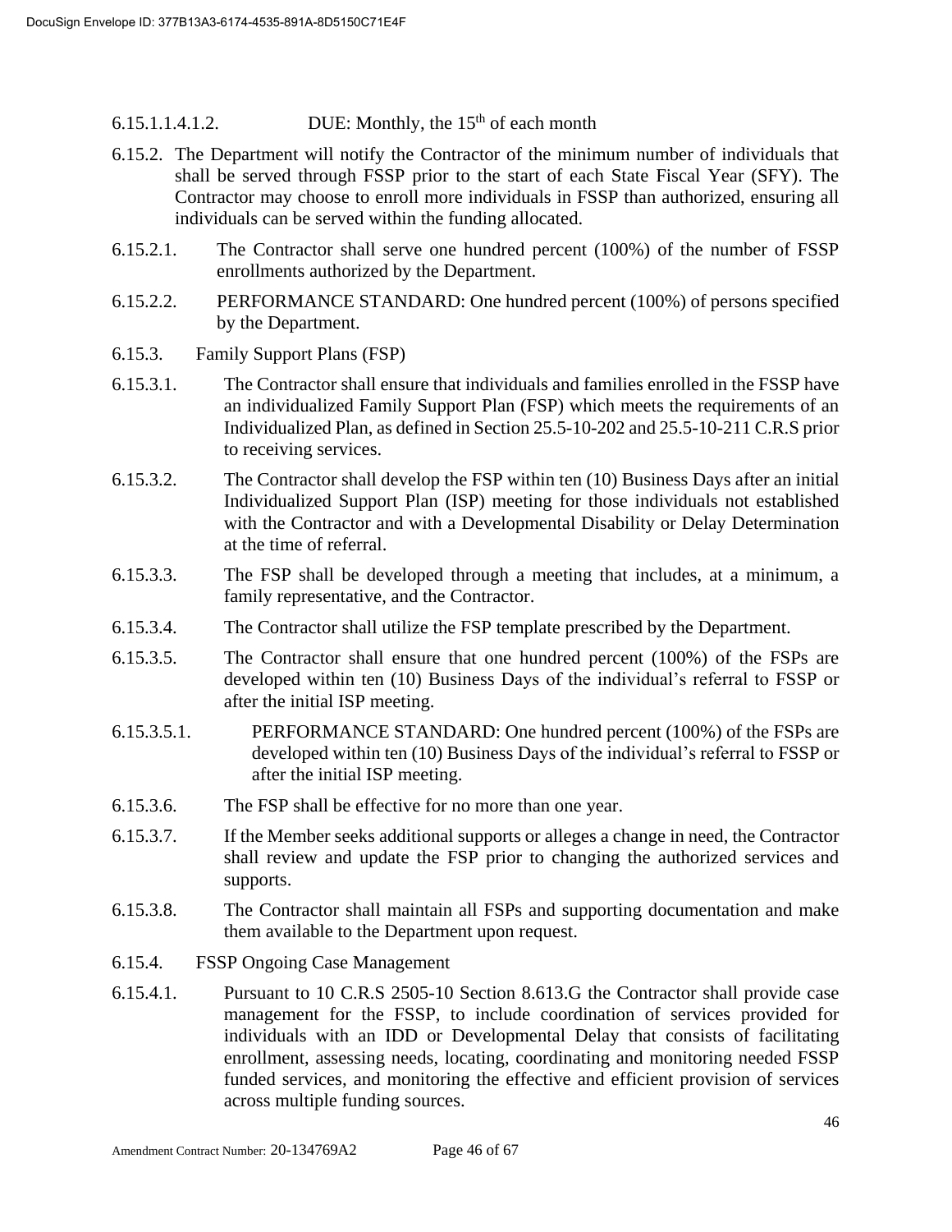6.15.1.1.4.1.2. DUE: Monthly, the 15th of each month

6.15.2. The Department will notify the Contractor of the minimum number of individuals that shall be served through FSSP prior to the start of each State Fiscal Year (SFY). The Contractor may choose to enroll more individuals in FSSP than authorized, ensuring all individuals can be served within the funding allocated.

6.15.2.1. The Contractor shall serve one hundred percent (100%) of the number of FSSP enrollments authorized by the Department.

6.15.2.2. PERFORMANCE STANDARD: One hundred percent (100%) of persons specified by the Department.

6.15.3. Family Support Plans (FSP)

6.15.3.1. The Contractor shall ensure that individuals and families enrolled in the FSSP have an individualized Family Support Plan (FSP) which meets the requirements of an Individualized Plan, as defined in Section 25.5-10-202 and 25.5-10-211 C.R.S prior to receiving services.

6.15.3.2. The Contractor shall develop the FSP within ten (10) Business Days after an initial Individualized Support Plan (ISP) meeting for those individuals not established with the Contractor and with a Developmental Disability or Delay Determination at the time of referral.

6.15.3.3. The FSP shall be developed through a meeting that includes, at a minimum, a family representative, and the Contractor.

6.15.3.4. The Contractor shall utilize the FSP template prescribed by the Department.

6.15.3.5. The Contractor shall ensure that one hundred percent (100%) of the FSPs are developed within ten (10) Business Days of the individual's referral to FSSP or after the initial ISP meeting.

6.15.3.5.1. PERFORMANCE STANDARD: One hundred percent (100%) of the FSPs are developed within ten (10) Business Days of the individual's referral to FSSP or after the initial ISP meeting.

6.15.3.6. The FSP shall be effective for no more than one year.

6.15.3.7. If the Member seeks additional supports or alleges a change in need, the Contractor shall review and update the FSP prior to changing the authorized services and supports.

6.15.3.8. The Contractor shall maintain all FSPs and supporting documentation and make them available to the Department upon request.

6.15.4. FSSP Ongoing Case Management

6.15.4.1. Pursuant to 10 C.R.S 2505-10 Section 8.613.G the Contractor shall provide case management for the FSSP, to include coordination of services provided for individuals with an IDD or Developmental Delay that consists of facilitating enrollment, assessing needs, locating, coordinating and monitoring needed FSSP funded services, and monitoring the effective and efficient provision of services across multiple funding sources.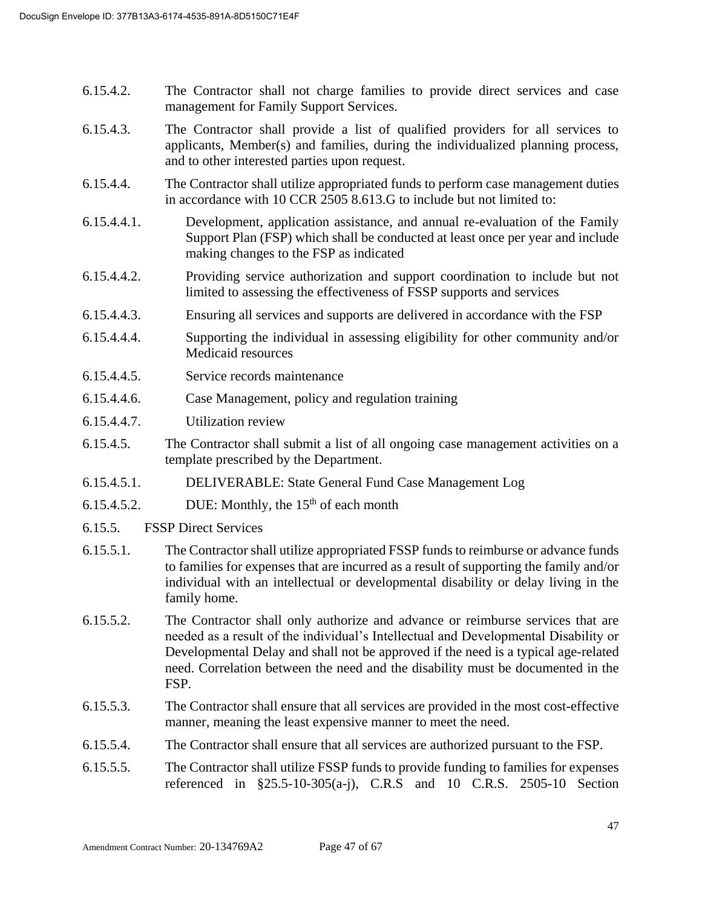6.15.4.2. The Contractor shall not charge families to provide direct services and case management for Family Support Services.

6.15.4.3. The Contractor shall provide a list of qualified providers for all services to applicants, Member(s) and families, during the individualized planning process, and to other interested parties upon request.

6.15.4.4. The Contractor shall utilize appropriated funds to perform case management duties in accordance with 10 CCR 2505 8.613.G to include but not limited to:

6.15.4.4.1. Development, application assistance, and annual re-evaluation of the Family Support Plan (FSP) which shall be conducted at least once per year and include making changes to the FSP as indicated

6.15.4.4.2. Providing service authorization and support coordination to include but not limited to assessing the effectiveness of FSSP supports and services

6.15.4.4.3. Ensuring all services and supports are delivered in accordance with the FSP

6.15.4.4.4. Supporting the individual in assessing eligibility for other community and/or Medicaid resources

6.15.4.4.5. Service records maintenance

6.15.4.4.6. Case Management, policy and regulation training

6.15.4.4.7. Utilization review

6.15.4.5. The Contractor shall submit a list of all ongoing case management activities on a template prescribed by the Department.

6.15.4.5.1. DELIVERABLE: State General Fund Case Management Log

6.15.4.5.2. DUE: Monthly, the 15th of each month

6.15.5. FSSP Direct Services

6.15.5.1. The Contractor shall utilize appropriated FSSP funds to reimburse or advance funds to families for expenses that are incurred as a result of supporting the family and/or individual with an intellectual or developmental disability or delay living in the family home.

6.15.5.2. The Contractor shall only authorize and advance or reimburse services that are needed as a result of the individual's Intellectual and Developmental Disability or Developmental Delay and shall not be approved if the need is a typical age-related need. Correlation between the need and the disability must be documented in the FSP.

6.15.5.3. The Contractor shall ensure that all services are provided in the most cost-effective manner, meaning the least expensive manner to meet the need.

6.15.5.4. The Contractor shall ensure that all services are authorized pursuant to the FSP.

6.15.5.5. The Contractor shall utilize FSSP funds to provide funding to families for expenses referenced in §25.5-10-305(a-j), C.R.S and 10 C.R.S. 2505-10 Section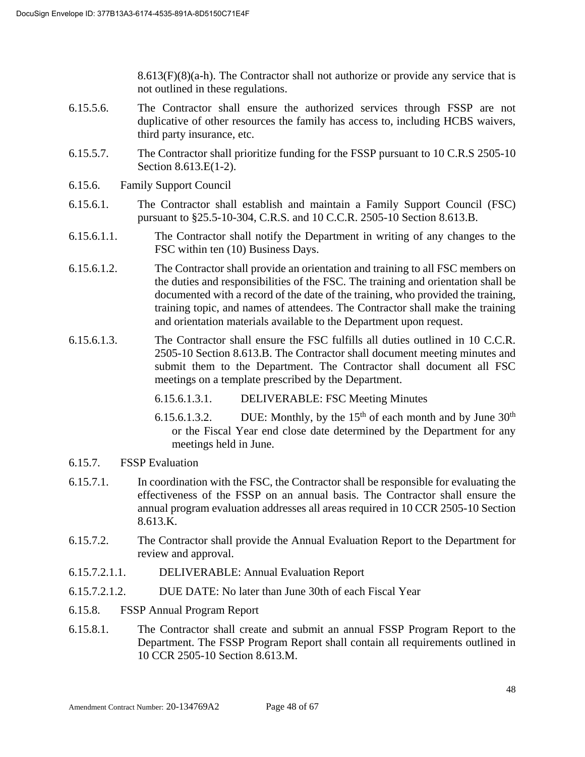8.613(F)(8)(a-h). The Contractor shall not authorize or provide any service that is not outlined in these regulations.

6.15.5.6. The Contractor shall ensure the authorized services through FSSP are not duplicative of other resources the family has access to, including HCBS waivers, third party insurance, etc.

6.15.5.7. The Contractor shall prioritize funding for the FSSP pursuant to 10 C.R.S 2505-10 Section 8.613.E(1-2).

6.15.6. Family Support Council

6.15.6.1. The Contractor shall establish and maintain a Family Support Council (FSC) pursuant to §25.5-10-304, C.R.S. and 10 C.C.R. 2505-10 Section 8.613.B.

6.15.6.1.1. The Contractor shall notify the Department in writing of any changes to the FSC within ten (10) Business Days.

6.15.6.1.2. The Contractor shall provide an orientation and training to all FSC members on the duties and responsibilities of the FSC. The training and orientation shall be documented with a record of the date of the training, who provided the training, training topic, and names of attendees. The Contractor shall make the training and orientation materials available to the Department upon request.

6.15.6.1.3. The Contractor shall ensure the FSC fulfills all duties outlined in 10 C.C.R. 2505-10 Section 8.613.B. The Contractor shall document meeting minutes and submit them to the Department. The Contractor shall document all FSC meetings on a template prescribed by the Department.

6.15.6.1.3.1. DELIVERABLE: FSC Meeting Minutes

6.15.6.1.3.2. DUE: Monthly, by the 15th of each month and by June 30th or the Fiscal Year end close date determined by the Department for any meetings held in June.

6.15.7. FSSP Evaluation

6.15.7.1. In coordination with the FSC, the Contractor shall be responsible for evaluating the effectiveness of the FSSP on an annual basis. The Contractor shall ensure the annual program evaluation addresses all areas required in 10 CCR 2505-10 Section 8.613.K.

6.15.7.2. The Contractor shall provide the Annual Evaluation Report to the Department for review and approval.

6.15.7.2.1.1. DELIVERABLE: Annual Evaluation Report

6.15.7.2.1.2. DUE DATE: No later than June 30th of each Fiscal Year

6.15.8. FSSP Annual Program Report

6.15.8.1. The Contractor shall create and submit an annual FSSP Program Report to the Department. The FSSP Program Report shall contain all requirements outlined in 10 CCR 2505-10 Section 8.613.M.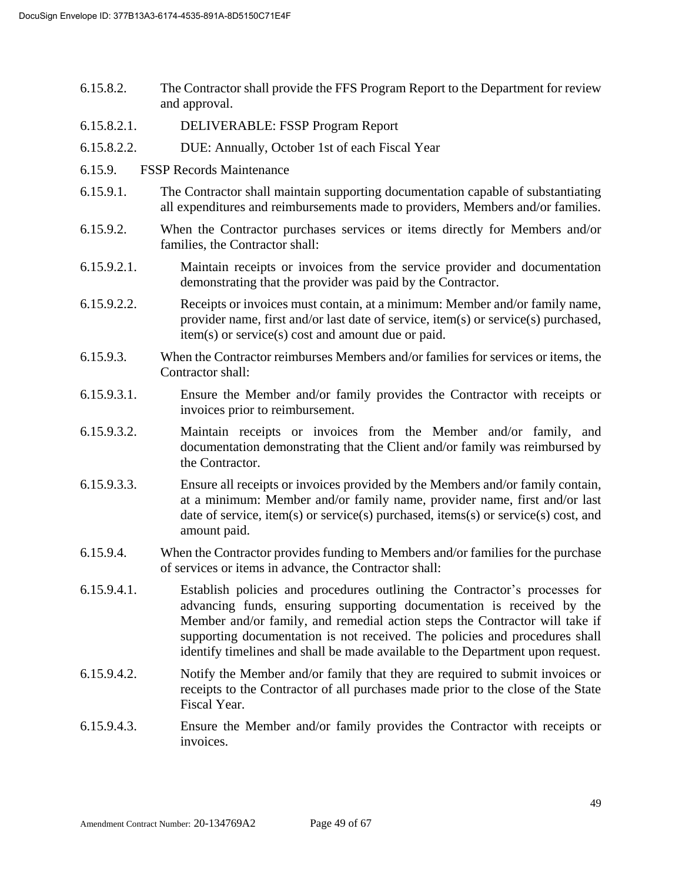6.15.8.2. The Contractor shall provide the FFS Program Report to the Department for review and approval.

6.15.8.2.1. DELIVERABLE: FSSP Program Report

6.15.8.2.2. DUE: Annually, October 1st of each Fiscal Year

6.15.9. FSSP Records Maintenance

6.15.9.1. The Contractor shall maintain supporting documentation capable of substantiating all expenditures and reimbursements made to providers, Members and/or families.

6.15.9.2. When the Contractor purchases services or items directly for Members and/or families, the Contractor shall:

6.15.9.2.1. Maintain receipts or invoices from the service provider and documentation demonstrating that the provider was paid by the Contractor.

6.15.9.2.2. Receipts or invoices must contain, at a minimum: Member and/or family name, provider name, first and/or last date of service, item(s) or service(s) purchased, item(s) or service(s) cost and amount due or paid.

6.15.9.3. When the Contractor reimburses Members and/or families for services or items, the Contractor shall:

6.15.9.3.1. Ensure the Member and/or family provides the Contractor with receipts or invoices prior to reimbursement.

6.15.9.3.2. Maintain receipts or invoices from the Member and/or family, and documentation demonstrating that the Client and/or family was reimbursed by the Contractor.

6.15.9.3.3. Ensure all receipts or invoices provided by the Members and/or family contain, at a minimum: Member and/or family name, provider name, first and/or last date of service, item(s) or service(s) purchased, items(s) or service(s) cost, and amount paid.

6.15.9.4. When the Contractor provides funding to Members and/or families for the purchase of services or items in advance, the Contractor shall:

6.15.9.4.1. Establish policies and procedures outlining the Contractor's processes for advancing funds, ensuring supporting documentation is received by the Member and/or family, and remedial action steps the Contractor will take if supporting documentation is not received. The policies and procedures shall identify timelines and shall be made available to the Department upon request.

6.15.9.4.2. Notify the Member and/or family that they are required to submit invoices or receipts to the Contractor of all purchases made prior to the close of the State Fiscal Year.

6.15.9.4.3. Ensure the Member and/or family provides the Contractor with receipts or invoices.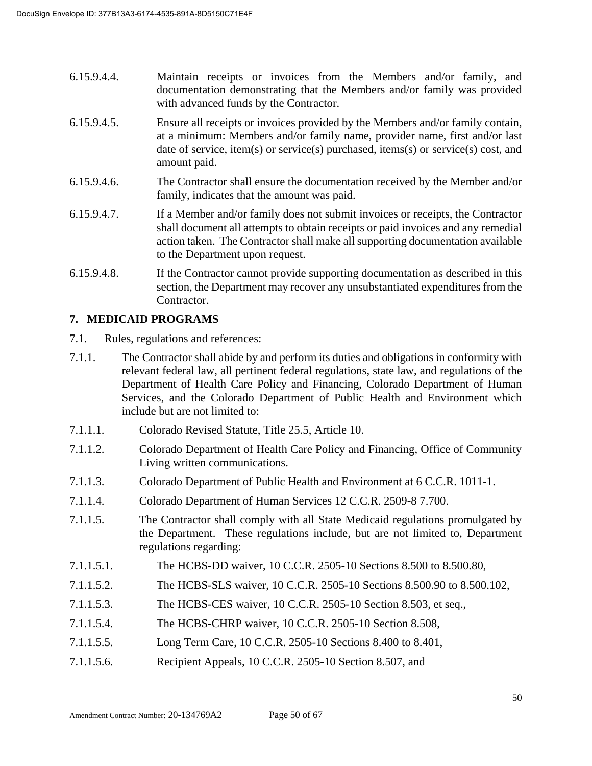6.15.9.4.4. Maintain receipts or invoices from the Members and/or family, and documentation demonstrating that the Members and/or family was provided with advanced funds by the Contractor.

6.15.9.4.5. Ensure all receipts or invoices provided by the Members and/or family contain, at a minimum: Members and/or family name, provider name, first and/or last date of service, item(s) or service(s) purchased, items(s) or service(s) cost, and amount paid.

6.15.9.4.6. The Contractor shall ensure the documentation received by the Member and/or family, indicates that the amount was paid.

6.15.9.4.7. If a Member and/or family does not submit invoices or receipts, the Contractor shall document all attempts to obtain receipts or paid invoices and any remedial action taken. The Contractor shall make all supporting documentation available to the Department upon request.

6.15.9.4.8. If the Contractor cannot provide supporting documentation as described in this section, the Department may recover any unsubstantiated expenditures from the Contractor.

## 7. MEDICAID PROGRAMS

7.1. Rules, regulations and references:

7.1.1. The Contractor shall abide by and perform its duties and obligations in conformity with relevant federal law, all pertinent federal regulations, state law, and regulations of the Department of Health Care Policy and Financing, Colorado Department of Human Services, and the Colorado Department of Public Health and Environment which include but are not limited to:

7.1.1.1. Colorado Revised Statute, Title 25.5, Article 10.

7.1.1.2. Colorado Department of Health Care Policy and Financing, Office of Community Living written communications.

7.1.1.3. Colorado Department of Public Health and Environment at 6 C.C.R. 1011-1.

7.1.1.4. Colorado Department of Human Services 12 C.C.R. 2509-8 7.700.

7.1.1.5. The Contractor shall comply with all State Medicaid regulations promulgated by the Department. These regulations include, but are not limited to, Department regulations regarding:

7.1.1.5.1. The HCBS-DD waiver, 10 C.C.R. 2505-10 Sections 8.500 to 8.500.80,

7.1.1.5.2. The HCBS-SLS waiver, 10 C.C.R. 2505-10 Sections 8.500.90 to 8.500.102,

7.1.1.5.3. The HCBS-CES waiver, 10 C.C.R. 2505-10 Section 8.503, et seq.,

7.1.1.5.4. The HCBS-CHRP waiver, 10 C.C.R. 2505-10 Section 8.508,

7.1.1.5.5. Long Term Care, 10 C.C.R. 2505-10 Sections 8.400 to 8.401,

7.1.1.5.6. Recipient Appeals, 10 C.C.R. 2505-10 Section 8.507, and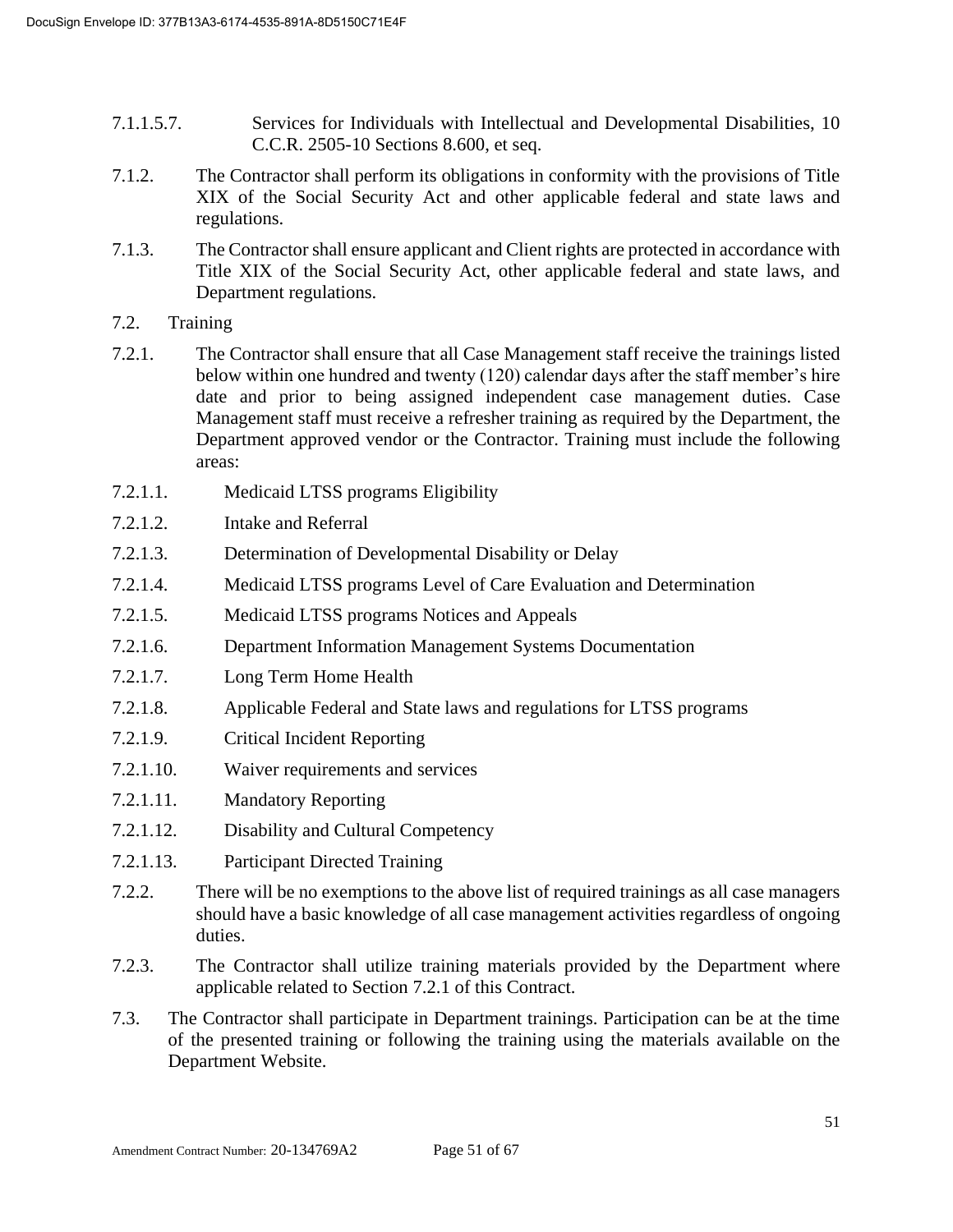7.1.1.5.7. Services for Individuals with Intellectual and Developmental Disabilities, 10 C.C.R. 2505-10 Sections 8.600, et seq.

7.1.2. The Contractor shall perform its obligations in conformity with the provisions of Title XIX of the Social Security Act and other applicable federal and state laws and regulations.

7.1.3. The Contractor shall ensure applicant and Client rights are protected in accordance with Title XIX of the Social Security Act, other applicable federal and state laws, and Department regulations.

7.2. Training

7.2.1. The Contractor shall ensure that all Case Management staff receive the trainings listed below within one hundred and twenty (120) calendar days after the staff member's hire date and prior to being assigned independent case management duties. Case Management staff must receive a refresher training as required by the Department, the Department approved vendor or the Contractor. Training must include the following areas:

7.2.1.1. Medicaid LTSS programs Eligibility

7.2.1.2. Intake and Referral

7.2.1.3. Determination of Developmental Disability or Delay

7.2.1.4. Medicaid LTSS programs Level of Care Evaluation and Determination

7.2.1.5. Medicaid LTSS programs Notices and Appeals

7.2.1.6. Department Information Management Systems Documentation

7.2.1.7. Long Term Home Health

7.2.1.8. Applicable Federal and State laws and regulations for LTSS programs

7.2.1.9. Critical Incident Reporting

7.2.1.10. Waiver requirements and services

7.2.1.11. Mandatory Reporting

7.2.1.12. Disability and Cultural Competency

7.2.1.13. Participant Directed Training

7.2.2. There will be no exemptions to the above list of required trainings as all case managers should have a basic knowledge of all case management activities regardless of ongoing duties.

7.2.3. The Contractor shall utilize training materials provided by the Department where applicable related to Section 7.2.1 of this Contract.

7.3. The Contractor shall participate in Department trainings. Participation can be at the time of the presented training or following the training using the materials available on the Department Website.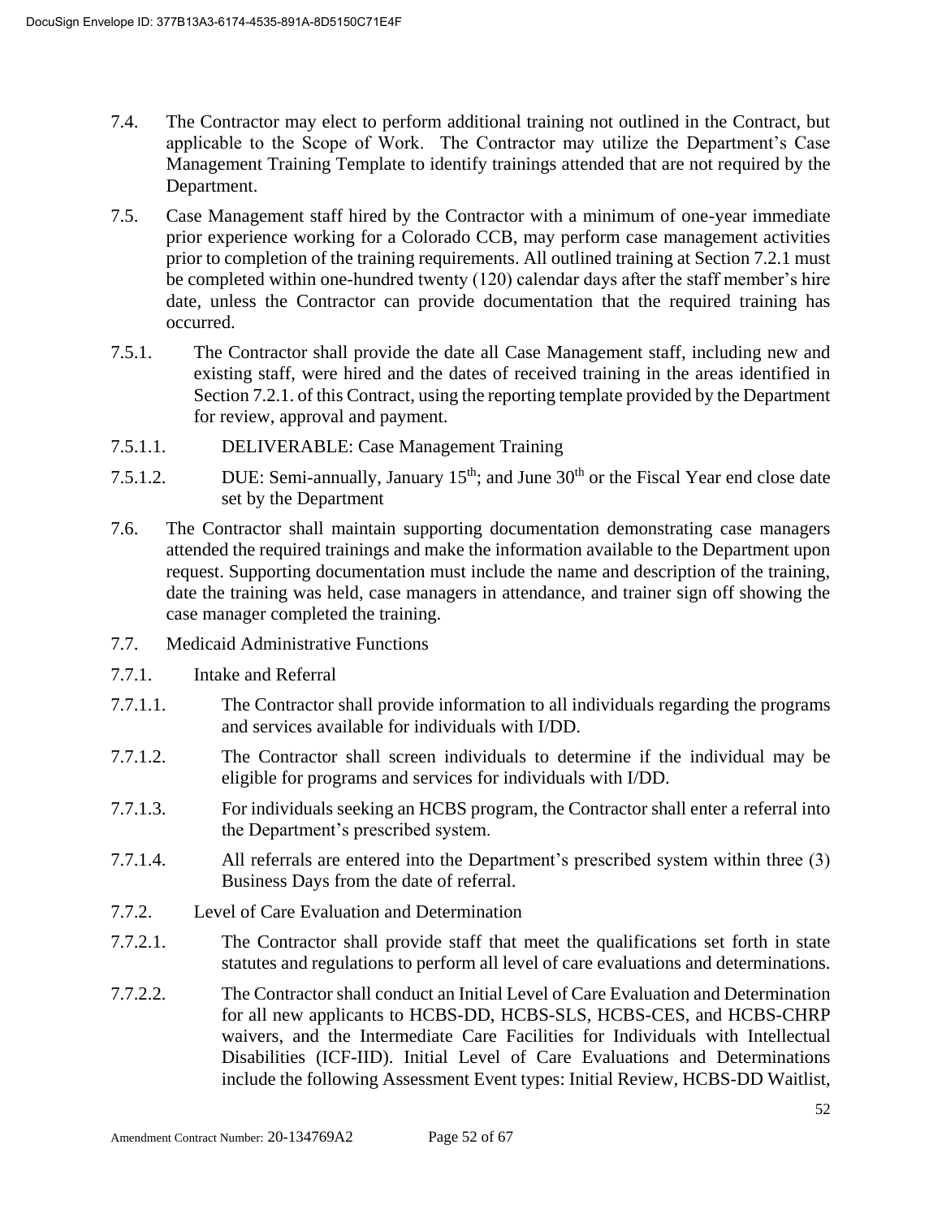7.4. The Contractor may elect to perform additional training not outlined in the Contract, but applicable to the Scope of Work. The Contractor may utilize the Department's Case Management Training Template to identify trainings attended that are not required by the Department.

7.5. Case Management staff hired by the Contractor with a minimum of one-year immediate prior experience working for a Colorado CCB, may perform case management activities prior to completion of the training requirements. All outlined training at Section 7.2.1 must be completed within one-hundred twenty (120) calendar days after the staff member's hire date, unless the Contractor can provide documentation that the required training has occurred.

7.5.1. The Contractor shall provide the date all Case Management staff, including new and existing staff, were hired and the dates of received training in the areas identified in Section 7.2.1. of this Contract, using the reporting template provided by the Department for review, approval and payment.

7.5.1.1. DELIVERABLE: Case Management Training

7.5.1.2. DUE: Semi-annually, January 15th; and June 30th or the Fiscal Year end close date set by the Department

7.6. The Contractor shall maintain supporting documentation demonstrating case managers attended the required trainings and make the information available to the Department upon request. Supporting documentation must include the name and description of the training, date the training was held, case managers in attendance, and trainer sign off showing the case manager completed the training.

7.7. Medicaid Administrative Functions

7.7.1. Intake and Referral

7.7.1.1. The Contractor shall provide information to all individuals regarding the programs and services available for individuals with I/DD.

7.7.1.2. The Contractor shall screen individuals to determine if the individual may be eligible for programs and services for individuals with I/DD.

7.7.1.3. For individuals seeking an HCBS program, the Contractor shall enter a referral into the Department's prescribed system.

7.7.1.4. All referrals are entered into the Department's prescribed system within three (3) Business Days from the date of referral.

7.7.2. Level of Care Evaluation and Determination

7.7.2.1. The Contractor shall provide staff that meet the qualifications set forth in state statutes and regulations to perform all level of care evaluations and determinations.

7.7.2.2. The Contractor shall conduct an Initial Level of Care Evaluation and Determination for all new applicants to HCBS-DD, HCBS-SLS, HCBS-CES, and HCBS-CHRP waivers, and the Intermediate Care Facilities for Individuals with Intellectual Disabilities (ICF-IID). Initial Level of Care Evaluations and Determinations include the following Assessment Event types: Initial Review, HCBS-DD Waitlist,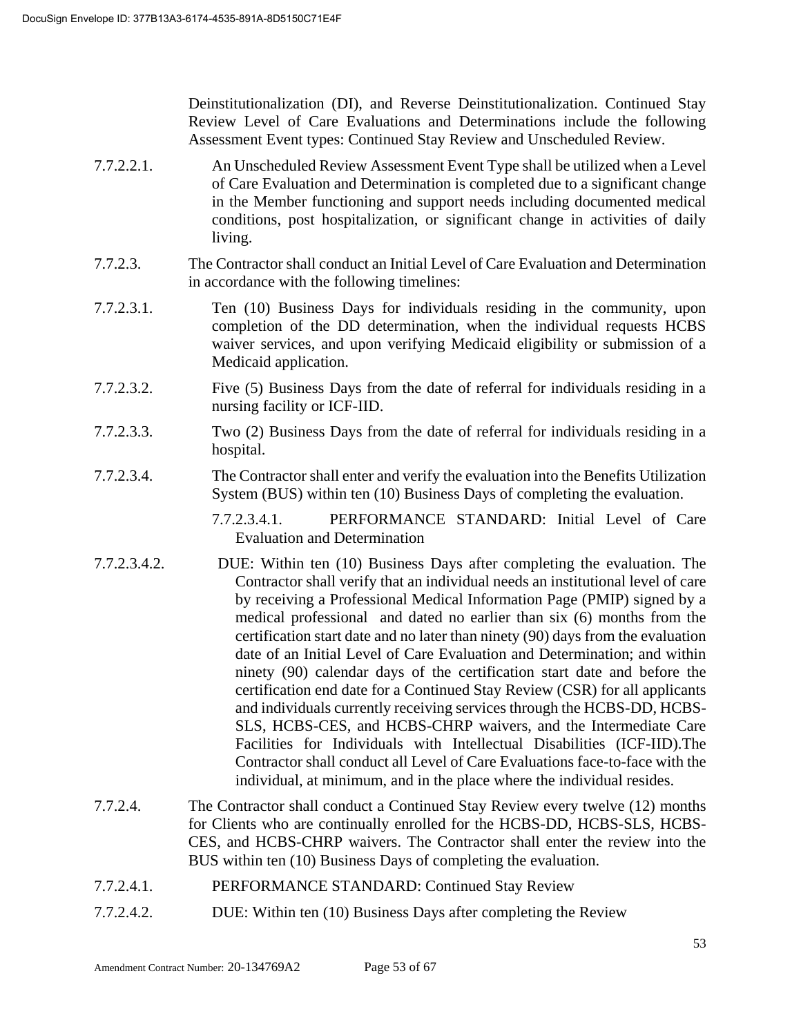Deinstitutionalization (DI), and Reverse Deinstitutionalization. Continued Stay Review Level of Care Evaluations and Determinations include the following Assessment Event types: Continued Stay Review and Unscheduled Review.

7.7.2.2.1. An Unscheduled Review Assessment Event Type shall be utilized when a Level of Care Evaluation and Determination is completed due to a significant change in the Member functioning and support needs including documented medical conditions, post hospitalization, or significant change in activities of daily living.

7.7.2.3. The Contractor shall conduct an Initial Level of Care Evaluation and Determination in accordance with the following timelines:

7.7.2.3.1. Ten (10) Business Days for individuals residing in the community, upon completion of the DD determination, when the individual requests HCBS waiver services, and upon verifying Medicaid eligibility or submission of a Medicaid application.

7.7.2.3.2. Five (5) Business Days from the date of referral for individuals residing in a nursing facility or ICF-IID.

7.7.2.3.3. Two (2) Business Days from the date of referral for individuals residing in a hospital.

7.7.2.3.4. The Contractor shall enter and verify the evaluation into the Benefits Utilization System (BUS) within ten (10) Business Days of completing the evaluation.

7.7.2.3.4.1. PERFORMANCE STANDARD: Initial Level of Care Evaluation and Determination

7.7.2.3.4.2. DUE: Within ten (10) Business Days after completing the evaluation. The Contractor shall verify that an individual needs an institutional level of care by receiving a Professional Medical Information Page (PMIP) signed by a medical professional and dated no earlier than six (6) months from the certification start date and no later than ninety (90) days from the evaluation date of an Initial Level of Care Evaluation and Determination; and within ninety (90) calendar days of the certification start date and before the certification end date for a Continued Stay Review (CSR) for all applicants and individuals currently receiving services through the HCBS-DD, HCBS-SLS, HCBS-CES, and HCBS-CHRP waivers, and the Intermediate Care Facilities for Individuals with Intellectual Disabilities (ICF-IID).The Contractor shall conduct all Level of Care Evaluations face-to-face with the individual, at minimum, and in the place where the individual resides.

7.7.2.4. The Contractor shall conduct a Continued Stay Review every twelve (12) months for Clients who are continually enrolled for the HCBS-DD, HCBS-SLS, HCBS-CES, and HCBS-CHRP waivers. The Contractor shall enter the review into the BUS within ten (10) Business Days of completing the evaluation.

7.7.2.4.1. PERFORMANCE STANDARD: Continued Stay Review

7.7.2.4.2. DUE: Within ten (10) Business Days after completing the Review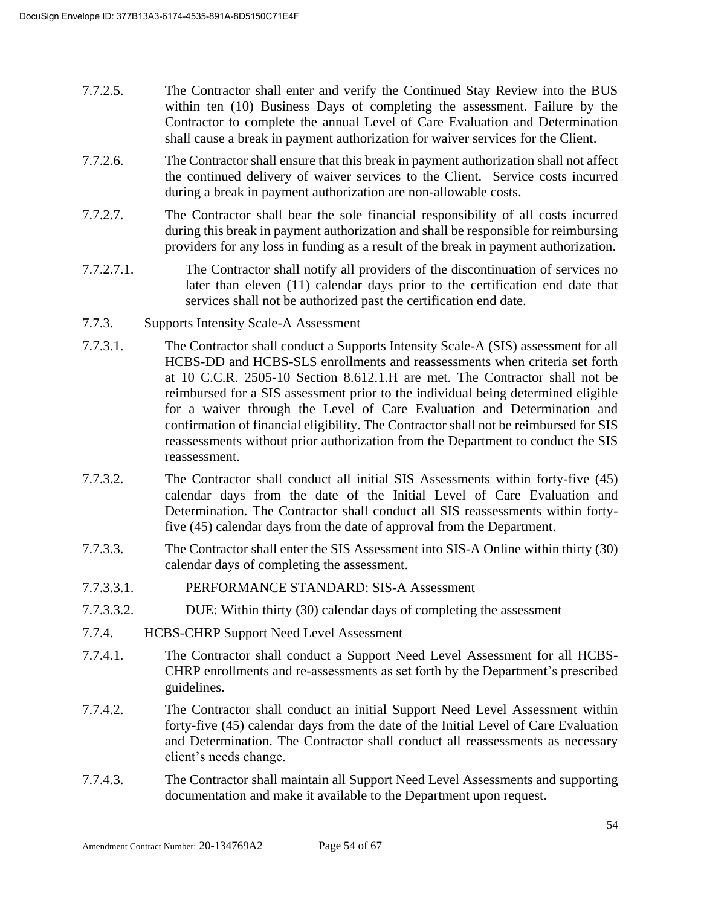7.7.2.5. The Contractor shall enter and verify the Continued Stay Review into the BUS within ten (10) Business Days of completing the assessment. Failure by the Contractor to complete the annual Level of Care Evaluation and Determination shall cause a break in payment authorization for waiver services for the Client.

7.7.2.6. The Contractor shall ensure that this break in payment authorization shall not affect the continued delivery of waiver services to the Client. Service costs incurred during a break in payment authorization are non-allowable costs.

7.7.2.7. The Contractor shall bear the sole financial responsibility of all costs incurred during this break in payment authorization and shall be responsible for reimbursing providers for any loss in funding as a result of the break in payment authorization.

7.7.2.7.1. The Contractor shall notify all providers of the discontinuation of services no later than eleven (11) calendar days prior to the certification end date that services shall not be authorized past the certification end date.

7.7.3. Supports Intensity Scale-A Assessment

7.7.3.1. The Contractor shall conduct a Supports Intensity Scale-A (SIS) assessment for all HCBS-DD and HCBS-SLS enrollments and reassessments when criteria set forth at 10 C.C.R. 2505-10 Section 8.612.1.H are met. The Contractor shall not be reimbursed for a SIS assessment prior to the individual being determined eligible for a waiver through the Level of Care Evaluation and Determination and confirmation of financial eligibility. The Contractor shall not be reimbursed for SIS reassessments without prior authorization from the Department to conduct the SIS reassessment.

7.7.3.2. The Contractor shall conduct all initial SIS Assessments within forty-five (45) calendar days from the date of the Initial Level of Care Evaluation and Determination. The Contractor shall conduct all SIS reassessments within forty-five (45) calendar days from the date of approval from the Department.

7.7.3.3. The Contractor shall enter the SIS Assessment into SIS-A Online within thirty (30) calendar days of completing the assessment.

7.7.3.3.1. PERFORMANCE STANDARD: SIS-A Assessment

7.7.3.3.2. DUE: Within thirty (30) calendar days of completing the assessment

7.7.4. HCBS-CHRP Support Need Level Assessment

7.7.4.1. The Contractor shall conduct a Support Need Level Assessment for all HCBS-CHRP enrollments and re-assessments as set forth by the Department's prescribed guidelines.

7.7.4.2. The Contractor shall conduct an initial Support Need Level Assessment within forty-five (45) calendar days from the date of the Initial Level of Care Evaluation and Determination. The Contractor shall conduct all reassessments as necessary client's needs change.

7.7.4.3. The Contractor shall maintain all Support Need Level Assessments and supporting documentation and make it available to the Department upon request.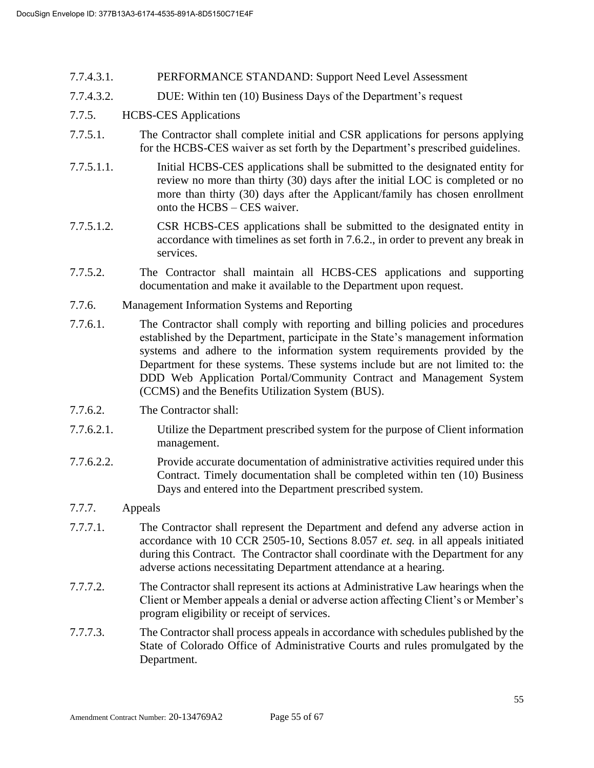7.7.4.3.1. PERFORMANCE STANDARD: Support Need Level Assessment

7.7.4.3.2. DUE: Within ten (10) Business Days of the Department's request

7.7.5. HCBS-CES Applications

7.7.5.1. The Contractor shall complete initial and CSR applications for persons applying for the HCBS-CES waiver as set forth by the Department's prescribed guidelines.

7.7.5.1.1. Initial HCBS-CES applications shall be submitted to the designated entity for review no more than thirty (30) days after the initial LOC is completed or no more than thirty (30) days after the Applicant/family has chosen enrollment onto the HCBS – CES waiver.

7.7.5.1.2. CSR HCBS-CES applications shall be submitted to the designated entity in accordance with timelines as set forth in 7.6.2., in order to prevent any break in services.

7.7.5.2. The Contractor shall maintain all HCBS-CES applications and supporting documentation and make it available to the Department upon request.

7.7.6. Management Information Systems and Reporting

7.7.6.1. The Contractor shall comply with reporting and billing policies and procedures established by the Department, participate in the State's management information systems and adhere to the information system requirements provided by the Department for these systems. These systems include but are not limited to: the DDD Web Application Portal/Community Contract and Management System (CCMS) and the Benefits Utilization System (BUS).

7.7.6.2. The Contractor shall:

7.7.6.2.1. Utilize the Department prescribed system for the purpose of Client information management.

7.7.6.2.2. Provide accurate documentation of administrative activities required under this Contract. Timely documentation shall be completed within ten (10) Business Days and entered into the Department prescribed system.

7.7.7. Appeals

7.7.7.1. The Contractor shall represent the Department and defend any adverse action in accordance with 10 CCR 2505-10, Sections 8.057 *et. seq.* in all appeals initiated during this Contract. The Contractor shall coordinate with the Department for any adverse actions necessitating Department attendance at a hearing.

7.7.7.2. The Contractor shall represent its actions at Administrative Law hearings when the Client or Member appeals a denial or adverse action affecting Client's or Member's program eligibility or receipt of services.

7.7.7.3. The Contractor shall process appeals in accordance with schedules published by the State of Colorado Office of Administrative Courts and rules promulgated by the Department.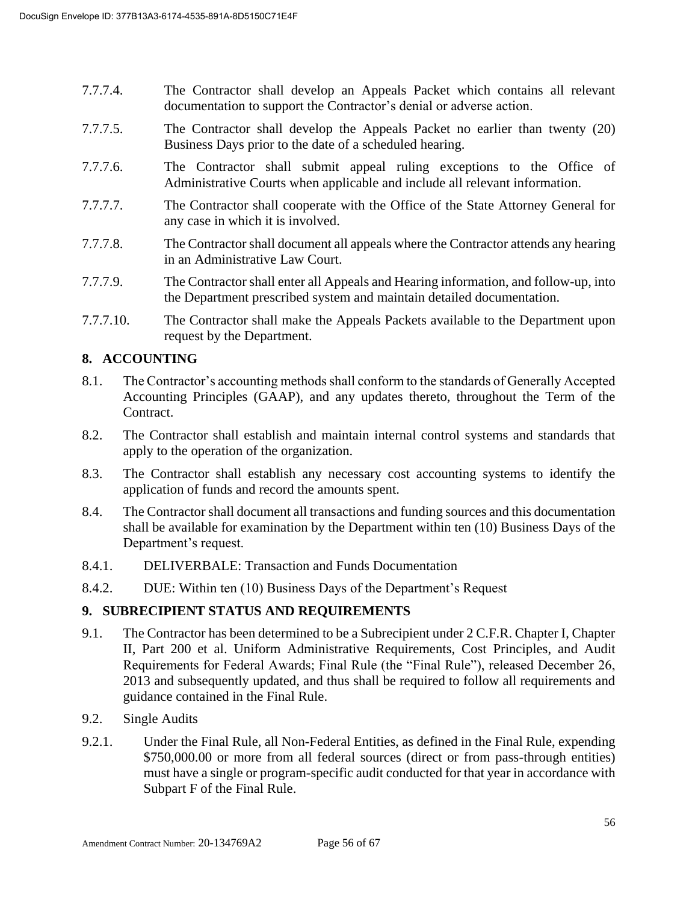7.7.7.4. The Contractor shall develop an Appeals Packet which contains all relevant documentation to support the Contractor's denial or adverse action.

7.7.7.5. The Contractor shall develop the Appeals Packet no earlier than twenty (20) Business Days prior to the date of a scheduled hearing.

7.7.7.6. The Contractor shall submit appeal ruling exceptions to the Office of Administrative Courts when applicable and include all relevant information.

7.7.7.7. The Contractor shall cooperate with the Office of the State Attorney General for any case in which it is involved.

7.7.7.8. The Contractor shall document all appeals where the Contractor attends any hearing in an Administrative Law Court.

7.7.7.9. The Contractor shall enter all Appeals and Hearing information, and follow-up, into the Department prescribed system and maintain detailed documentation.

7.7.7.10. The Contractor shall make the Appeals Packets available to the Department upon request by the Department.

## 8. ACCOUNTING

8.1. The Contractor's accounting methods shall conform to the standards of Generally Accepted Accounting Principles (GAAP), and any updates thereto, throughout the Term of the Contract.

8.2. The Contractor shall establish and maintain internal control systems and standards that apply to the operation of the organization.

8.3. The Contractor shall establish any necessary cost accounting systems to identify the application of funds and record the amounts spent.

8.4. The Contractor shall document all transactions and funding sources and this documentation shall be available for examination by the Department within ten (10) Business Days of the Department's request.

8.4.1. DELIVERBALE: Transaction and Funds Documentation

8.4.2. DUE: Within ten (10) Business Days of the Department's Request

## 9. SUBRECIPIENT STATUS AND REQUIREMENTS

9.1. The Contractor has been determined to be a Subrecipient under 2 C.F.R. Chapter I, Chapter II, Part 200 et al. Uniform Administrative Requirements, Cost Principles, and Audit Requirements for Federal Awards; Final Rule (the "Final Rule"), released December 26, 2013 and subsequently updated, and thus shall be required to follow all requirements and guidance contained in the Final Rule.

9.2. Single Audits

9.2.1. Under the Final Rule, all Non-Federal Entities, as defined in the Final Rule, expending $750,000.00 or more from all federal sources (direct or from pass-through entities) must have a single or program-specific audit conducted for that year in accordance with Subpart F of the Final Rule.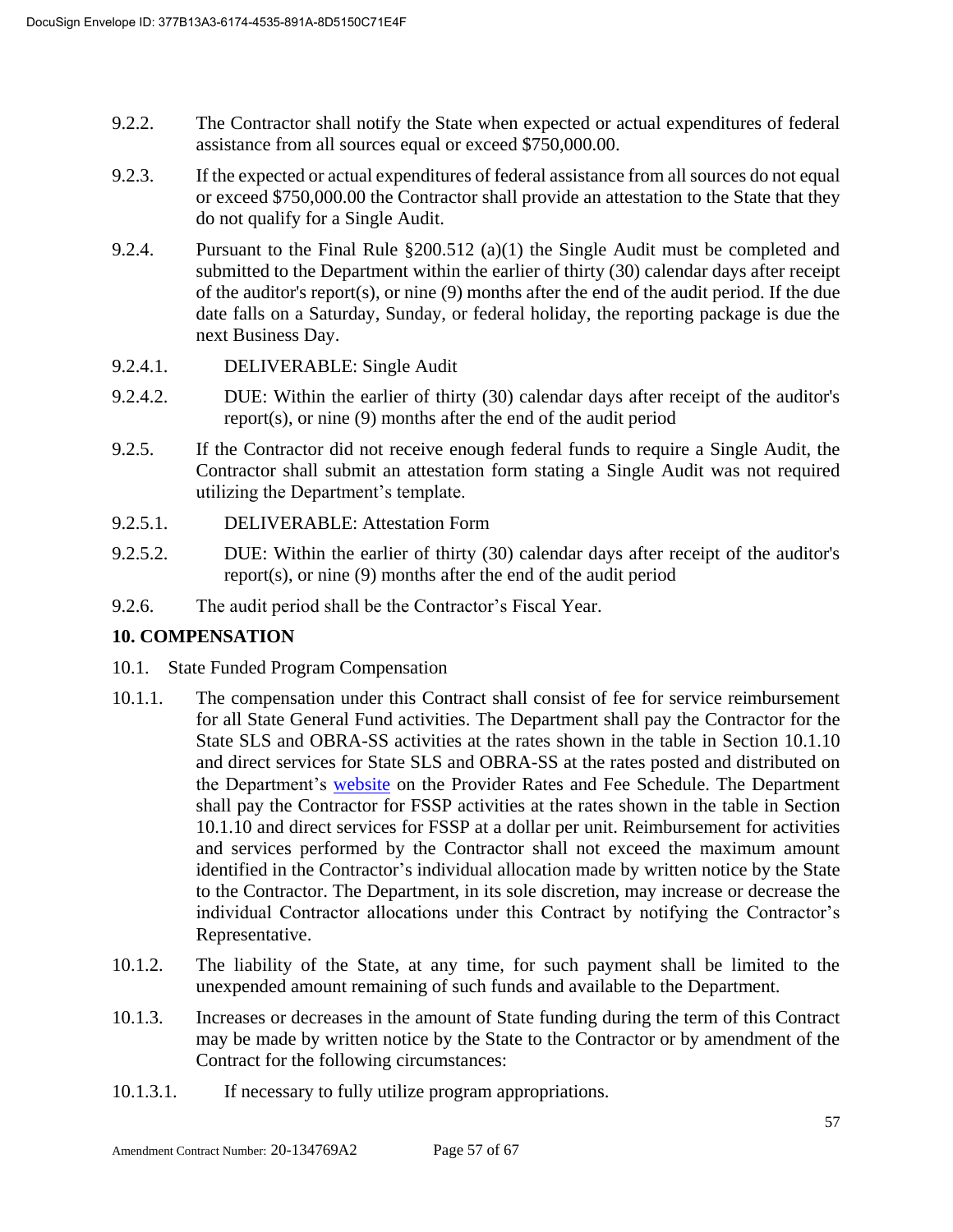9.2.2. The Contractor shall notify the State when expected or actual expenditures of federal assistance from all sources equal or exceed $750,000.00.

9.2.3. If the expected or actual expenditures of federal assistance from all sources do not equal or exceed $750,000.00 the Contractor shall provide an attestation to the State that they do not qualify for a Single Audit.

9.2.4. Pursuant to the Final Rule §200.512 (a)(1) the Single Audit must be completed and submitted to the Department within the earlier of thirty (30) calendar days after receipt of the auditor's report(s), or nine (9) months after the end of the audit period. If the due date falls on a Saturday, Sunday, or federal holiday, the reporting package is due the next Business Day.

9.2.4.1. DELIVERABLE: Single Audit

9.2.4.2. DUE: Within the earlier of thirty (30) calendar days after receipt of the auditor's report(s), or nine (9) months after the end of the audit period

9.2.5. If the Contractor did not receive enough federal funds to require a Single Audit, the Contractor shall submit an attestation form stating a Single Audit was not required utilizing the Department's template.

9.2.5.1. DELIVERABLE: Attestation Form

9.2.5.2. DUE: Within the earlier of thirty (30) calendar days after receipt of the auditor's report(s), or nine (9) months after the end of the audit period

9.2.6. The audit period shall be the Contractor's Fiscal Year.

## 10. COMPENSATION

10.1. State Funded Program Compensation

10.1.1. The compensation under this Contract shall consist of fee for service reimbursement for all State General Fund activities. The Department shall pay the Contractor for the State SLS and OBRA-SS activities at the rates shown in the table in Section 10.1.10 and direct services for State SLS and OBRA-SS at the rates posted and distributed on the Department's website on the Provider Rates and Fee Schedule. The Department shall pay the Contractor for FSSP activities at the rates shown in the table in Section 10.1.10 and direct services for FSSP at a dollar per unit. Reimbursement for activities and services performed by the Contractor shall not exceed the maximum amount identified in the Contractor's individual allocation made by written notice by the State to the Contractor. The Department, in its sole discretion, may increase or decrease the individual Contractor allocations under this Contract by notifying the Contractor's Representative.

10.1.2. The liability of the State, at any time, for such payment shall be limited to the unexpended amount remaining of such funds and available to the Department.

10.1.3. Increases or decreases in the amount of State funding during the term of this Contract may be made by written notice by the State to the Contractor or by amendment of the Contract for the following circumstances:

10.1.3.1. If necessary to fully utilize program appropriations.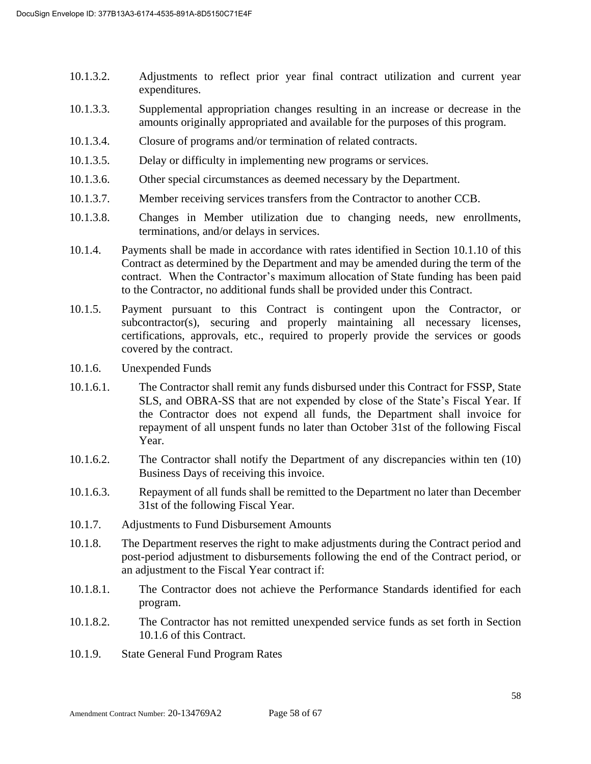10.1.3.2. Adjustments to reflect prior year final contract utilization and current year expenditures.

10.1.3.3. Supplemental appropriation changes resulting in an increase or decrease in the amounts originally appropriated and available for the purposes of this program.

10.1.3.4. Closure of programs and/or termination of related contracts.

10.1.3.5. Delay or difficulty in implementing new programs or services.

10.1.3.6. Other special circumstances as deemed necessary by the Department.

10.1.3.7. Member receiving services transfers from the Contractor to another CCB.

10.1.3.8. Changes in Member utilization due to changing needs, new enrollments, terminations, and/or delays in services.

10.1.4. Payments shall be made in accordance with rates identified in Section 10.1.10 of this Contract as determined by the Department and may be amended during the term of the contract. When the Contractor's maximum allocation of State funding has been paid to the Contractor, no additional funds shall be provided under this Contract.

10.1.5. Payment pursuant to this Contract is contingent upon the Contractor, or subcontractor(s), securing and properly maintaining all necessary licenses, certifications, approvals, etc., required to properly provide the services or goods covered by the contract.

10.1.6. Unexpended Funds

10.1.6.1. The Contractor shall remit any funds disbursed under this Contract for FSSP, State SLS, and OBRA-SS that are not expended by close of the State's Fiscal Year. If the Contractor does not expend all funds, the Department shall invoice for repayment of all unspent funds no later than October 31st of the following Fiscal Year.

10.1.6.2. The Contractor shall notify the Department of any discrepancies within ten (10) Business Days of receiving this invoice.

10.1.6.3. Repayment of all funds shall be remitted to the Department no later than December 31st of the following Fiscal Year.

10.1.7. Adjustments to Fund Disbursement Amounts

10.1.8. The Department reserves the right to make adjustments during the Contract period and post-period adjustment to disbursements following the end of the Contract period, or an adjustment to the Fiscal Year contract if:

10.1.8.1. The Contractor does not achieve the Performance Standards identified for each program.

10.1.8.2. The Contractor has not remitted unexpended service funds as set forth in Section 10.1.6 of this Contract.

10.1.9. State General Fund Program Rates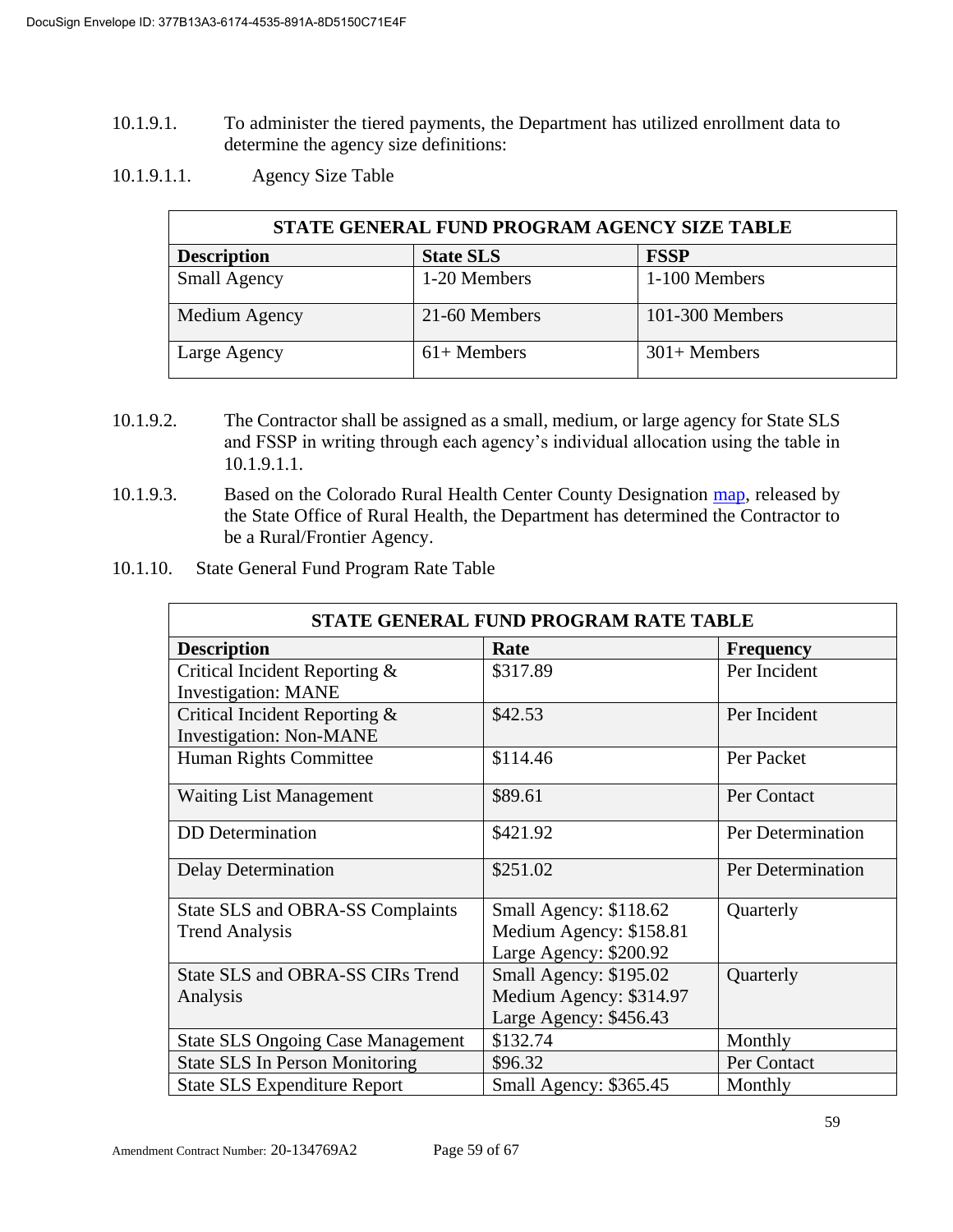10.1.9.1. To administer the tiered payments, the Department has utilized enrollment data to determine the agency size definitions:

10.1.9.1.1. Agency Size Table

| STATE GENERAL FUND PROGRAM AGENCY SIZE TABLE | | |
|---|---|---|
| **Description** | **State SLS** | **FSSP** |
| Small Agency | 1-20 Members | 1-100 Members |
| Medium Agency | 21-60 Members | 101-300 Members |
| Large Agency | 61+ Members | 301+ Members |

10.1.9.2. The Contractor shall be assigned as a small, medium, or large agency for State SLS and FSSP in writing through each agency's individual allocation using the table in 10.1.9.1.1.

10.1.9.3. Based on the Colorado Rural Health Center County Designation map, released by the State Office of Rural Health, the Department has determined the Contractor to be a Rural/Frontier Agency.

10.1.10. State General Fund Program Rate Table

| STATE GENERAL FUND PROGRAM RATE TABLE | | |
|---|---|---|
| **Description** | **Rate** | **Frequency** |
| Critical Incident Reporting & Investigation: MANE | $317.89 | Per Incident |
| Critical Incident Reporting & Investigation: Non-MANE | $42.53 | Per Incident |
| Human Rights Committee | $114.46 | Per Packet |
| Waiting List Management | $89.61 | Per Contact |
| DD Determination | $421.92 | Per Determination |
| Delay Determination | $251.02 | Per Determination |
| State SLS and OBRA-SS Complaints Trend Analysis | Small Agency: $118.62<br>Medium Agency: $158.81<br>Large Agency: $200.92 | Quarterly |
| State SLS and OBRA-SS CIRs Trend Analysis | Small Agency: $195.02<br>Medium Agency: $314.97<br>Large Agency: $456.43 | Quarterly |
| State SLS Ongoing Case Management | $132.74 | Monthly |
| State SLS In Person Monitoring | $96.32 | Per Contact |
| State SLS Expenditure Report | Small Agency: $365.45 | Monthly |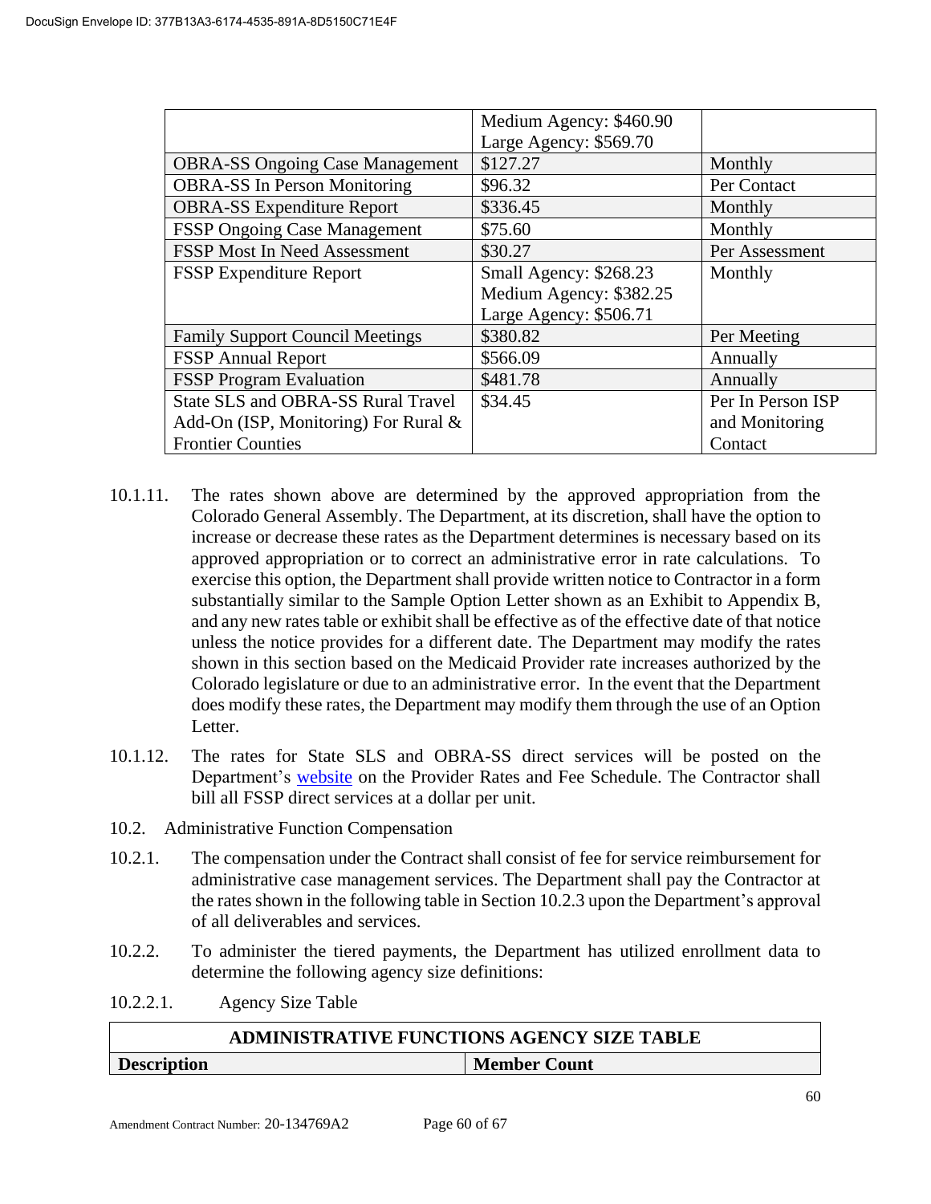| | Medium Agency: $460.90<br>Large Agency: $569.70 | |
|---|---|---|
| OBRA-SS Ongoing Case Management | $127.27 | Monthly |
| OBRA-SS In Person Monitoring | $96.32 | Per Contact |
| OBRA-SS Expenditure Report | $336.45 | Monthly |
| FSSP Ongoing Case Management | $75.60 | Monthly |
| FSSP Most In Need Assessment | $30.27 | Per Assessment |
| FSSP Expenditure Report | Small Agency: $268.23<br>Medium Agency: $382.25<br>Large Agency: $506.71 | Monthly |
| Family Support Council Meetings | $380.82 | Per Meeting |
| FSSP Annual Report | $566.09 | Annually |
| FSSP Program Evaluation | $481.78 | Annually |
| State SLS and OBRA-SS Rural Travel Add-On (ISP, Monitoring) For Rural & Frontier Counties | $34.45 | Per In Person ISP and Monitoring Contact |

10.1.11. The rates shown above are determined by the approved appropriation from the Colorado General Assembly. The Department, at its discretion, shall have the option to increase or decrease these rates as the Department determines is necessary based on its approved appropriation or to correct an administrative error in rate calculations. To exercise this option, the Department shall provide written notice to Contractor in a form substantially similar to the Sample Option Letter shown as an Exhibit to Appendix B, and any new rates table or exhibit shall be effective as of the effective date of that notice unless the notice provides for a different date. The Department may modify the rates shown in this section based on the Medicaid Provider rate increases authorized by the Colorado legislature or due to an administrative error. In the event that the Department does modify these rates, the Department may modify them through the use of an Option Letter.

10.1.12. The rates for State SLS and OBRA-SS direct services will be posted on the Department's website on the Provider Rates and Fee Schedule. The Contractor shall bill all FSSP direct services at a dollar per unit.

10.2. Administrative Function Compensation

10.2.1. The compensation under the Contract shall consist of fee for service reimbursement for administrative case management services. The Department shall pay the Contractor at the rates shown in the following table in Section 10.2.3 upon the Department's approval of all deliverables and services.

10.2.2. To administer the tiered payments, the Department has utilized enrollment data to determine the following agency size definitions:

10.2.2.1. Agency Size Table

| ADMINISTRATIVE FUNCTIONS AGENCY SIZE TABLE | |
|---|---|
| **Description** | **Member Count** |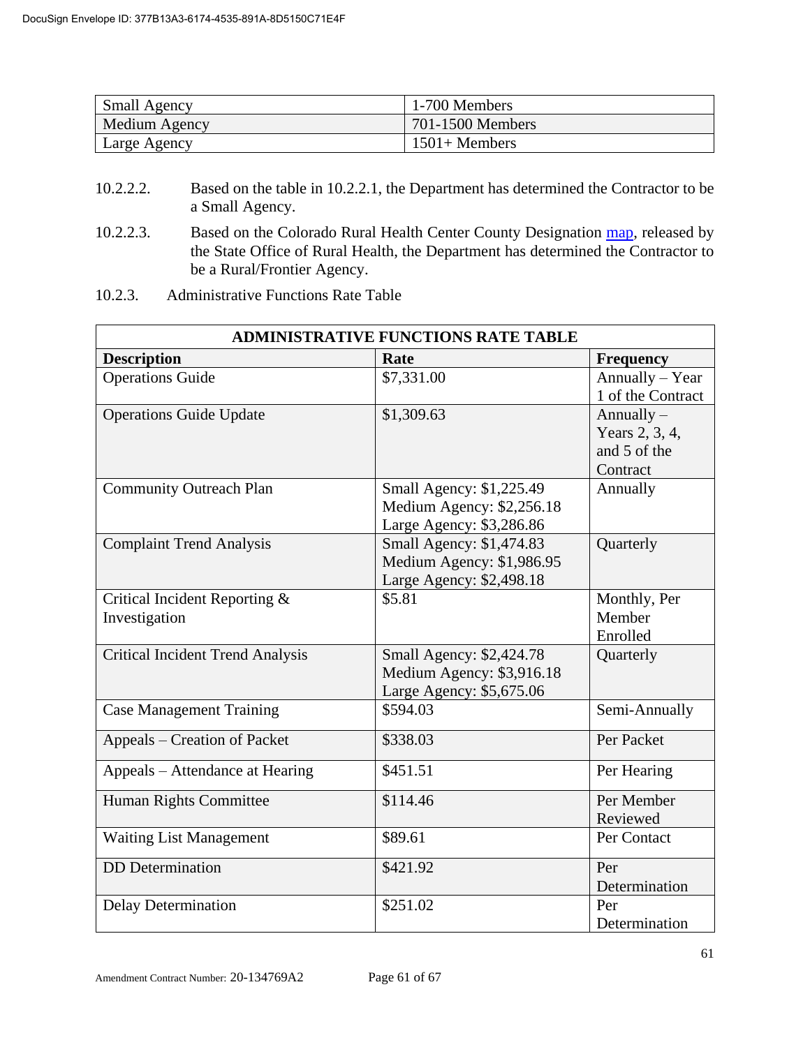| Small Agency | 1-700 Members |
|---|---|
| Medium Agency | 701-1500 Members |
| Large Agency | 1501+ Members |

10.2.2.2. Based on the table in 10.2.2.1, the Department has determined the Contractor to be a Small Agency.

10.2.2.3. Based on the Colorado Rural Health Center County Designation map, released by the State Office of Rural Health, the Department has determined the Contractor to be a Rural/Frontier Agency.

10.2.3. Administrative Functions Rate Table

| ADMINISTRATIVE FUNCTIONS RATE TABLE | | |
|---|---|---|
| **Description** | **Rate** | **Frequency** |
| Operations Guide | $7,331.00 | Annually – Year 1 of the Contract |
| Operations Guide Update | $1,309.63 | Annually – Years 2, 3, 4, and 5 of the Contract |
| Community Outreach Plan | Small Agency: $1,225.49<br>Medium Agency: $2,256.18<br>Large Agency: $3,286.86 | Annually |
| Complaint Trend Analysis | Small Agency: $1,474.83<br>Medium Agency: $1,986.95<br>Large Agency: $2,498.18 | Quarterly |
| Critical Incident Reporting & Investigation | $5.81 | Monthly, Per Member Enrolled |
| Critical Incident Trend Analysis | Small Agency: $2,424.78<br>Medium Agency: $3,916.18<br>Large Agency: $5,675.06 | Quarterly |
| Case Management Training | $594.03 | Semi-Annually |
| Appeals – Creation of Packet | $338.03 | Per Packet |
| Appeals – Attendance at Hearing | $451.51 | Per Hearing |
| Human Rights Committee | $114.46 | Per Member Reviewed |
| Waiting List Management | $89.61 | Per Contact |
| DD Determination | $421.92 | Per Determination |
| Delay Determination | $251.02 | Per Determination |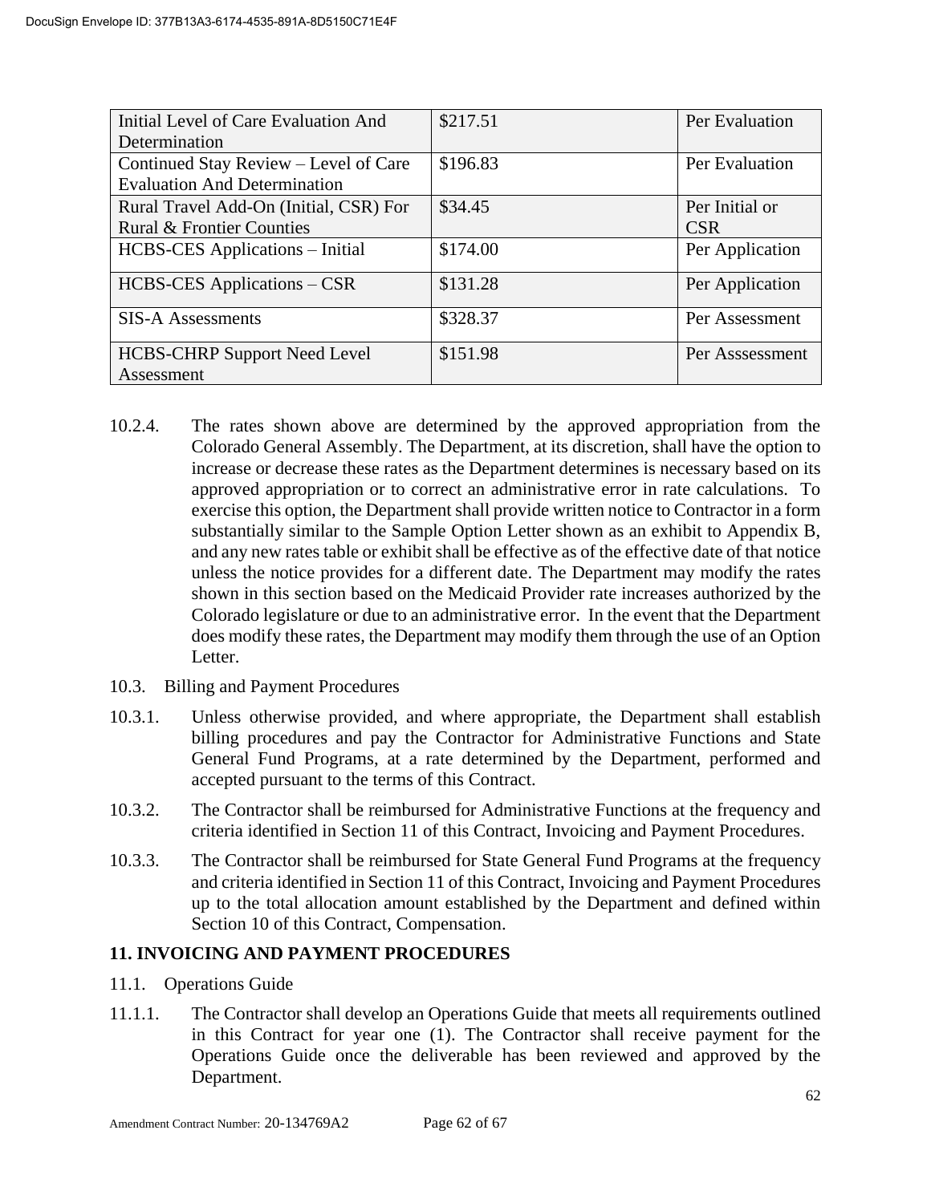| Initial Level of Care Evaluation And Determination | $217.51 | Per Evaluation |
|---|---|---|
| Continued Stay Review – Level of Care Evaluation And Determination | $196.83 | Per Evaluation |
| Rural Travel Add-On (Initial, CSR) For Rural & Frontier Counties | $34.45 | Per Initial or CSR |
| HCBS-CES Applications – Initial | $174.00 | Per Application |
| HCBS-CES Applications – CSR | $131.28 | Per Application |
| SIS-A Assessments | $328.37 | Per Assessment |
| HCBS-CHRP Support Need Level Assessment | $151.98 | Per Asssessment |

10.2.4. The rates shown above are determined by the approved appropriation from the Colorado General Assembly. The Department, at its discretion, shall have the option to increase or decrease these rates as the Department determines is necessary based on its approved appropriation or to correct an administrative error in rate calculations. To exercise this option, the Department shall provide written notice to Contractor in a form substantially similar to the Sample Option Letter shown as an exhibit to Appendix B, and any new rates table or exhibit shall be effective as of the effective date of that notice unless the notice provides for a different date. The Department may modify the rates shown in this section based on the Medicaid Provider rate increases authorized by the Colorado legislature or due to an administrative error. In the event that the Department does modify these rates, the Department may modify them through the use of an Option Letter.

10.3. Billing and Payment Procedures

10.3.1. Unless otherwise provided, and where appropriate, the Department shall establish billing procedures and pay the Contractor for Administrative Functions and State General Fund Programs, at a rate determined by the Department, performed and accepted pursuant to the terms of this Contract.

10.3.2. The Contractor shall be reimbursed for Administrative Functions at the frequency and criteria identified in Section 11 of this Contract, Invoicing and Payment Procedures.

10.3.3. The Contractor shall be reimbursed for State General Fund Programs at the frequency and criteria identified in Section 11 of this Contract, Invoicing and Payment Procedures up to the total allocation amount established by the Department and defined within Section 10 of this Contract, Compensation.

## 11. INVOICING AND PAYMENT PROCEDURES

11.1. Operations Guide

11.1.1. The Contractor shall develop an Operations Guide that meets all requirements outlined in this Contract for year one (1). The Contractor shall receive payment for the Operations Guide once the deliverable has been reviewed and approved by the Department.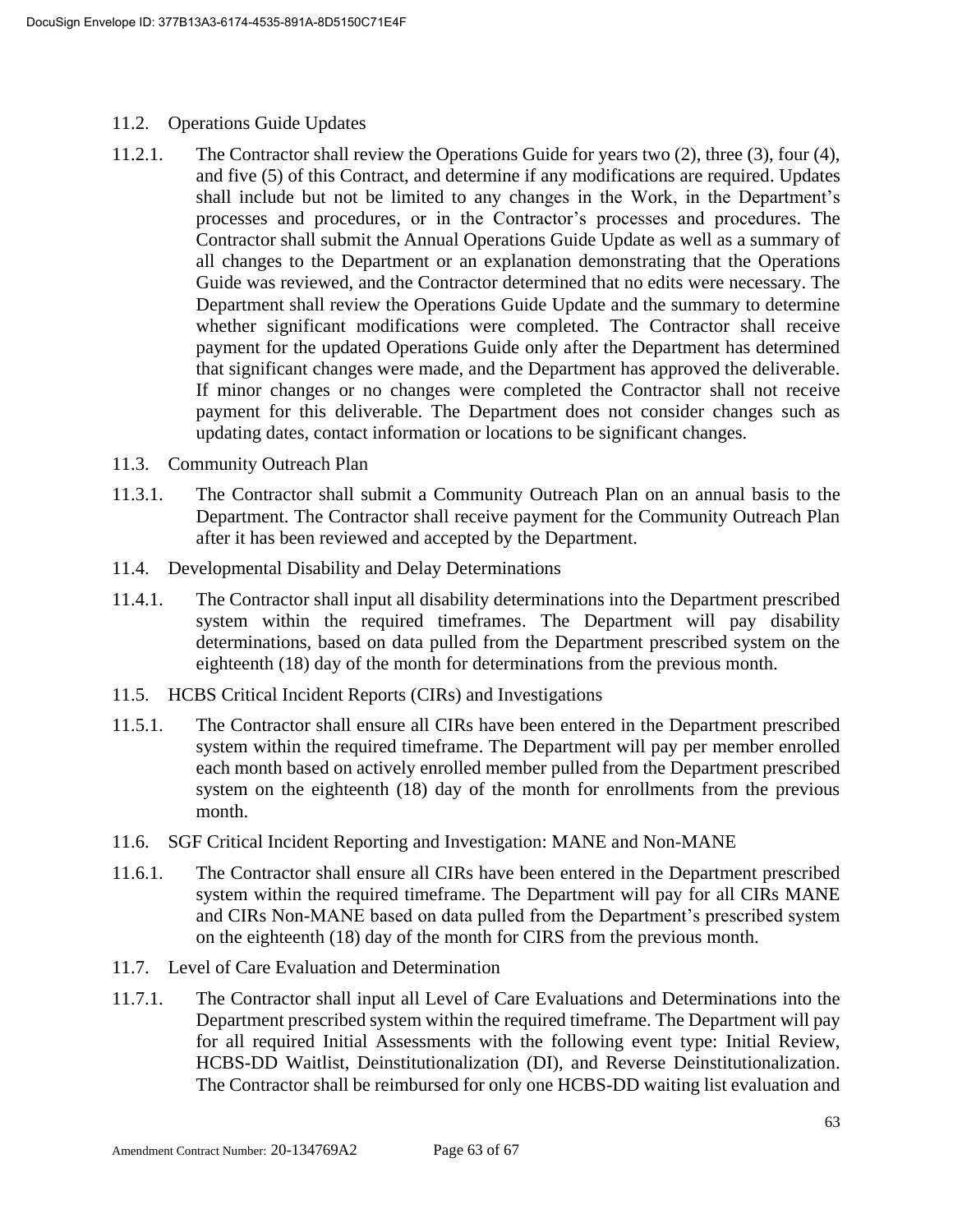### 11.2. Operations Guide Updates

11.2.1. The Contractor shall review the Operations Guide for years two (2), three (3), four (4), and five (5) of this Contract, and determine if any modifications are required. Updates shall include but not be limited to any changes in the Work, in the Department's processes and procedures, or in the Contractor's processes and procedures. The Contractor shall submit the Annual Operations Guide Update as well as a summary of all changes to the Department or an explanation demonstrating that the Operations Guide was reviewed, and the Contractor determined that no edits were necessary. The Department shall review the Operations Guide Update and the summary to determine whether significant modifications were completed. The Contractor shall receive payment for the updated Operations Guide only after the Department has determined that significant changes were made, and the Department has approved the deliverable. If minor changes or no changes were completed the Contractor shall not receive payment for this deliverable. The Department does not consider changes such as updating dates, contact information or locations to be significant changes.

### 11.3. Community Outreach Plan

11.3.1. The Contractor shall submit a Community Outreach Plan on an annual basis to the Department. The Contractor shall receive payment for the Community Outreach Plan after it has been reviewed and accepted by the Department.

### 11.4. Developmental Disability and Delay Determinations

11.4.1. The Contractor shall input all disability determinations into the Department prescribed system within the required timeframes. The Department will pay disability determinations, based on data pulled from the Department prescribed system on the eighteenth (18) day of the month for determinations from the previous month.

### 11.5. HCBS Critical Incident Reports (CIRs) and Investigations

11.5.1. The Contractor shall ensure all CIRs have been entered in the Department prescribed system within the required timeframe. The Department will pay per member enrolled each month based on actively enrolled member pulled from the Department prescribed system on the eighteenth (18) day of the month for enrollments from the previous month.

### 11.6. SGF Critical Incident Reporting and Investigation: MANE and Non-MANE

11.6.1. The Contractor shall ensure all CIRs have been entered in the Department prescribed system within the required timeframe. The Department will pay for all CIRs MANE and CIRs Non-MANE based on data pulled from the Department's prescribed system on the eighteenth (18) day of the month for CIRS from the previous month.

### 11.7. Level of Care Evaluation and Determination

11.7.1. The Contractor shall input all Level of Care Evaluations and Determinations into the Department prescribed system within the required timeframe. The Department will pay for all required Initial Assessments with the following event type: Initial Review, HCBS-DD Waitlist, Deinstitutionalization (DI), and Reverse Deinstitutionalization. The Contractor shall be reimbursed for only one HCBS-DD waiting list evaluation and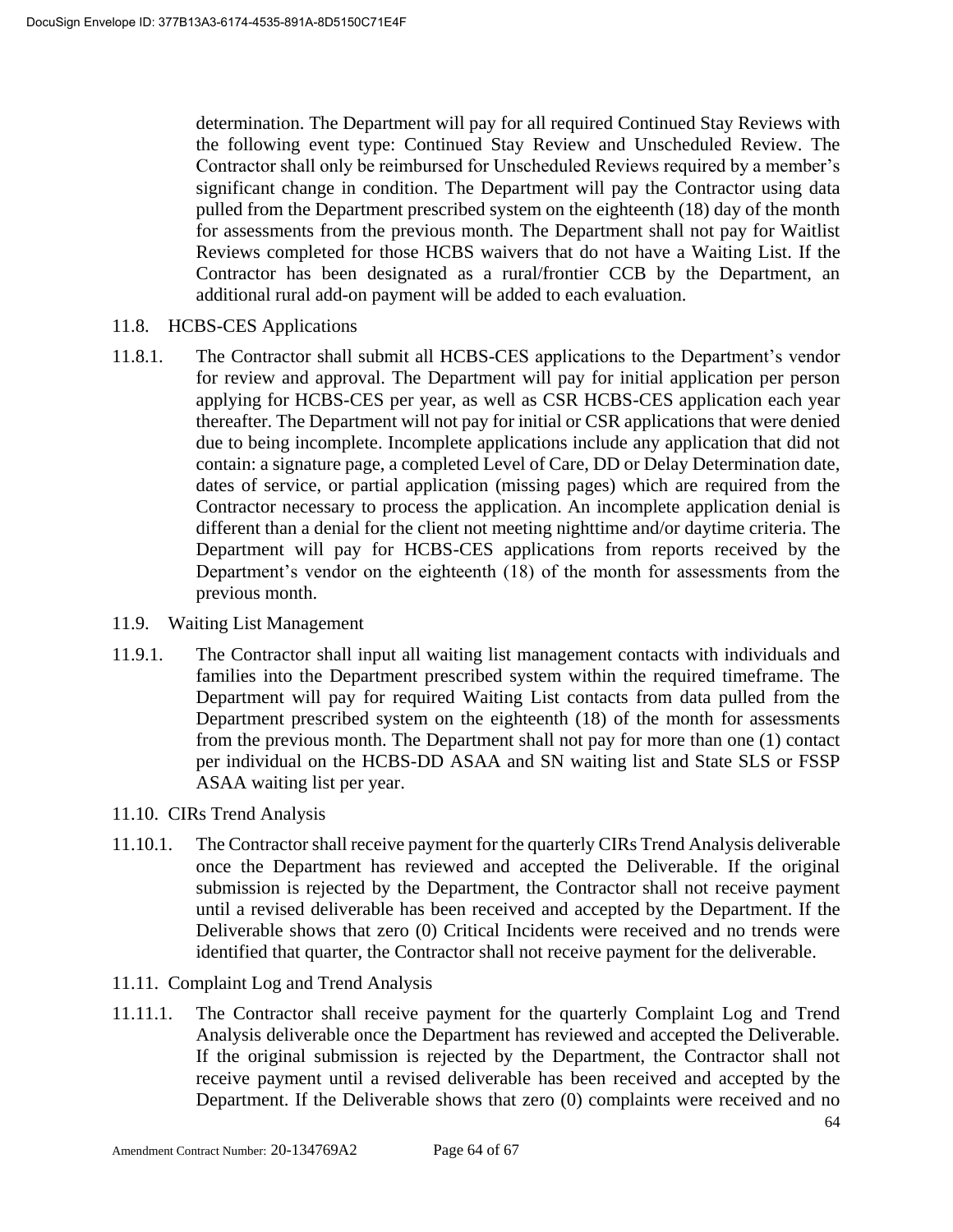determination. The Department will pay for all required Continued Stay Reviews with the following event type: Continued Stay Review and Unscheduled Review. The Contractor shall only be reimbursed for Unscheduled Reviews required by a member's significant change in condition. The Department will pay the Contractor using data pulled from the Department prescribed system on the eighteenth (18) day of the month for assessments from the previous month. The Department shall not pay for Waitlist Reviews completed for those HCBS waivers that do not have a Waiting List. If the Contractor has been designated as a rural/frontier CCB by the Department, an additional rural add-on payment will be added to each evaluation.

11.8. HCBS-CES Applications

11.8.1. The Contractor shall submit all HCBS-CES applications to the Department's vendor for review and approval. The Department will pay for initial application per person applying for HCBS-CES per year, as well as CSR HCBS-CES application each year thereafter. The Department will not pay for initial or CSR applications that were denied due to being incomplete. Incomplete applications include any application that did not contain: a signature page, a completed Level of Care, DD or Delay Determination date, dates of service, or partial application (missing pages) which are required from the Contractor necessary to process the application. An incomplete application denial is different than a denial for the client not meeting nighttime and/or daytime criteria. The Department will pay for HCBS-CES applications from reports received by the Department's vendor on the eighteenth (18) of the month for assessments from the previous month.

11.9. Waiting List Management

11.9.1. The Contractor shall input all waiting list management contacts with individuals and families into the Department prescribed system within the required timeframe. The Department will pay for required Waiting List contacts from data pulled from the Department prescribed system on the eighteenth (18) of the month for assessments from the previous month. The Department shall not pay for more than one (1) contact per individual on the HCBS-DD ASAA and SN waiting list and State SLS or FSSP ASAA waiting list per year.

11.10. CIRs Trend Analysis

11.10.1. The Contractor shall receive payment for the quarterly CIRs Trend Analysis deliverable once the Department has reviewed and accepted the Deliverable. If the original submission is rejected by the Department, the Contractor shall not receive payment until a revised deliverable has been received and accepted by the Department. If the Deliverable shows that zero (0) Critical Incidents were received and no trends were identified that quarter, the Contractor shall not receive payment for the deliverable.

11.11. Complaint Log and Trend Analysis

11.11.1. The Contractor shall receive payment for the quarterly Complaint Log and Trend Analysis deliverable once the Department has reviewed and accepted the Deliverable. If the original submission is rejected by the Department, the Contractor shall not receive payment until a revised deliverable has been received and accepted by the Department. If the Deliverable shows that zero (0) complaints were received and no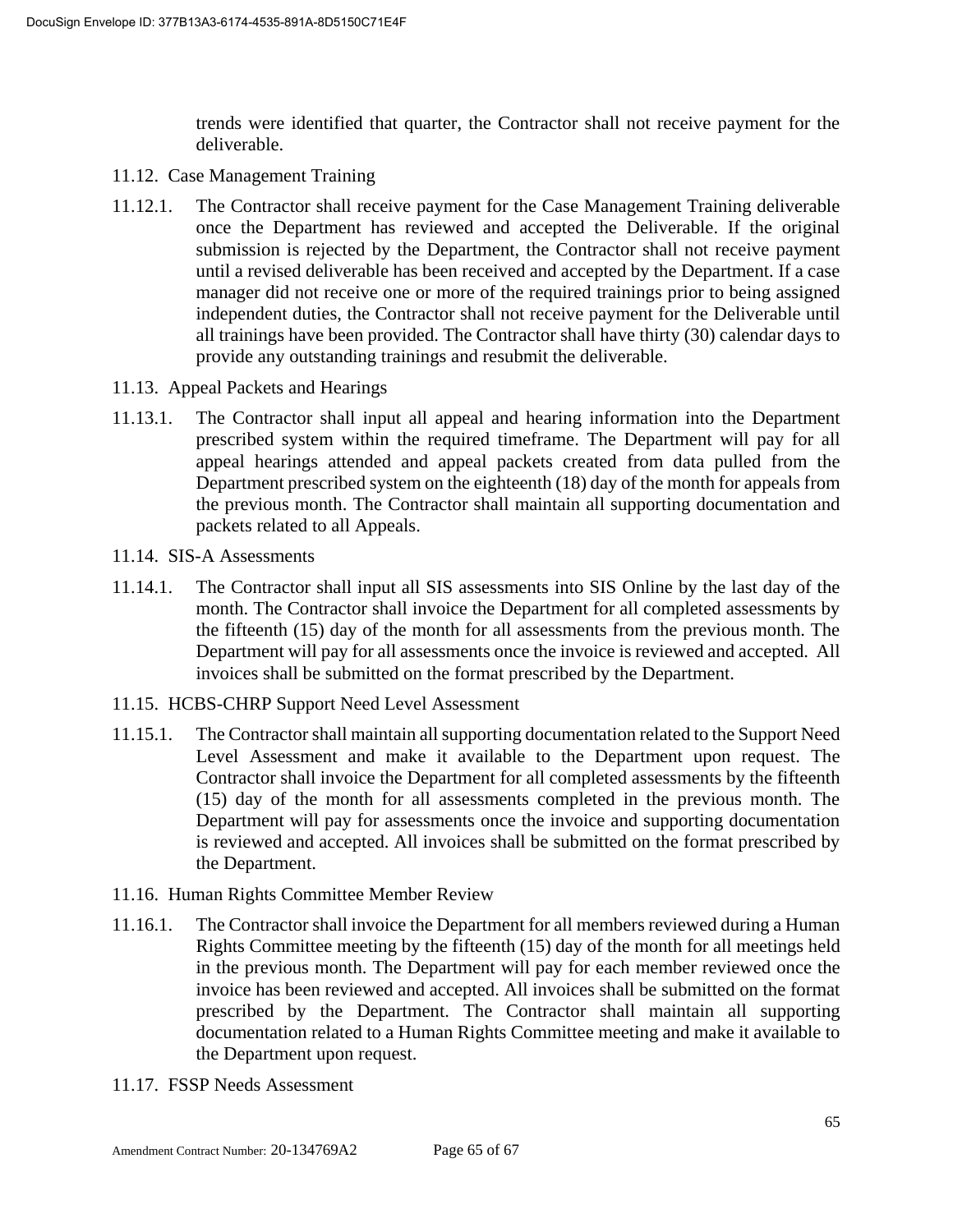trends were identified that quarter, the Contractor shall not receive payment for the deliverable.

11.12. Case Management Training

11.12.1. The Contractor shall receive payment for the Case Management Training deliverable once the Department has reviewed and accepted the Deliverable. If the original submission is rejected by the Department, the Contractor shall not receive payment until a revised deliverable has been received and accepted by the Department. If a case manager did not receive one or more of the required trainings prior to being assigned independent duties, the Contractor shall not receive payment for the Deliverable until all trainings have been provided. The Contractor shall have thirty (30) calendar days to provide any outstanding trainings and resubmit the deliverable.

11.13. Appeal Packets and Hearings

11.13.1. The Contractor shall input all appeal and hearing information into the Department prescribed system within the required timeframe. The Department will pay for all appeal hearings attended and appeal packets created from data pulled from the Department prescribed system on the eighteenth (18) day of the month for appeals from the previous month. The Contractor shall maintain all supporting documentation and packets related to all Appeals.

11.14. SIS-A Assessments

11.14.1. The Contractor shall input all SIS assessments into SIS Online by the last day of the month. The Contractor shall invoice the Department for all completed assessments by the fifteenth (15) day of the month for all assessments from the previous month. The Department will pay for all assessments once the invoice is reviewed and accepted. All invoices shall be submitted on the format prescribed by the Department.

11.15. HCBS-CHRP Support Need Level Assessment

11.15.1. The Contractor shall maintain all supporting documentation related to the Support Need Level Assessment and make it available to the Department upon request. The Contractor shall invoice the Department for all completed assessments by the fifteenth (15) day of the month for all assessments completed in the previous month. The Department will pay for assessments once the invoice and supporting documentation is reviewed and accepted. All invoices shall be submitted on the format prescribed by the Department.

11.16. Human Rights Committee Member Review

11.16.1. The Contractor shall invoice the Department for all members reviewed during a Human Rights Committee meeting by the fifteenth (15) day of the month for all meetings held in the previous month. The Department will pay for each member reviewed once the invoice has been reviewed and accepted. All invoices shall be submitted on the format prescribed by the Department. The Contractor shall maintain all supporting documentation related to a Human Rights Committee meeting and make it available to the Department upon request.

11.17. FSSP Needs Assessment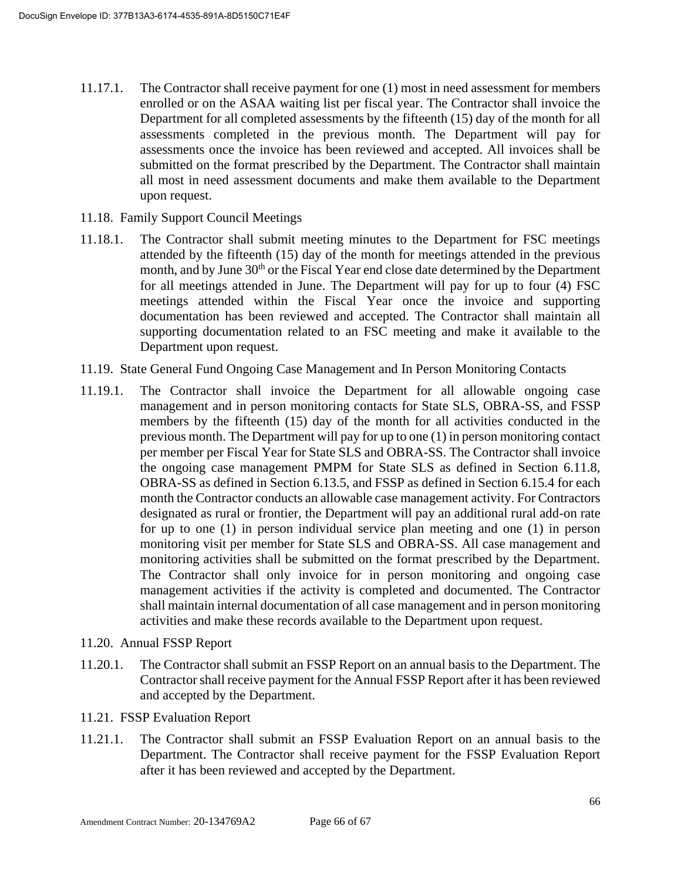11.17.1. The Contractor shall receive payment for one (1) most in need assessment for members enrolled or on the ASAA waiting list per fiscal year. The Contractor shall invoice the Department for all completed assessments by the fifteenth (15) day of the month for all assessments completed in the previous month. The Department will pay for assessments once the invoice has been reviewed and accepted. All invoices shall be submitted on the format prescribed by the Department. The Contractor shall maintain all most in need assessment documents and make them available to the Department upon request.

11.18. Family Support Council Meetings

11.18.1. The Contractor shall submit meeting minutes to the Department for FSC meetings attended by the fifteenth (15) day of the month for meetings attended in the previous month, and by June 30th or the Fiscal Year end close date determined by the Department for all meetings attended in June. The Department will pay for up to four (4) FSC meetings attended within the Fiscal Year once the invoice and supporting documentation has been reviewed and accepted. The Contractor shall maintain all supporting documentation related to an FSC meeting and make it available to the Department upon request.

11.19. State General Fund Ongoing Case Management and In Person Monitoring Contacts

11.19.1. The Contractor shall invoice the Department for all allowable ongoing case management and in person monitoring contacts for State SLS, OBRA-SS, and FSSP members by the fifteenth (15) day of the month for all activities conducted in the previous month. The Department will pay for up to one (1) in person monitoring contact per member per Fiscal Year for State SLS and OBRA-SS. The Contractor shall invoice the ongoing case management PMPM for State SLS as defined in Section 6.11.8, OBRA-SS as defined in Section 6.13.5, and FSSP as defined in Section 6.15.4 for each month the Contractor conducts an allowable case management activity. For Contractors designated as rural or frontier, the Department will pay an additional rural add-on rate for up to one (1) in person individual service plan meeting and one (1) in person monitoring visit per member for State SLS and OBRA-SS. All case management and monitoring activities shall be submitted on the format prescribed by the Department. The Contractor shall only invoice for in person monitoring and ongoing case management activities if the activity is completed and documented. The Contractor shall maintain internal documentation of all case management and in person monitoring activities and make these records available to the Department upon request.

11.20. Annual FSSP Report

11.20.1. The Contractor shall submit an FSSP Report on an annual basis to the Department. The Contractor shall receive payment for the Annual FSSP Report after it has been reviewed and accepted by the Department.

11.21. FSSP Evaluation Report

11.21.1. The Contractor shall submit an FSSP Evaluation Report on an annual basis to the Department. The Contractor shall receive payment for the FSSP Evaluation Report after it has been reviewed and accepted by the Department.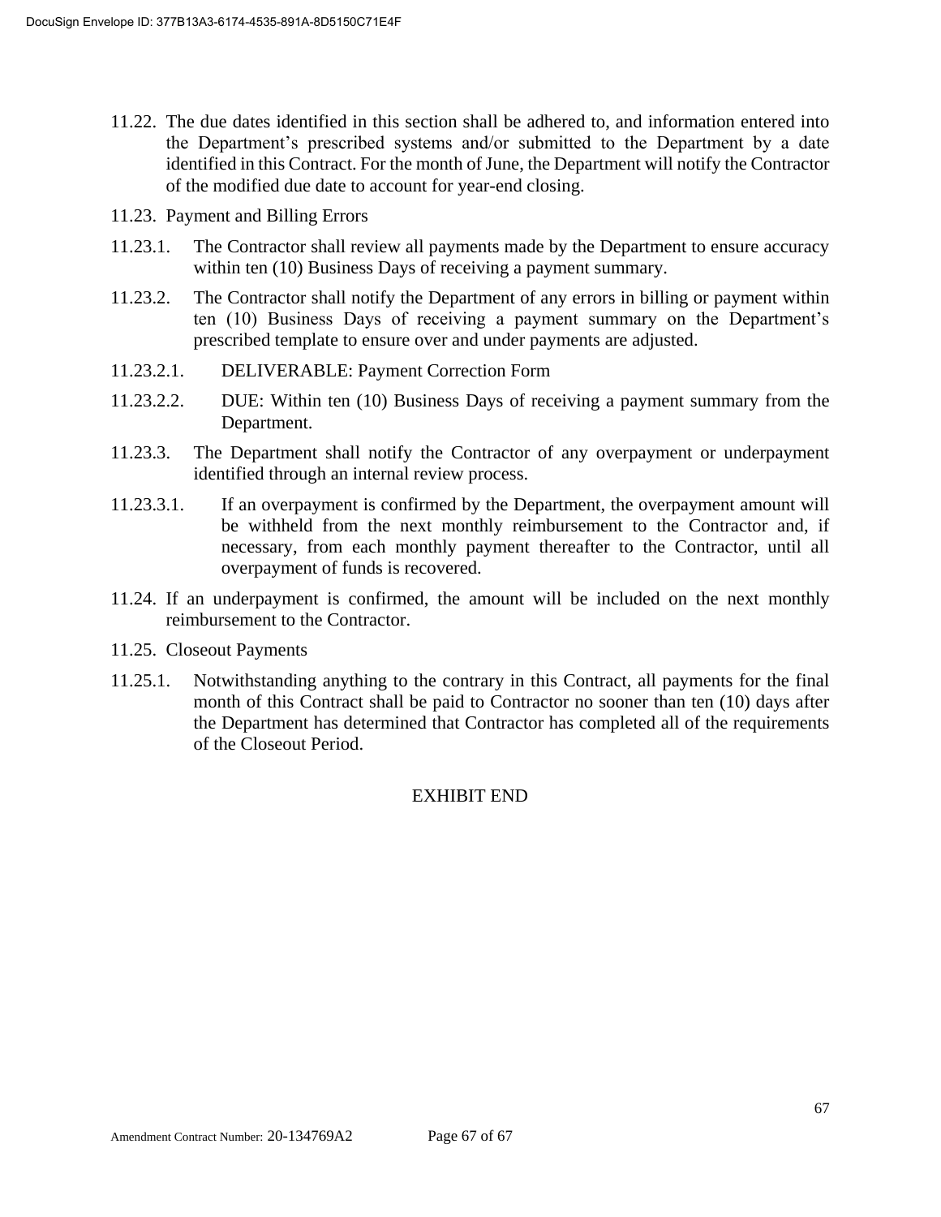11.22. The due dates identified in this section shall be adhered to, and information entered into the Department's prescribed systems and/or submitted to the Department by a date identified in this Contract. For the month of June, the Department will notify the Contractor of the modified due date to account for year-end closing.

11.23. Payment and Billing Errors

11.23.1. The Contractor shall review all payments made by the Department to ensure accuracy within ten (10) Business Days of receiving a payment summary.

11.23.2. The Contractor shall notify the Department of any errors in billing or payment within ten (10) Business Days of receiving a payment summary on the Department's prescribed template to ensure over and under payments are adjusted.

11.23.2.1. DELIVERABLE: Payment Correction Form

11.23.2.2. DUE: Within ten (10) Business Days of receiving a payment summary from the Department.

11.23.3. The Department shall notify the Contractor of any overpayment or underpayment identified through an internal review process.

11.23.3.1. If an overpayment is confirmed by the Department, the overpayment amount will be withheld from the next monthly reimbursement to the Contractor and, if necessary, from each monthly payment thereafter to the Contractor, until all overpayment of funds is recovered.

11.24. If an underpayment is confirmed, the amount will be included on the next monthly reimbursement to the Contractor.

11.25. Closeout Payments

11.25.1. Notwithstanding anything to the contrary in this Contract, all payments for the final month of this Contract shall be paid to Contractor no sooner than ten (10) days after the Department has determined that Contractor has completed all of the requirements of the Closeout Period.

EXHIBIT END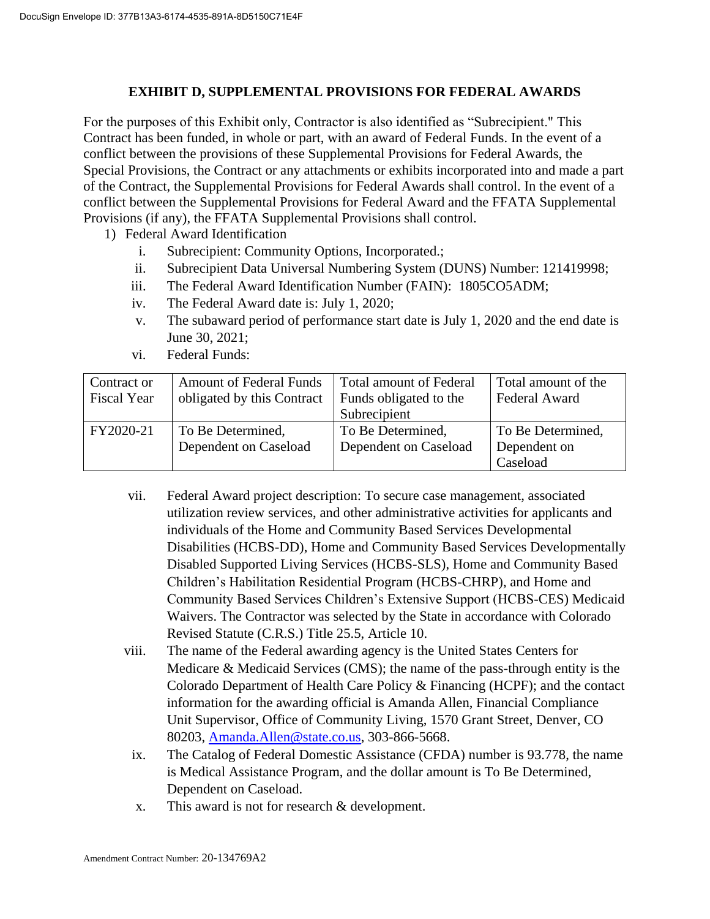## EXHIBIT D, SUPPLEMENTAL PROVISIONS FOR FEDERAL AWARDS

For the purposes of this Exhibit only, Contractor is also identified as "Subrecipient." This Contract has been funded, in whole or part, with an award of Federal Funds. In the event of a conflict between the provisions of these Supplemental Provisions for Federal Awards, the Special Provisions, the Contract or any attachments or exhibits incorporated into and made a part of the Contract, the Supplemental Provisions for Federal Awards shall control. In the event of a conflict between the Supplemental Provisions for Federal Award and the FFATA Supplemental Provisions (if any), the FFATA Supplemental Provisions shall control.

1) Federal Award Identification
   i. Subrecipient: Community Options, Incorporated.;
   ii. Subrecipient Data Universal Numbering System (DUNS) Number: 121419998;
   iii. The Federal Award Identification Number (FAIN): 1805CO5ADM;
   iv. The Federal Award date is: July 1, 2020;
   v. The subaward period of performance start date is July 1, 2020 and the end date is June 30, 2021;
   vi. Federal Funds:

| Contract or Fiscal Year | Amount of Federal Funds obligated by this Contract | Total amount of Federal Funds obligated to the Subrecipient | Total amount of the Federal Award |
|---|---|---|---|
| FY2020-21 | To Be Determined, Dependent on Caseload | To Be Determined, Dependent on Caseload | To Be Determined, Dependent on Caseload |

   vii. Federal Award project description: To secure case management, associated utilization review services, and other administrative activities for applicants and individuals of the Home and Community Based Services Developmental Disabilities (HCBS-DD), Home and Community Based Services Developmentally Disabled Supported Living Services (HCBS-SLS), Home and Community Based Children's Habilitation Residential Program (HCBS-CHRP), and Home and Community Based Services Children's Extensive Support (HCBS-CES) Medicaid Waivers. The Contractor was selected by the State in accordance with Colorado Revised Statute (C.R.S.) Title 25.5, Article 10.
   viii. The name of the Federal awarding agency is the United States Centers for Medicare & Medicaid Services (CMS); the name of the pass-through entity is the Colorado Department of Health Care Policy & Financing (HCPF); and the contact information for the awarding official is Amanda Allen, Financial Compliance Unit Supervisor, Office of Community Living, 1570 Grant Street, Denver, CO 80203, Amanda.Allen@state.co.us, 303-866-5668.
   ix. The Catalog of Federal Domestic Assistance (CFDA) number is 93.778, the name is Medical Assistance Program, and the dollar amount is To Be Determined, Dependent on Caseload.
   x. This award is not for research & development.

Amendment Contract Number: 20-134769A2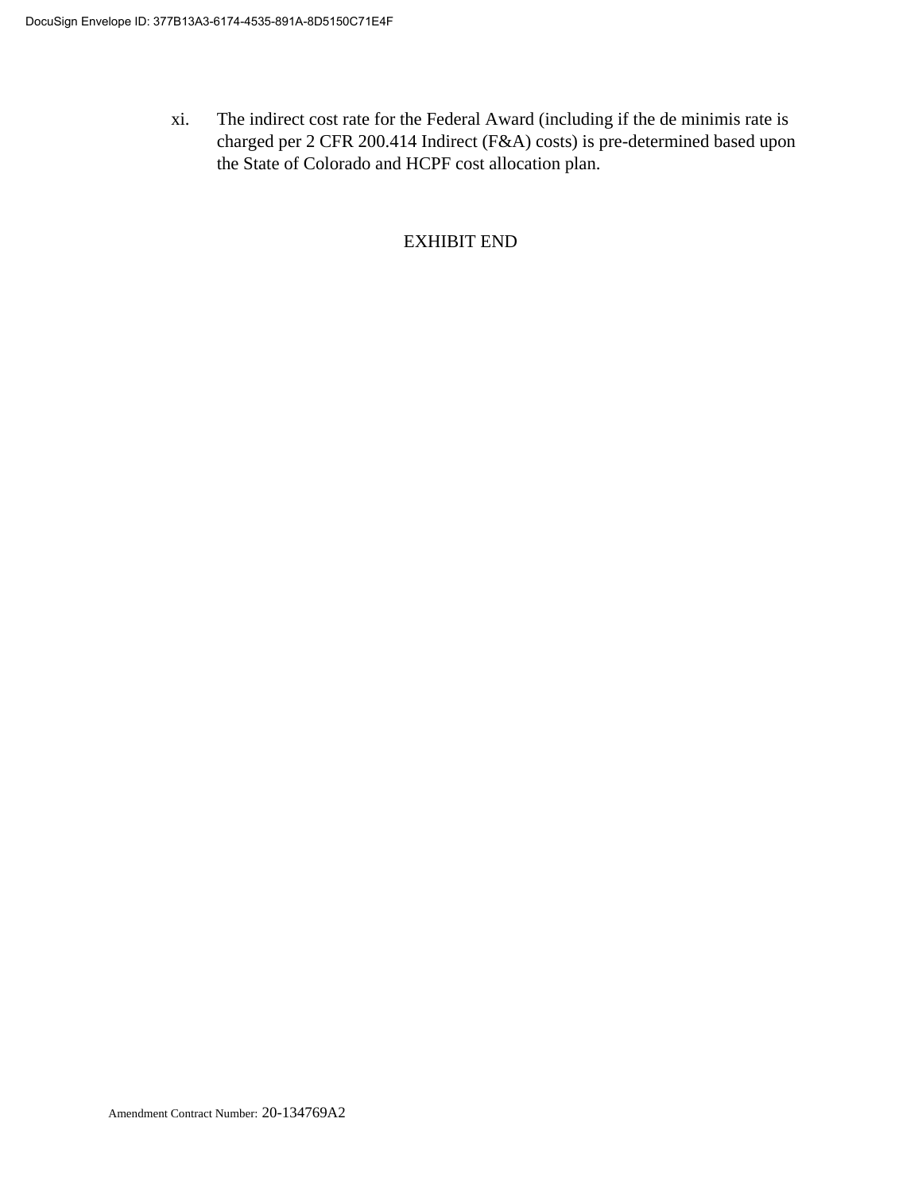xi. The indirect cost rate for the Federal Award (including if the de minimis rate is charged per 2 CFR 200.414 Indirect (F&A) costs) is pre-determined based upon the State of Colorado and HCPF cost allocation plan.

EXHIBIT END